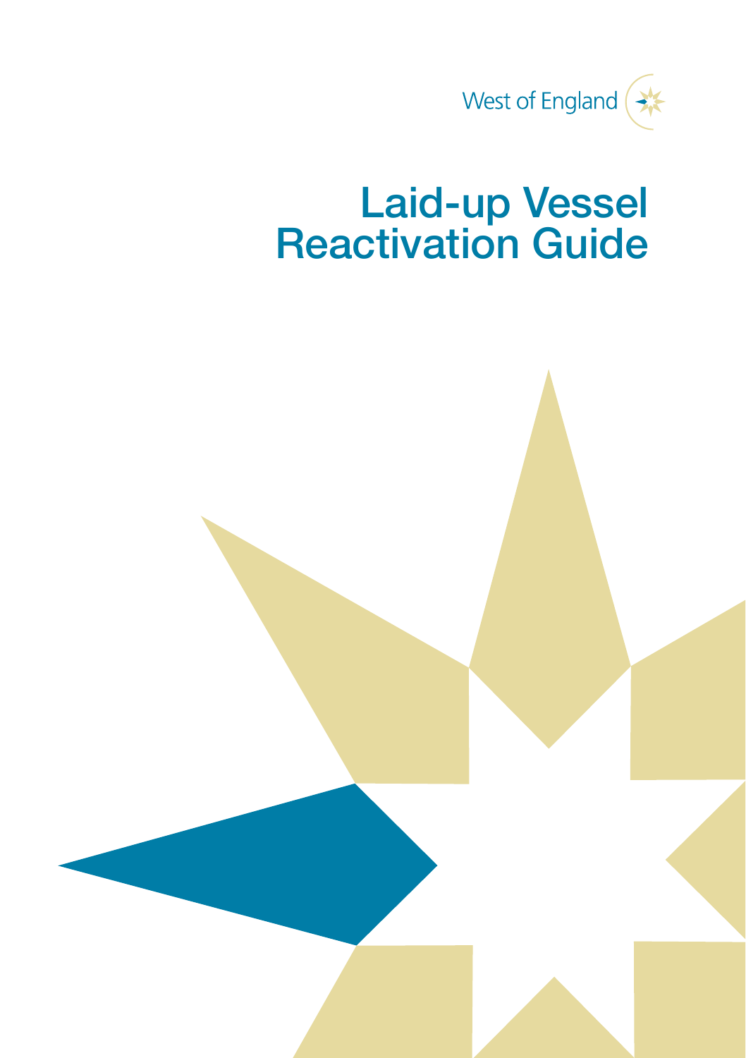West of England

# Laid-up Vessel Reactivation Guide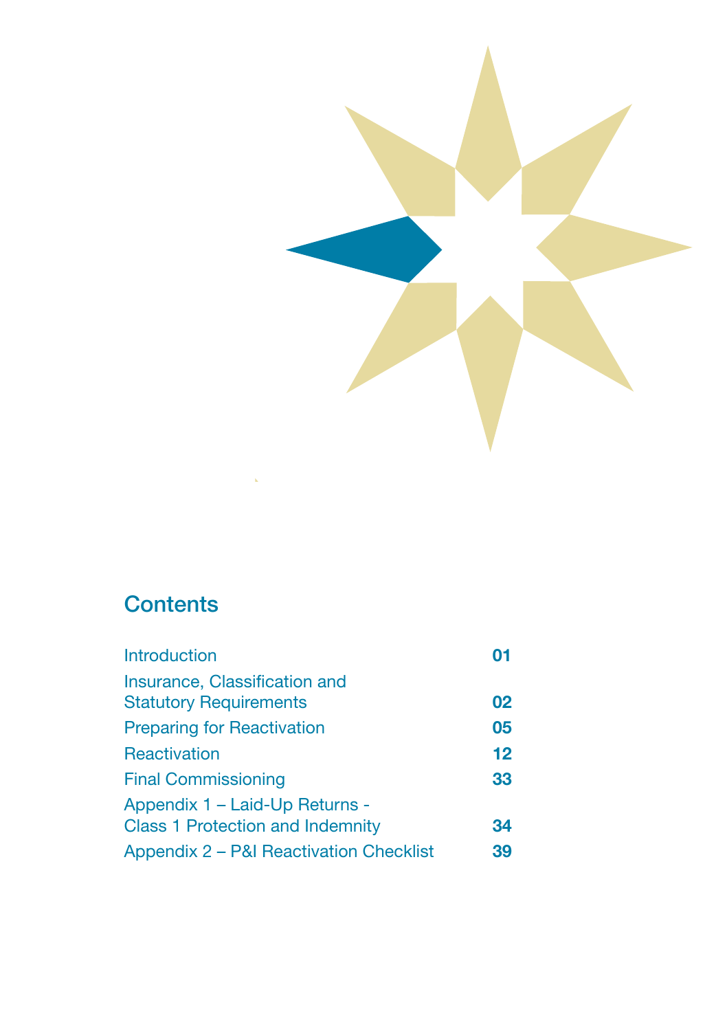## Contents

| | |
|---|---|
| Introduction | **01** |
| Insurance, Classification and Statutory Requirements | **02** |
| Preparing for Reactivation | **05** |
| Reactivation | **12** |
| Final Commissioning | **33** |
| Appendix 1 – Laid-Up Returns - Class 1 Protection and Indemnity | **34** |
| Appendix 2 – P&I Reactivation Checklist | **39** |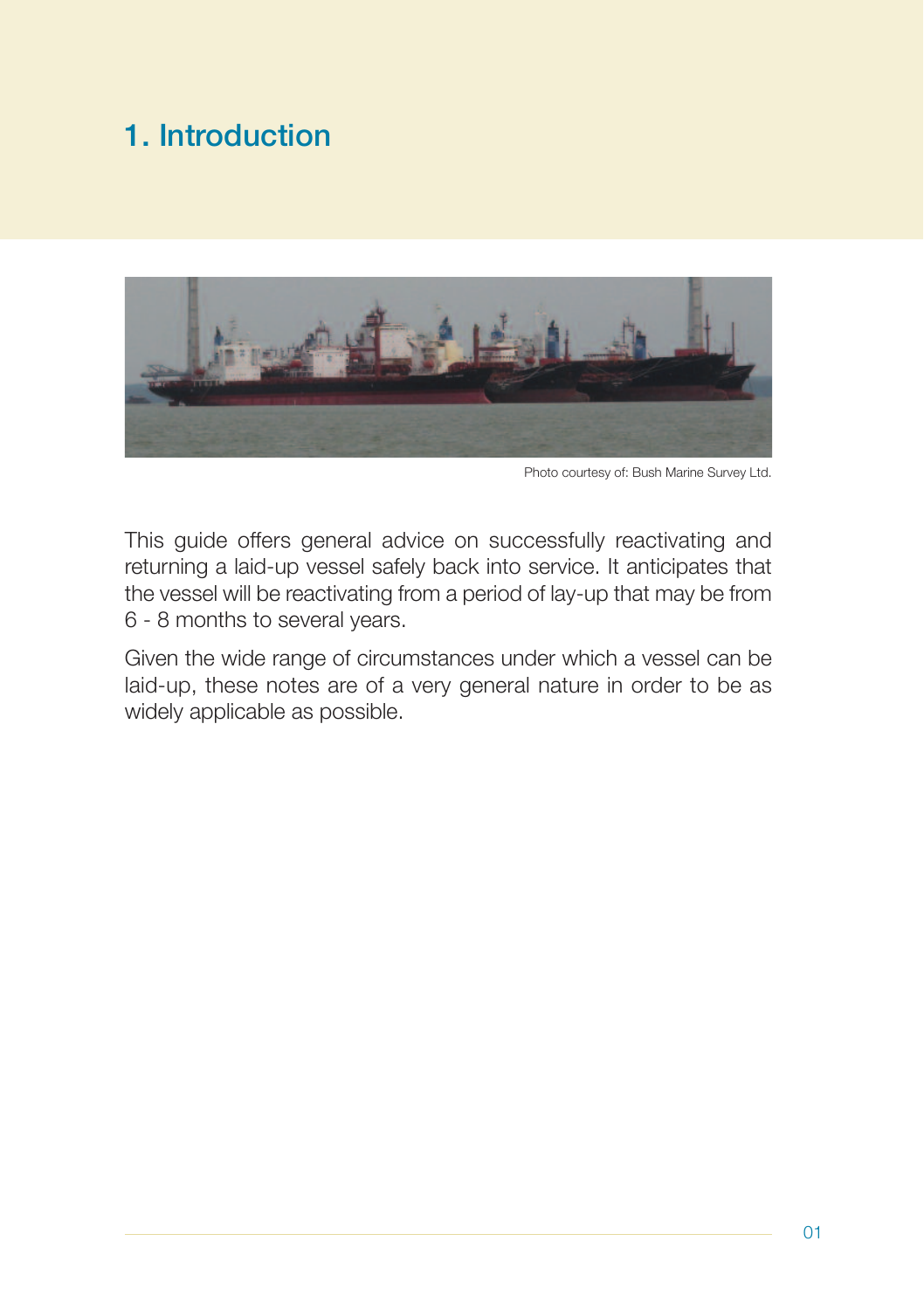# 1. Introduction

Photo courtesy of: Bush Marine Survey Ltd.

This guide offers general advice on successfully reactivating and returning a laid-up vessel safely back into service. It anticipates that the vessel will be reactivating from a period of lay-up that may be from 6 - 8 months to several years.

Given the wide range of circumstances under which a vessel can be laid-up, these notes are of a very general nature in order to be as widely applicable as possible.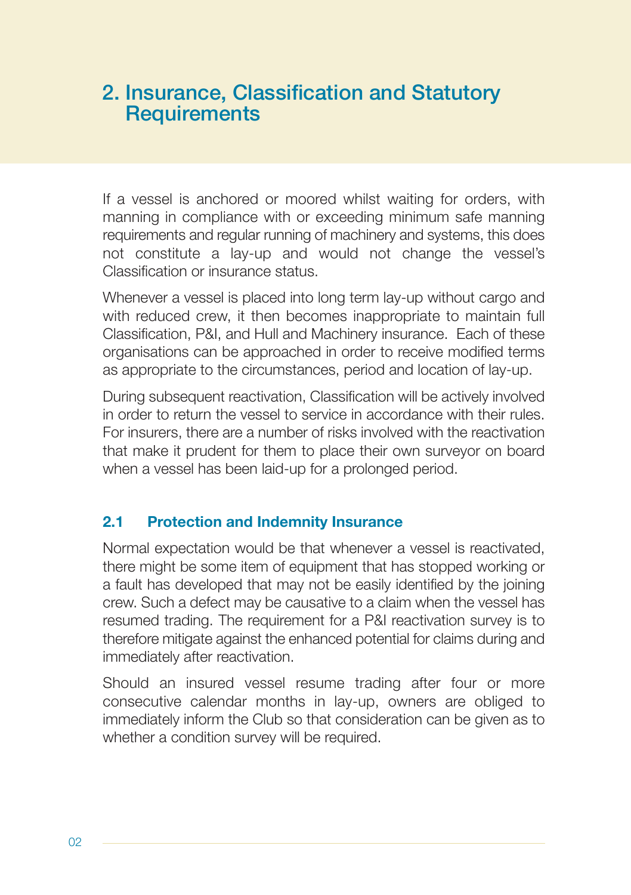# 2. Insurance, Classification and Statutory Requirements

If a vessel is anchored or moored whilst waiting for orders, with manning in compliance with or exceeding minimum safe manning requirements and regular running of machinery and systems, this does not constitute a lay-up and would not change the vessel's Classification or insurance status.

Whenever a vessel is placed into long term lay-up without cargo and with reduced crew, it then becomes inappropriate to maintain full Classification, P&I, and Hull and Machinery insurance. Each of these organisations can be approached in order to receive modified terms as appropriate to the circumstances, period and location of lay-up.

During subsequent reactivation, Classification will be actively involved in order to return the vessel to service in accordance with their rules. For insurers, there are a number of risks involved with the reactivation that make it prudent for them to place their own surveyor on board when a vessel has been laid-up for a prolonged period.

## 2.1 Protection and Indemnity Insurance

Normal expectation would be that whenever a vessel is reactivated, there might be some item of equipment that has stopped working or a fault has developed that may not be easily identified by the joining crew. Such a defect may be causative to a claim when the vessel has resumed trading. The requirement for a P&I reactivation survey is to therefore mitigate against the enhanced potential for claims during and immediately after reactivation.

Should an insured vessel resume trading after four or more consecutive calendar months in lay-up, owners are obliged to immediately inform the Club so that consideration can be given as to whether a condition survey will be required.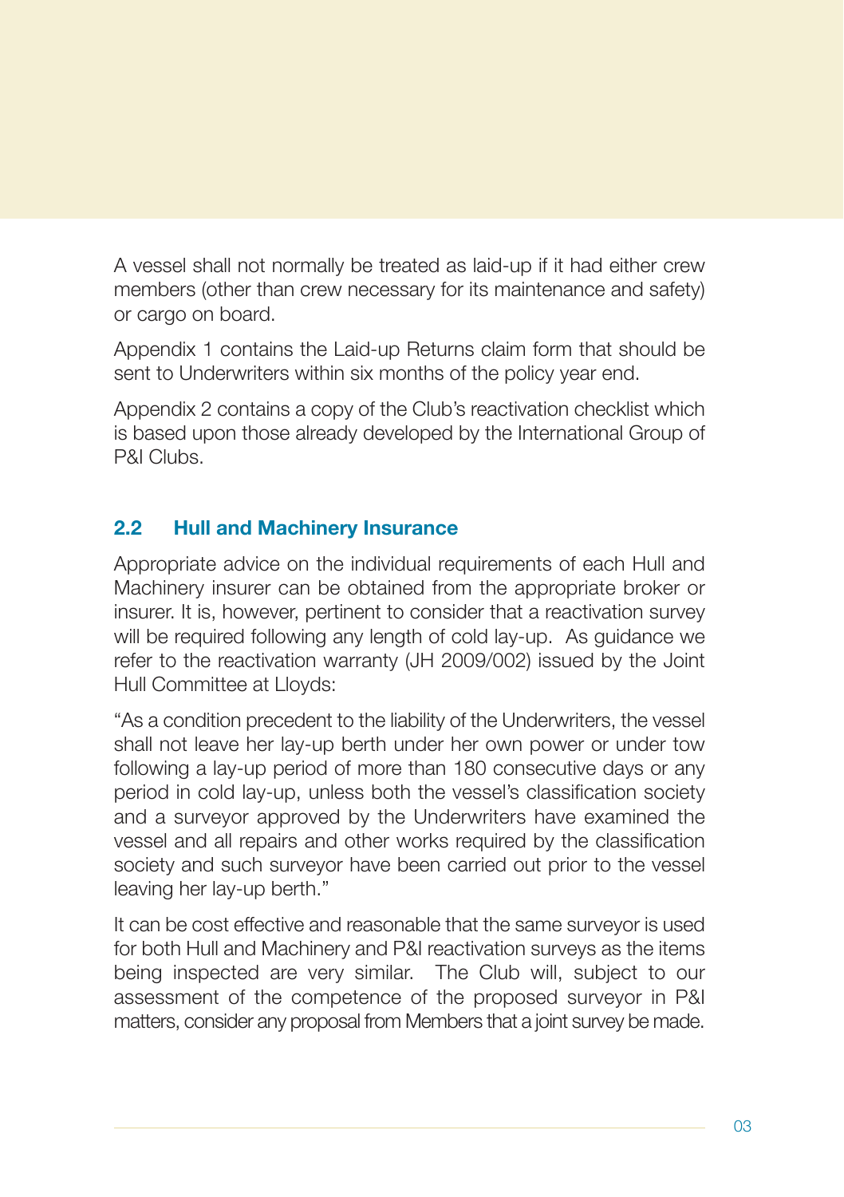A vessel shall not normally be treated as laid-up if it had either crew members (other than crew necessary for its maintenance and safety) or cargo on board.

Appendix 1 contains the Laid-up Returns claim form that should be sent to Underwriters within six months of the policy year end.

Appendix 2 contains a copy of the Club's reactivation checklist which is based upon those already developed by the International Group of P&I Clubs.

## 2.2 Hull and Machinery Insurance

Appropriate advice on the individual requirements of each Hull and Machinery insurer can be obtained from the appropriate broker or insurer. It is, however, pertinent to consider that a reactivation survey will be required following any length of cold lay-up. As guidance we refer to the reactivation warranty (JH 2009/002) issued by the Joint Hull Committee at Lloyds:

"As a condition precedent to the liability of the Underwriters, the vessel shall not leave her lay-up berth under her own power or under tow following a lay-up period of more than 180 consecutive days or any period in cold lay-up, unless both the vessel's classification society and a surveyor approved by the Underwriters have examined the vessel and all repairs and other works required by the classification society and such surveyor have been carried out prior to the vessel leaving her lay-up berth."

It can be cost effective and reasonable that the same surveyor is used for both Hull and Machinery and P&I reactivation surveys as the items being inspected are very similar. The Club will, subject to our assessment of the competence of the proposed surveyor in P&I matters, consider any proposal from Members that a joint survey be made.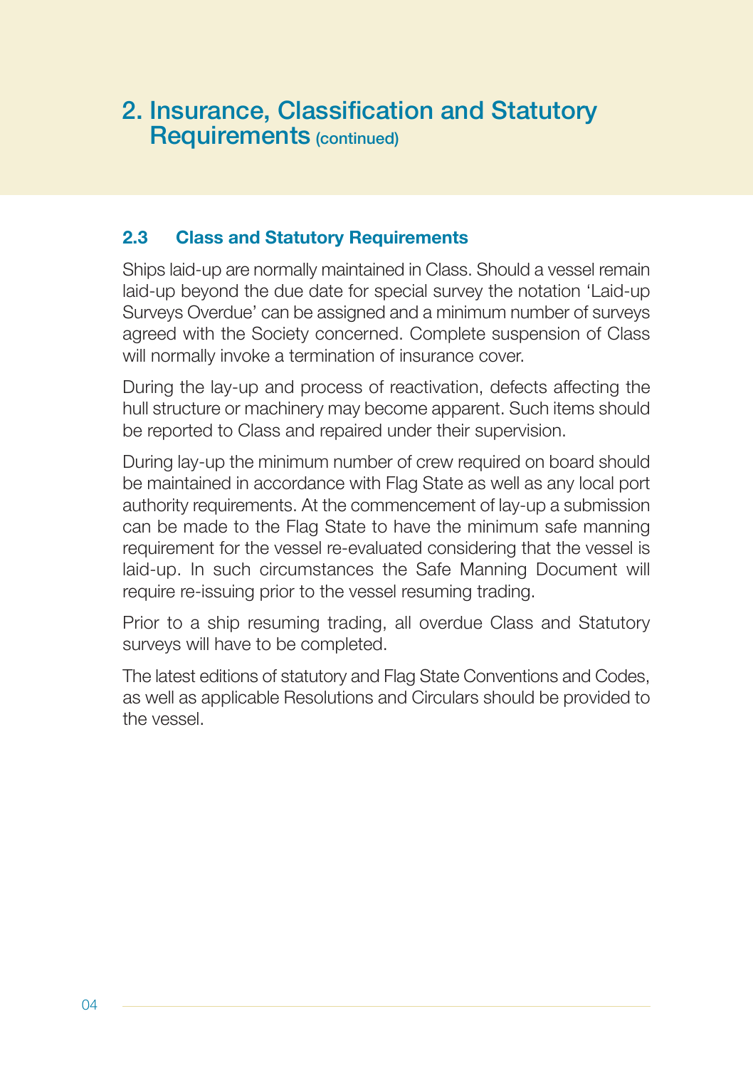# 2. Insurance, Classification and Statutory Requirements (continued)

## 2.3 Class and Statutory Requirements

Ships laid-up are normally maintained in Class. Should a vessel remain laid-up beyond the due date for special survey the notation 'Laid-up Surveys Overdue' can be assigned and a minimum number of surveys agreed with the Society concerned. Complete suspension of Class will normally invoke a termination of insurance cover.

During the lay-up and process of reactivation, defects affecting the hull structure or machinery may become apparent. Such items should be reported to Class and repaired under their supervision.

During lay-up the minimum number of crew required on board should be maintained in accordance with Flag State as well as any local port authority requirements. At the commencement of lay-up a submission can be made to the Flag State to have the minimum safe manning requirement for the vessel re-evaluated considering that the vessel is laid-up. In such circumstances the Safe Manning Document will require re-issuing prior to the vessel resuming trading.

Prior to a ship resuming trading, all overdue Class and Statutory surveys will have to be completed.

The latest editions of statutory and Flag State Conventions and Codes, as well as applicable Resolutions and Circulars should be provided to the vessel.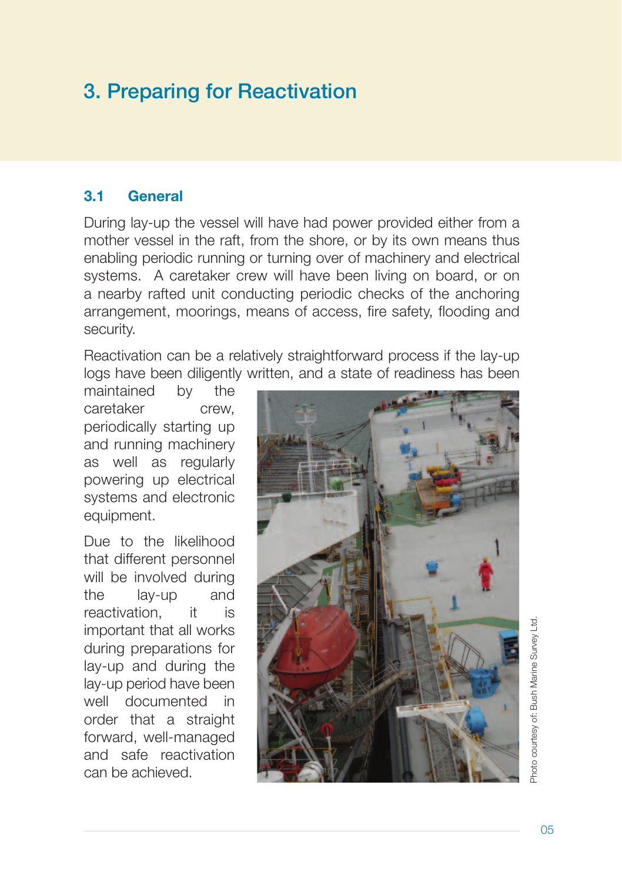# 3. Preparing for Reactivation

## 3.1 General

During lay-up the vessel will have had power provided either from a mother vessel in the raft, from the shore, or by its own means thus enabling periodic running or turning over of machinery and electrical systems. A caretaker crew will have been living on board, or on a nearby rafted unit conducting periodic checks of the anchoring arrangement, moorings, means of access, fire safety, flooding and security.

Reactivation can be a relatively straightforward process if the lay-up logs have been diligently written, and a state of readiness has been maintained by the caretaker crew, periodically starting up and running machinery as well as regularly powering up electrical systems and electronic equipment.

Due to the likelihood that different personnel will be involved during the lay-up and reactivation, it is important that all works during preparations for lay-up and during the lay-up period have been well documented in order that a straight forward, well-managed and safe reactivation can be achieved.

Photo courtesy of: Bush Marine Survey Ltd.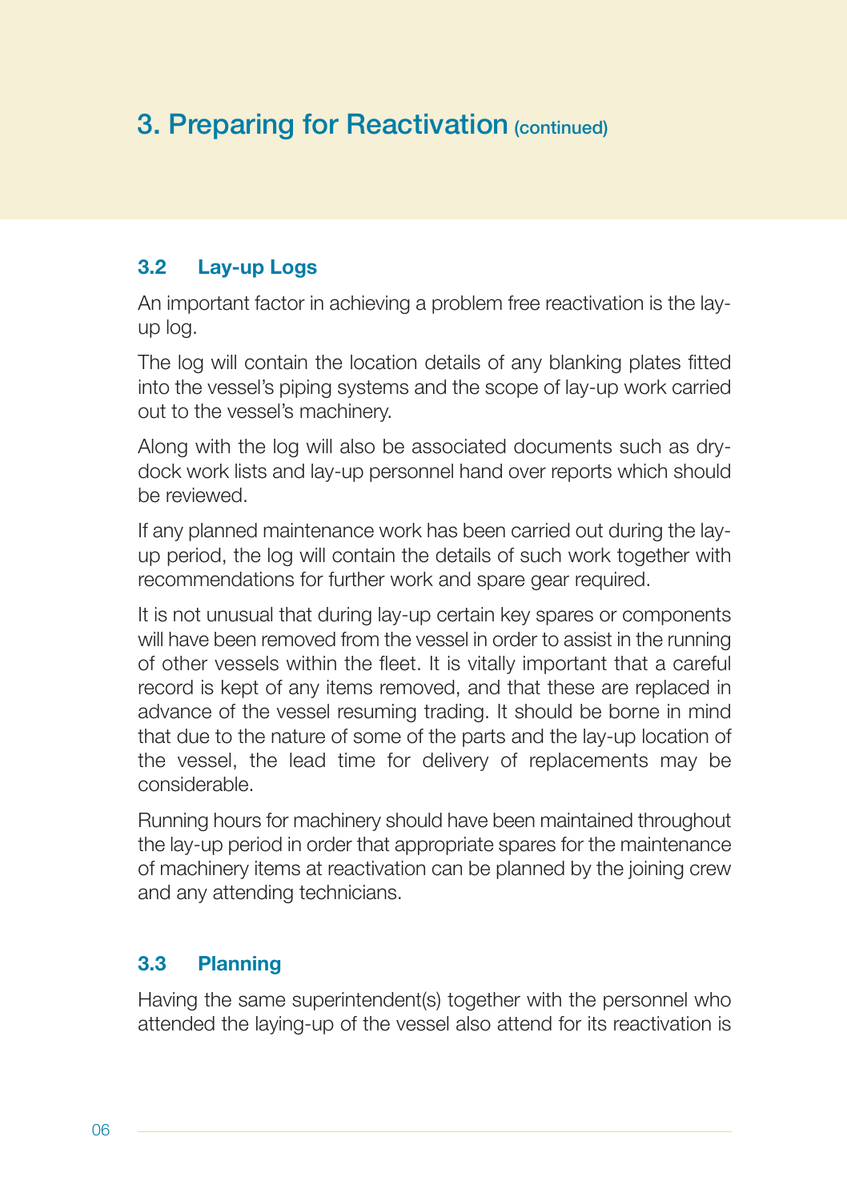# 3. Preparing for Reactivation (continued)

### 3.2 Lay-up Logs

An important factor in achieving a problem free reactivation is the lay-up log.

The log will contain the location details of any blanking plates fitted into the vessel's piping systems and the scope of lay-up work carried out to the vessel's machinery.

Along with the log will also be associated documents such as dry-dock work lists and lay-up personnel hand over reports which should be reviewed.

If any planned maintenance work has been carried out during the lay-up period, the log will contain the details of such work together with recommendations for further work and spare gear required.

It is not unusual that during lay-up certain key spares or components will have been removed from the vessel in order to assist in the running of other vessels within the fleet. It is vitally important that a careful record is kept of any items removed, and that these are replaced in advance of the vessel resuming trading. It should be borne in mind that due to the nature of some of the parts and the lay-up location of the vessel, the lead time for delivery of replacements may be considerable.

Running hours for machinery should have been maintained throughout the lay-up period in order that appropriate spares for the maintenance of machinery items at reactivation can be planned by the joining crew and any attending technicians.

### 3.3 Planning

Having the same superintendent(s) together with the personnel who attended the laying-up of the vessel also attend for its reactivation is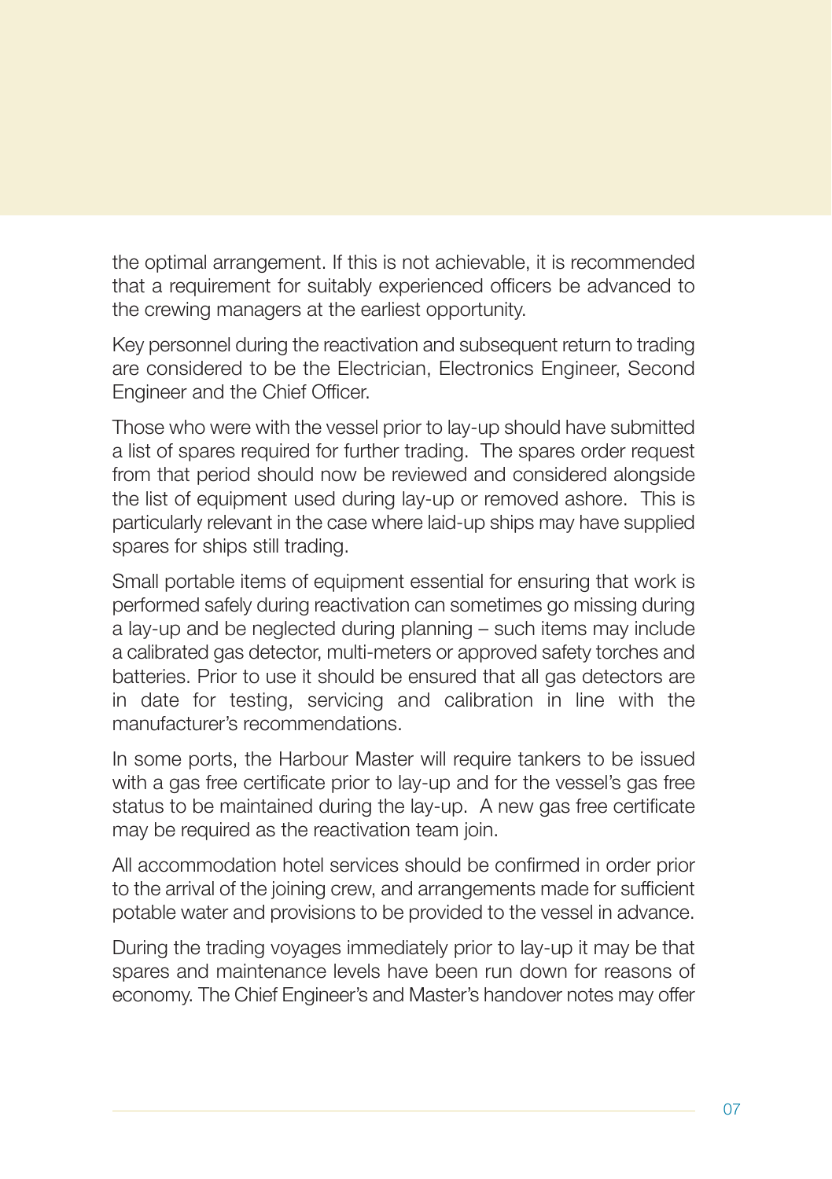the optimal arrangement. If this is not achievable, it is recommended that a requirement for suitably experienced officers be advanced to the crewing managers at the earliest opportunity.

Key personnel during the reactivation and subsequent return to trading are considered to be the Electrician, Electronics Engineer, Second Engineer and the Chief Officer.

Those who were with the vessel prior to lay-up should have submitted a list of spares required for further trading. The spares order request from that period should now be reviewed and considered alongside the list of equipment used during lay-up or removed ashore. This is particularly relevant in the case where laid-up ships may have supplied spares for ships still trading.

Small portable items of equipment essential for ensuring that work is performed safely during reactivation can sometimes go missing during a lay-up and be neglected during planning – such items may include a calibrated gas detector, multi-meters or approved safety torches and batteries. Prior to use it should be ensured that all gas detectors are in date for testing, servicing and calibration in line with the manufacturer's recommendations.

In some ports, the Harbour Master will require tankers to be issued with a gas free certificate prior to lay-up and for the vessel's gas free status to be maintained during the lay-up. A new gas free certificate may be required as the reactivation team join.

All accommodation hotel services should be confirmed in order prior to the arrival of the joining crew, and arrangements made for sufficient potable water and provisions to be provided to the vessel in advance.

During the trading voyages immediately prior to lay-up it may be that spares and maintenance levels have been run down for reasons of economy. The Chief Engineer's and Master's handover notes may offer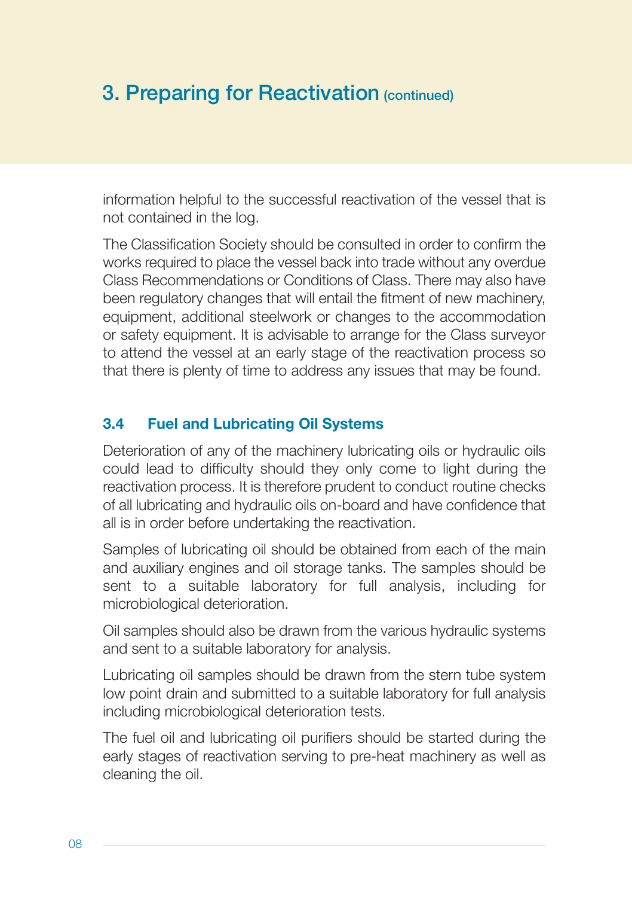# 3. Preparing for Reactivation (continued)

information helpful to the successful reactivation of the vessel that is not contained in the log.

The Classification Society should be consulted in order to confirm the works required to place the vessel back into trade without any overdue Class Recommendations or Conditions of Class. There may also have been regulatory changes that will entail the fitment of new machinery, equipment, additional steelwork or changes to the accommodation or safety equipment. It is advisable to arrange for the Class surveyor to attend the vessel at an early stage of the reactivation process so that there is plenty of time to address any issues that may be found.

### 3.4 Fuel and Lubricating Oil Systems

Deterioration of any of the machinery lubricating oils or hydraulic oils could lead to difficulty should they only come to light during the reactivation process. It is therefore prudent to conduct routine checks of all lubricating and hydraulic oils on-board and have confidence that all is in order before undertaking the reactivation.

Samples of lubricating oil should be obtained from each of the main and auxiliary engines and oil storage tanks. The samples should be sent to a suitable laboratory for full analysis, including for microbiological deterioration.

Oil samples should also be drawn from the various hydraulic systems and sent to a suitable laboratory for analysis.

Lubricating oil samples should be drawn from the stern tube system low point drain and submitted to a suitable laboratory for full analysis including microbiological deterioration tests.

The fuel oil and lubricating oil purifiers should be started during the early stages of reactivation serving to pre-heat machinery as well as cleaning the oil.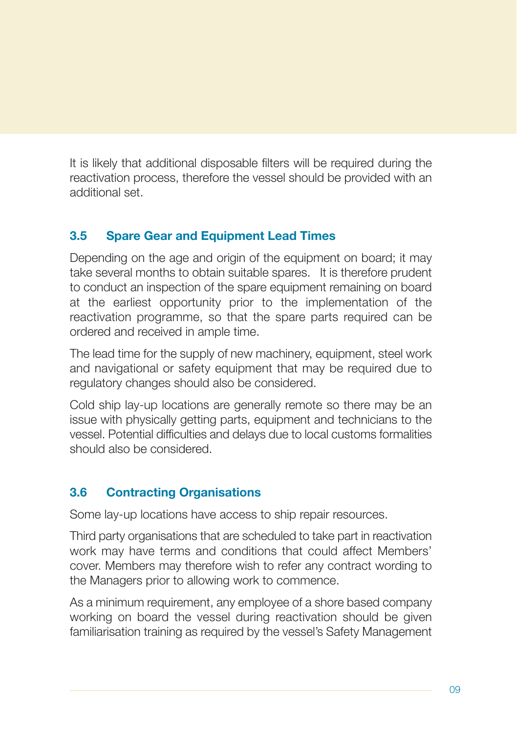It is likely that additional disposable filters will be required during the reactivation process, therefore the vessel should be provided with an additional set.

### 3.5 Spare Gear and Equipment Lead Times

Depending on the age and origin of the equipment on board; it may take several months to obtain suitable spares. It is therefore prudent to conduct an inspection of the spare equipment remaining on board at the earliest opportunity prior to the implementation of the reactivation programme, so that the spare parts required can be ordered and received in ample time.

The lead time for the supply of new machinery, equipment, steel work and navigational or safety equipment that may be required due to regulatory changes should also be considered.

Cold ship lay-up locations are generally remote so there may be an issue with physically getting parts, equipment and technicians to the vessel. Potential difficulties and delays due to local customs formalities should also be considered.

### 3.6 Contracting Organisations

Some lay-up locations have access to ship repair resources.

Third party organisations that are scheduled to take part in reactivation work may have terms and conditions that could affect Members' cover. Members may therefore wish to refer any contract wording to the Managers prior to allowing work to commence.

As a minimum requirement, any employee of a shore based company working on board the vessel during reactivation should be given familiarisation training as required by the vessel's Safety Management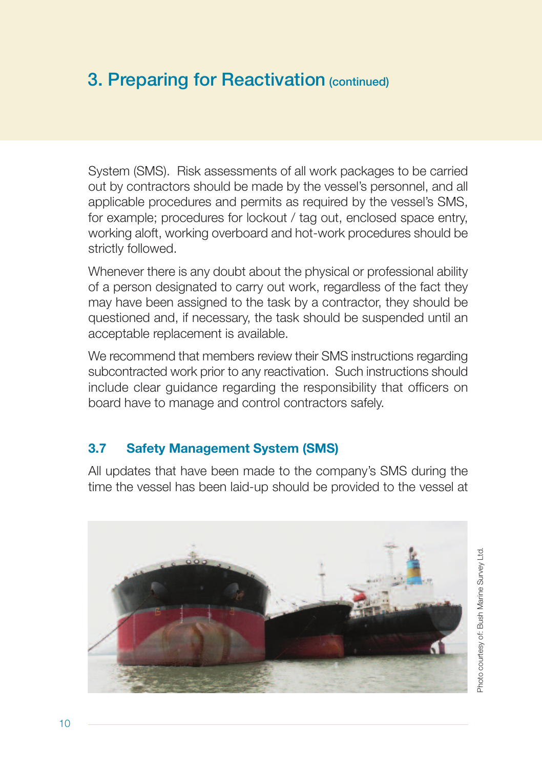System (SMS). Risk assessments of all work packages to be carried out by contractors should be made by the vessel's personnel, and all applicable procedures and permits as required by the vessel's SMS, for example; procedures for lockout / tag out, enclosed space entry, working aloft, working overboard and hot-work procedures should be strictly followed.

Whenever there is any doubt about the physical or professional ability of a person designated to carry out work, regardless of the fact they may have been assigned to the task by a contractor, they should be questioned and, if necessary, the task should be suspended until an acceptable replacement is available.

We recommend that members review their SMS instructions regarding subcontracted work prior to any reactivation. Such instructions should include clear guidance regarding the responsibility that officers on board have to manage and control contractors safely.

### 3.7 Safety Management System (SMS)

All updates that have been made to the company's SMS during the time the vessel has been laid-up should be provided to the vessel at

Photo courtesy of: Bush Marine Survey Ltd.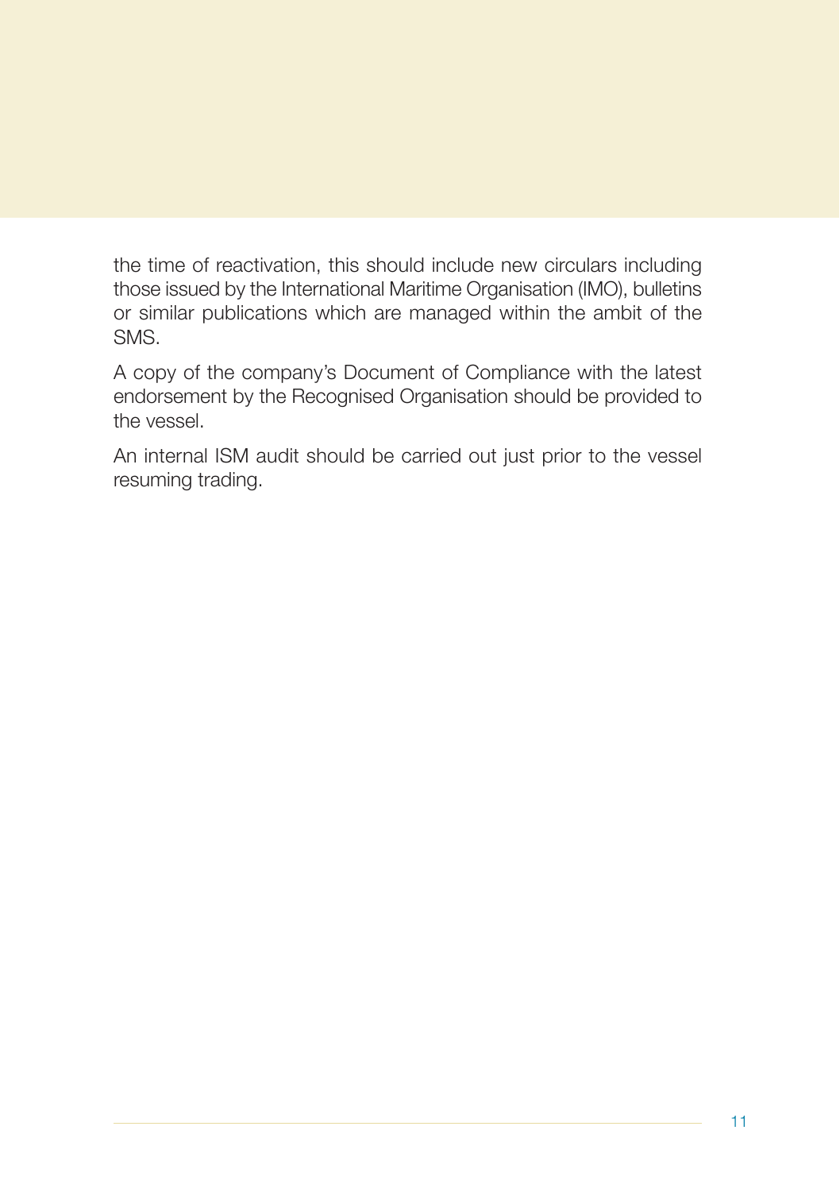the time of reactivation, this should include new circulars including those issued by the International Maritime Organisation (IMO), bulletins or similar publications which are managed within the ambit of the SMS.

A copy of the company's Document of Compliance with the latest endorsement by the Recognised Organisation should be provided to the vessel.

An internal ISM audit should be carried out just prior to the vessel resuming trading.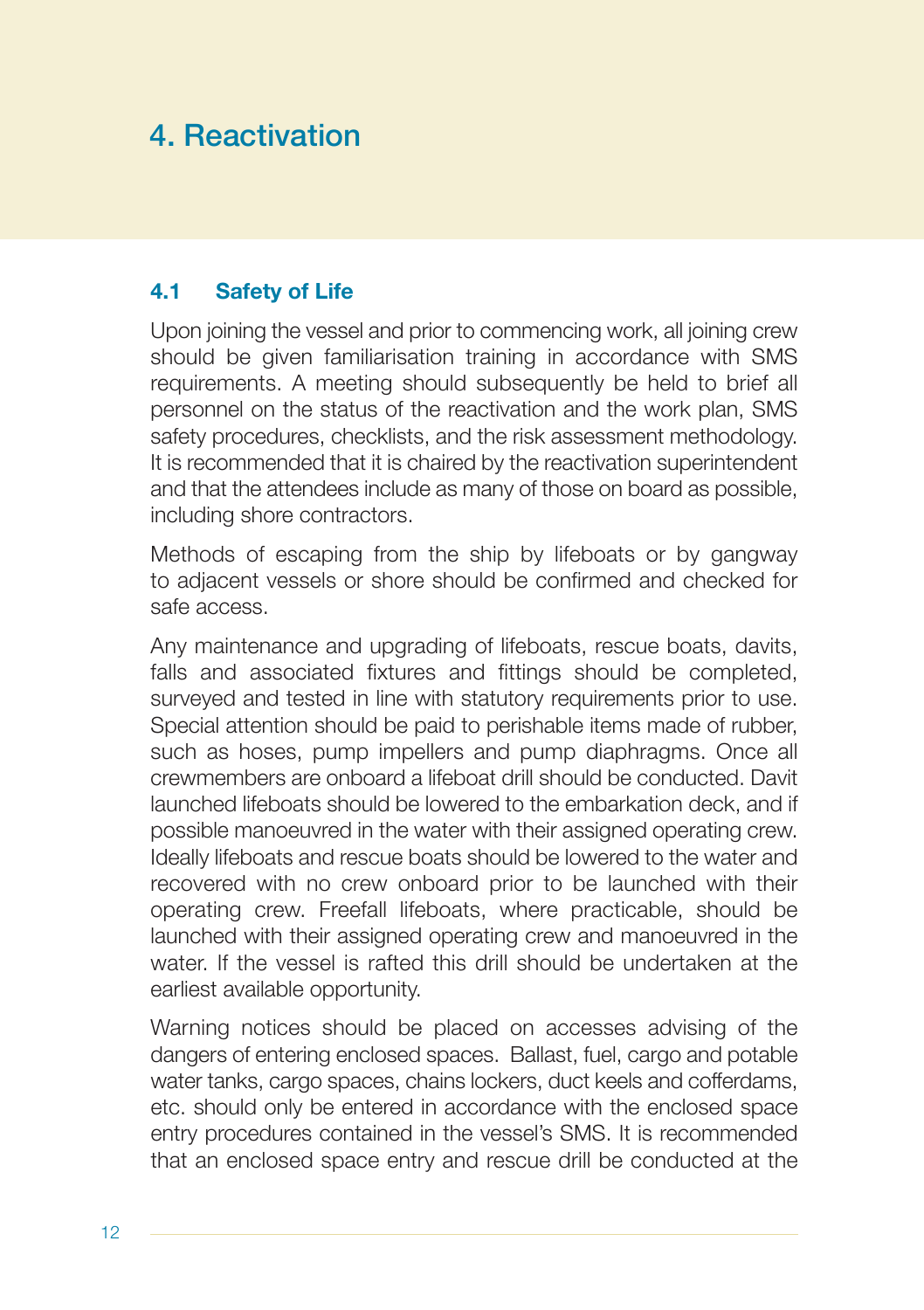# 4. Reactivation

## 4.1 Safety of Life

Upon joining the vessel and prior to commencing work, all joining crew should be given familiarisation training in accordance with SMS requirements. A meeting should subsequently be held to brief all personnel on the status of the reactivation and the work plan, SMS safety procedures, checklists, and the risk assessment methodology. It is recommended that it is chaired by the reactivation superintendent and that the attendees include as many of those on board as possible, including shore contractors.

Methods of escaping from the ship by lifeboats or by gangway to adjacent vessels or shore should be confirmed and checked for safe access.

Any maintenance and upgrading of lifeboats, rescue boats, davits, falls and associated fixtures and fittings should be completed, surveyed and tested in line with statutory requirements prior to use. Special attention should be paid to perishable items made of rubber, such as hoses, pump impellers and pump diaphragms. Once all crewmembers are onboard a lifeboat drill should be conducted. Davit launched lifeboats should be lowered to the embarkation deck, and if possible manoeuvred in the water with their assigned operating crew. Ideally lifeboats and rescue boats should be lowered to the water and recovered with no crew onboard prior to be launched with their operating crew. Freefall lifeboats, where practicable, should be launched with their assigned operating crew and manoeuvred in the water. If the vessel is rafted this drill should be undertaken at the earliest available opportunity.

Warning notices should be placed on accesses advising of the dangers of entering enclosed spaces. Ballast, fuel, cargo and potable water tanks, cargo spaces, chains lockers, duct keels and cofferdams, etc. should only be entered in accordance with the enclosed space entry procedures contained in the vessel's SMS. It is recommended that an enclosed space entry and rescue drill be conducted at the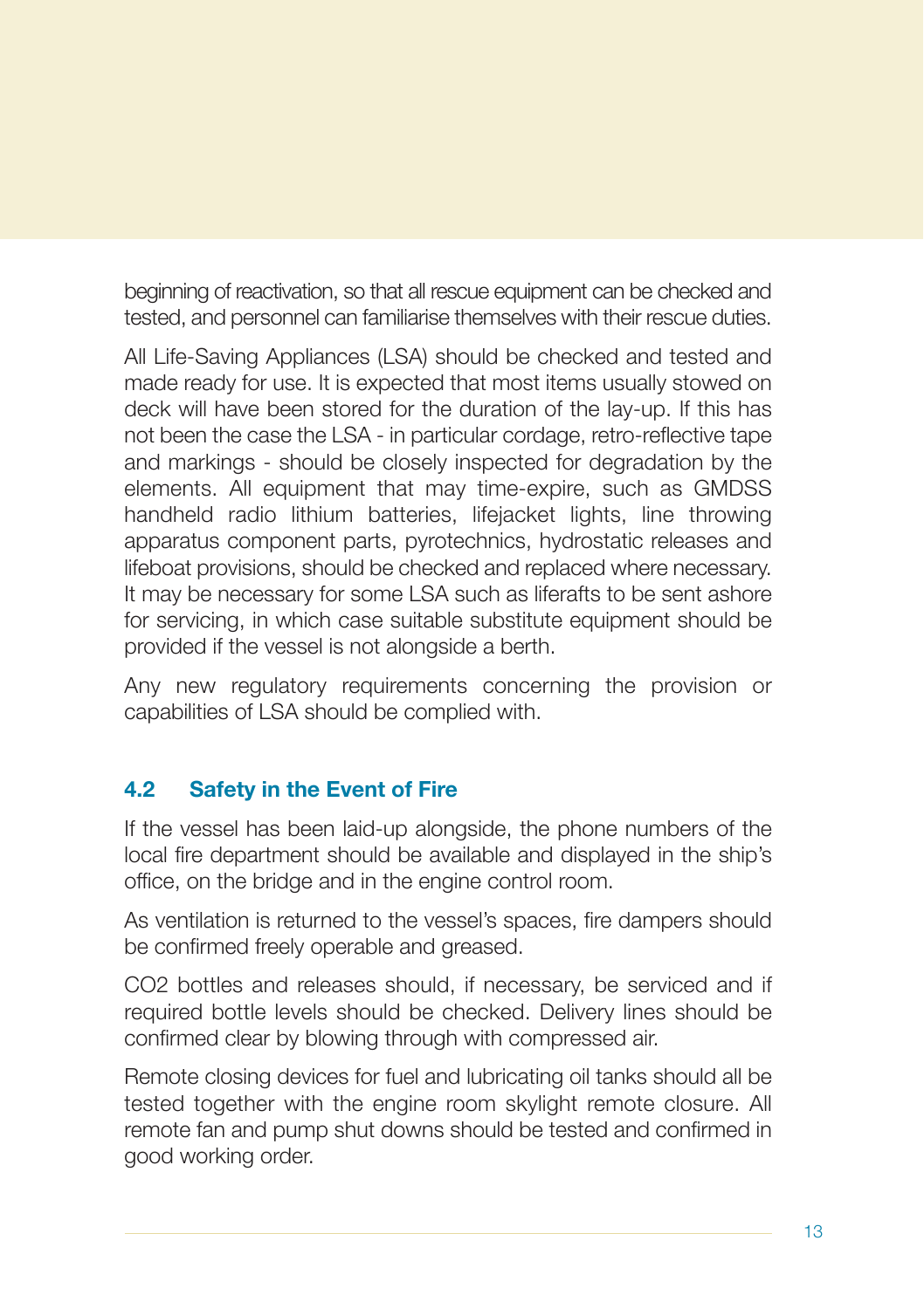beginning of reactivation, so that all rescue equipment can be checked and tested, and personnel can familiarise themselves with their rescue duties.

All Life-Saving Appliances (LSA) should be checked and tested and made ready for use. It is expected that most items usually stowed on deck will have been stored for the duration of the lay-up. If this has not been the case the LSA - in particular cordage, retro-reflective tape and markings - should be closely inspected for degradation by the elements. All equipment that may time-expire, such as GMDSS handheld radio lithium batteries, lifejacket lights, line throwing apparatus component parts, pyrotechnics, hydrostatic releases and lifeboat provisions, should be checked and replaced where necessary. It may be necessary for some LSA such as liferafts to be sent ashore for servicing, in which case suitable substitute equipment should be provided if the vessel is not alongside a berth.

Any new regulatory requirements concerning the provision or capabilities of LSA should be complied with.

## 4.2 Safety in the Event of Fire

If the vessel has been laid-up alongside, the phone numbers of the local fire department should be available and displayed in the ship's office, on the bridge and in the engine control room.

As ventilation is returned to the vessel's spaces, fire dampers should be confirmed freely operable and greased.

$CO_2$ bottles and releases should, if necessary, be serviced and if required bottle levels should be checked. Delivery lines should be confirmed clear by blowing through with compressed air.

Remote closing devices for fuel and lubricating oil tanks should all be tested together with the engine room skylight remote closure. All remote fan and pump shut downs should be tested and confirmed in good working order.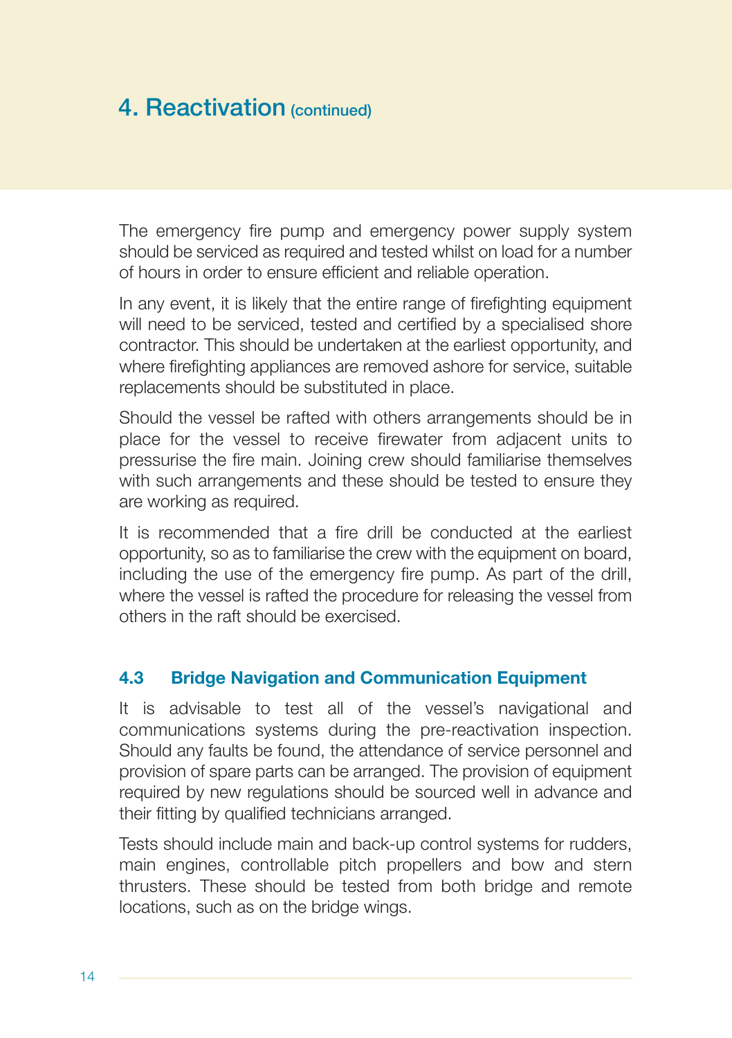# 4. Reactivation (continued)

The emergency fire pump and emergency power supply system should be serviced as required and tested whilst on load for a number of hours in order to ensure efficient and reliable operation.

In any event, it is likely that the entire range of firefighting equipment will need to be serviced, tested and certified by a specialised shore contractor. This should be undertaken at the earliest opportunity, and where firefighting appliances are removed ashore for service, suitable replacements should be substituted in place.

Should the vessel be rafted with others arrangements should be in place for the vessel to receive firewater from adjacent units to pressurise the fire main. Joining crew should familiarise themselves with such arrangements and these should be tested to ensure they are working as required.

It is recommended that a fire drill be conducted at the earliest opportunity, so as to familiarise the crew with the equipment on board, including the use of the emergency fire pump. As part of the drill, where the vessel is rafted the procedure for releasing the vessel from others in the raft should be exercised.

### 4.3 Bridge Navigation and Communication Equipment

It is advisable to test all of the vessel's navigational and communications systems during the pre-reactivation inspection. Should any faults be found, the attendance of service personnel and provision of spare parts can be arranged. The provision of equipment required by new regulations should be sourced well in advance and their fitting by qualified technicians arranged.

Tests should include main and back-up control systems for rudders, main engines, controllable pitch propellers and bow and stern thrusters. These should be tested from both bridge and remote locations, such as on the bridge wings.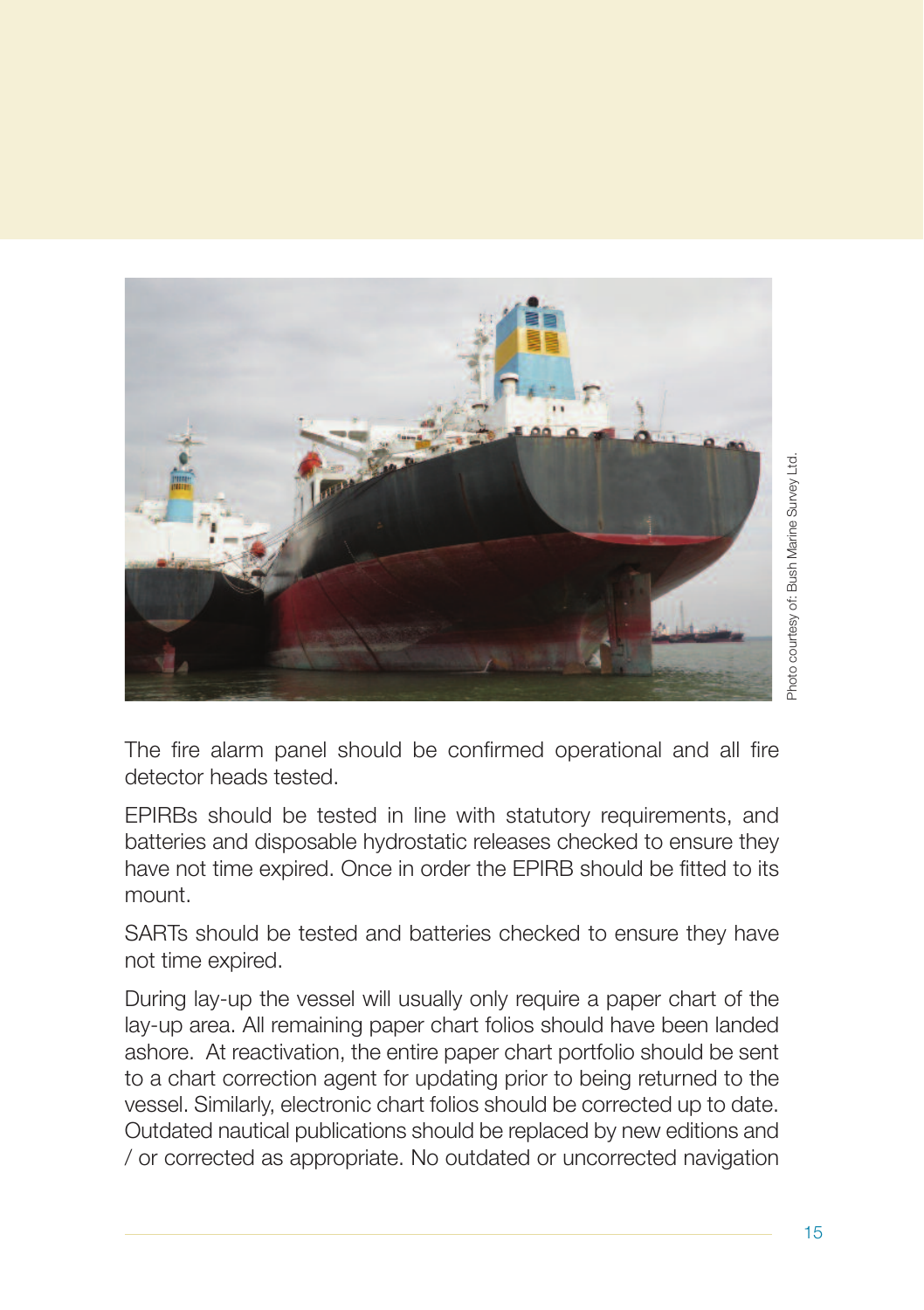Photo courtesy of: Bush Marine Survey Ltd.

The fire alarm panel should be confirmed operational and all fire detector heads tested.

EPIRBs should be tested in line with statutory requirements, and batteries and disposable hydrostatic releases checked to ensure they have not time expired. Once in order the EPIRB should be fitted to its mount.

SARTs should be tested and batteries checked to ensure they have not time expired.

During lay-up the vessel will usually only require a paper chart of the lay-up area. All remaining paper chart folios should have been landed ashore. At reactivation, the entire paper chart portfolio should be sent to a chart correction agent for updating prior to being returned to the vessel. Similarly, electronic chart folios should be corrected up to date. Outdated nautical publications should be replaced by new editions and / or corrected as appropriate. No outdated or uncorrected navigation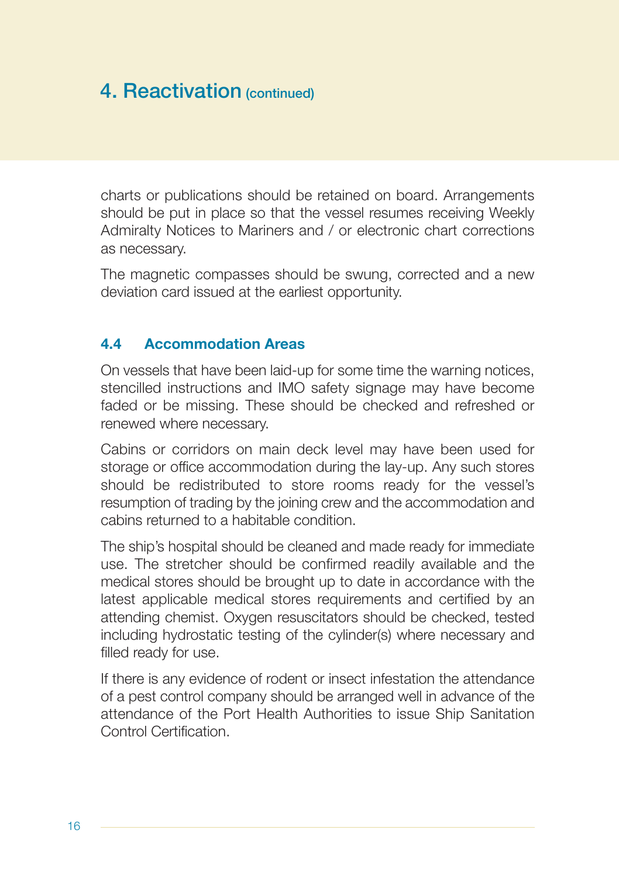# 4. Reactivation (continued)

charts or publications should be retained on board. Arrangements should be put in place so that the vessel resumes receiving Weekly Admiralty Notices to Mariners and / or electronic chart corrections as necessary.

The magnetic compasses should be swung, corrected and a new deviation card issued at the earliest opportunity.

### 4.4 Accommodation Areas

On vessels that have been laid-up for some time the warning notices, stencilled instructions and IMO safety signage may have become faded or be missing. These should be checked and refreshed or renewed where necessary.

Cabins or corridors on main deck level may have been used for storage or office accommodation during the lay-up. Any such stores should be redistributed to store rooms ready for the vessel's resumption of trading by the joining crew and the accommodation and cabins returned to a habitable condition.

The ship's hospital should be cleaned and made ready for immediate use. The stretcher should be confirmed readily available and the medical stores should be brought up to date in accordance with the latest applicable medical stores requirements and certified by an attending chemist. Oxygen resuscitators should be checked, tested including hydrostatic testing of the cylinder(s) where necessary and filled ready for use.

If there is any evidence of rodent or insect infestation the attendance of a pest control company should be arranged well in advance of the attendance of the Port Health Authorities to issue Ship Sanitation Control Certification.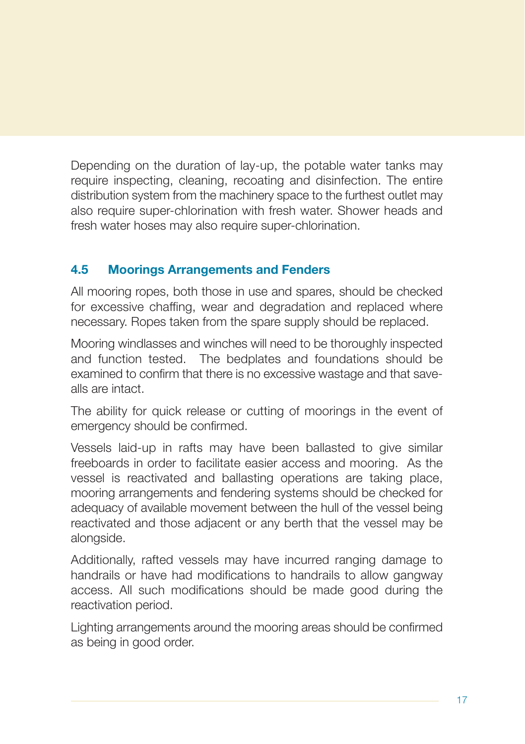Depending on the duration of lay-up, the potable water tanks may require inspecting, cleaning, recoating and disinfection. The entire distribution system from the machinery space to the furthest outlet may also require super-chlorination with fresh water. Shower heads and fresh water hoses may also require super-chlorination.

### 4.5 Moorings Arrangements and Fenders

All mooring ropes, both those in use and spares, should be checked for excessive chaffing, wear and degradation and replaced where necessary. Ropes taken from the spare supply should be replaced.

Mooring windlasses and winches will need to be thoroughly inspected and function tested. The bedplates and foundations should be examined to confirm that there is no excessive wastage and that save-alls are intact.

The ability for quick release or cutting of moorings in the event of emergency should be confirmed.

Vessels laid-up in rafts may have been ballasted to give similar freeboards in order to facilitate easier access and mooring. As the vessel is reactivated and ballasting operations are taking place, mooring arrangements and fendering systems should be checked for adequacy of available movement between the hull of the vessel being reactivated and those adjacent or any berth that the vessel may be alongside.

Additionally, rafted vessels may have incurred ranging damage to handrails or have had modifications to handrails to allow gangway access. All such modifications should be made good during the reactivation period.

Lighting arrangements around the mooring areas should be confirmed as being in good order.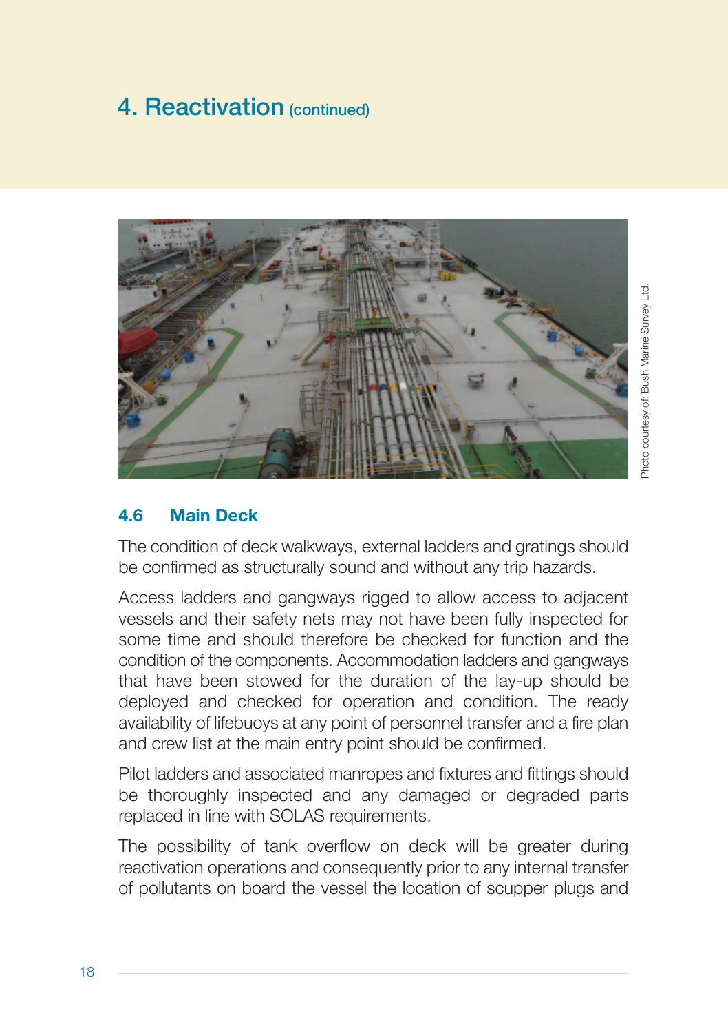# 4. Reactivation (continued)

Photo courtesy of: Bush Marine Survey Ltd.

## 4.6 Main Deck

The condition of deck walkways, external ladders and gratings should be confirmed as structurally sound and without any trip hazards.

Access ladders and gangways rigged to allow access to adjacent vessels and their safety nets may not have been fully inspected for some time and should therefore be checked for function and the condition of the components. Accommodation ladders and gangways that have been stowed for the duration of the lay-up should be deployed and checked for operation and condition. The ready availability of lifebuoys at any point of personnel transfer and a fire plan and crew list at the main entry point should be confirmed.

Pilot ladders and associated manropes and fixtures and fittings should be thoroughly inspected and any damaged or degraded parts replaced in line with SOLAS requirements.

The possibility of tank overflow on deck will be greater during reactivation operations and consequently prior to any internal transfer of pollutants on board the vessel the location of scupper plugs and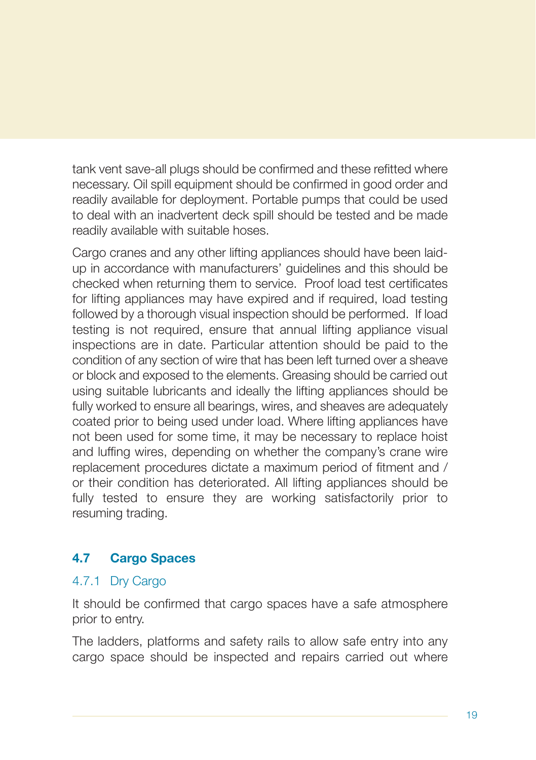tank vent save-all plugs should be confirmed and these refitted where necessary. Oil spill equipment should be confirmed in good order and readily available for deployment. Portable pumps that could be used to deal with an inadvertent deck spill should be tested and be made readily available with suitable hoses.

Cargo cranes and any other lifting appliances should have been laid-up in accordance with manufacturers' guidelines and this should be checked when returning them to service. Proof load test certificates for lifting appliances may have expired and if required, load testing followed by a thorough visual inspection should be performed. If load testing is not required, ensure that annual lifting appliance visual inspections are in date. Particular attention should be paid to the condition of any section of wire that has been left turned over a sheave or block and exposed to the elements. Greasing should be carried out using suitable lubricants and ideally the lifting appliances should be fully worked to ensure all bearings, wires, and sheaves are adequately coated prior to being used under load. Where lifting appliances have not been used for some time, it may be necessary to replace hoist and luffing wires, depending on whether the company's crane wire replacement procedures dictate a maximum period of fitment and / or their condition has deteriorated. All lifting appliances should be fully tested to ensure they are working satisfactorily prior to resuming trading.

## 4.7 Cargo Spaces

### 4.7.1 Dry Cargo

It should be confirmed that cargo spaces have a safe atmosphere prior to entry.

The ladders, platforms and safety rails to allow safe entry into any cargo space should be inspected and repairs carried out where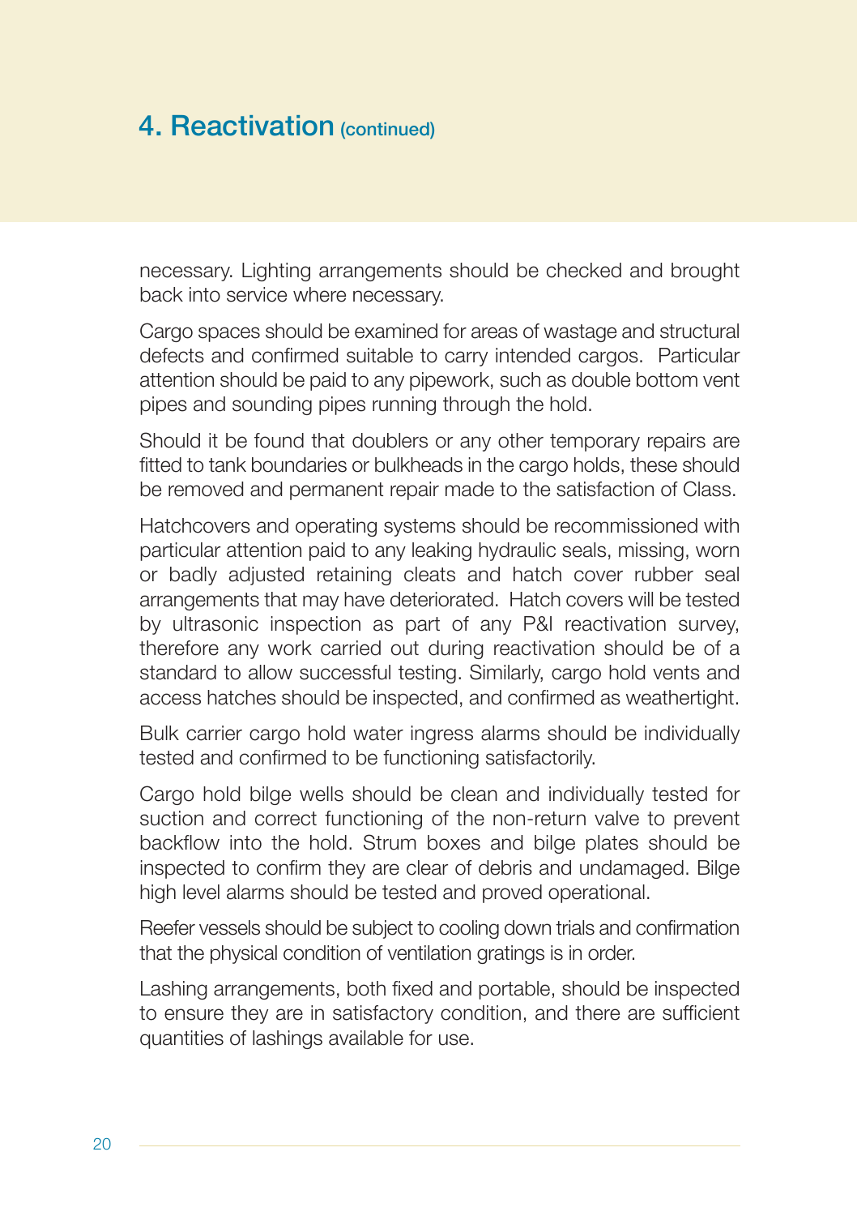# 4. Reactivation (continued)

necessary. Lighting arrangements should be checked and brought back into service where necessary.

Cargo spaces should be examined for areas of wastage and structural defects and confirmed suitable to carry intended cargos. Particular attention should be paid to any pipework, such as double bottom vent pipes and sounding pipes running through the hold.

Should it be found that doublers or any other temporary repairs are fitted to tank boundaries or bulkheads in the cargo holds, these should be removed and permanent repair made to the satisfaction of Class.

Hatchcovers and operating systems should be recommissioned with particular attention paid to any leaking hydraulic seals, missing, worn or badly adjusted retaining cleats and hatch cover rubber seal arrangements that may have deteriorated. Hatch covers will be tested by ultrasonic inspection as part of any P&I reactivation survey, therefore any work carried out during reactivation should be of a standard to allow successful testing. Similarly, cargo hold vents and access hatches should be inspected, and confirmed as weathertight.

Bulk carrier cargo hold water ingress alarms should be individually tested and confirmed to be functioning satisfactorily.

Cargo hold bilge wells should be clean and individually tested for suction and correct functioning of the non-return valve to prevent backflow into the hold. Strum boxes and bilge plates should be inspected to confirm they are clear of debris and undamaged. Bilge high level alarms should be tested and proved operational.

Reefer vessels should be subject to cooling down trials and confirmation that the physical condition of ventilation gratings is in order.

Lashing arrangements, both fixed and portable, should be inspected to ensure they are in satisfactory condition, and there are sufficient quantities of lashings available for use.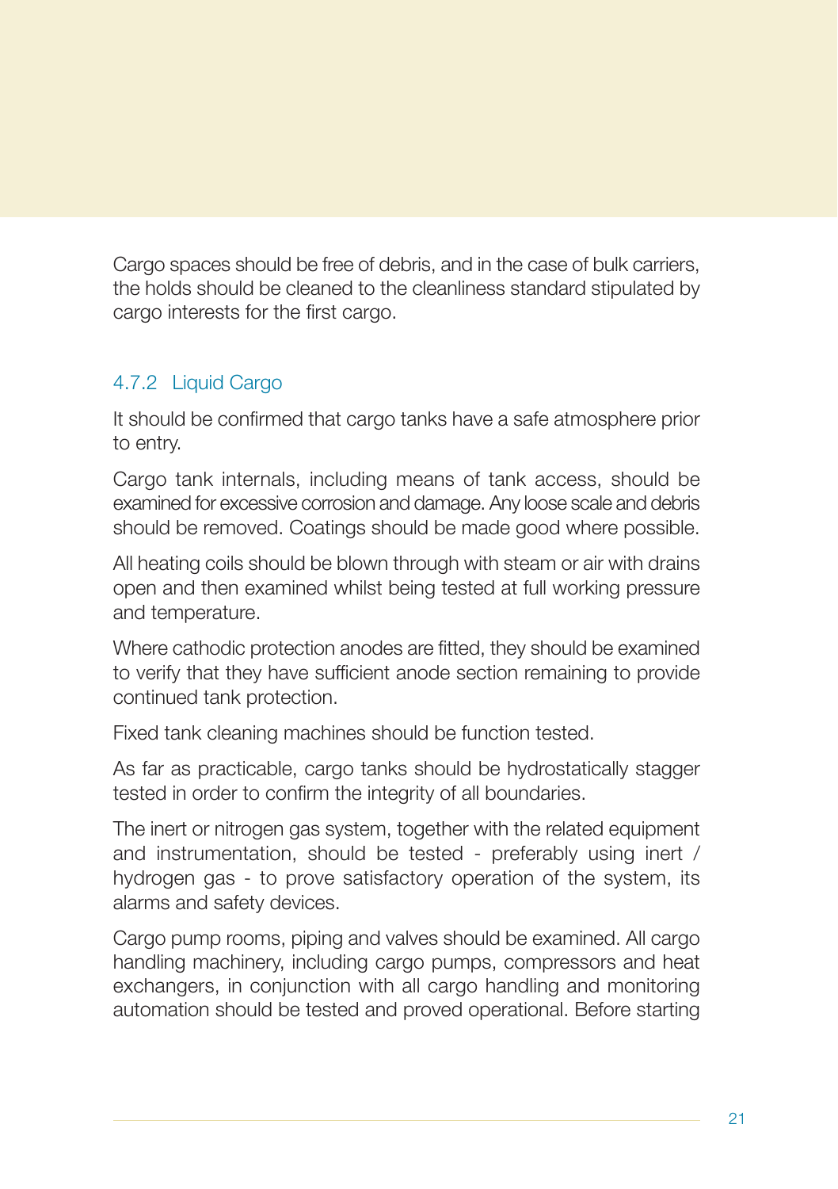Cargo spaces should be free of debris, and in the case of bulk carriers, the holds should be cleaned to the cleanliness standard stipulated by cargo interests for the first cargo.

### 4.7.2 Liquid Cargo

It should be confirmed that cargo tanks have a safe atmosphere prior to entry.

Cargo tank internals, including means of tank access, should be examined for excessive corrosion and damage. Any loose scale and debris should be removed. Coatings should be made good where possible.

All heating coils should be blown through with steam or air with drains open and then examined whilst being tested at full working pressure and temperature.

Where cathodic protection anodes are fitted, they should be examined to verify that they have sufficient anode section remaining to provide continued tank protection.

Fixed tank cleaning machines should be function tested.

As far as practicable, cargo tanks should be hydrostatically stagger tested in order to confirm the integrity of all boundaries.

The inert or nitrogen gas system, together with the related equipment and instrumentation, should be tested - preferably using inert / hydrogen gas - to prove satisfactory operation of the system, its alarms and safety devices.

Cargo pump rooms, piping and valves should be examined. All cargo handling machinery, including cargo pumps, compressors and heat exchangers, in conjunction with all cargo handling and monitoring automation should be tested and proved operational. Before starting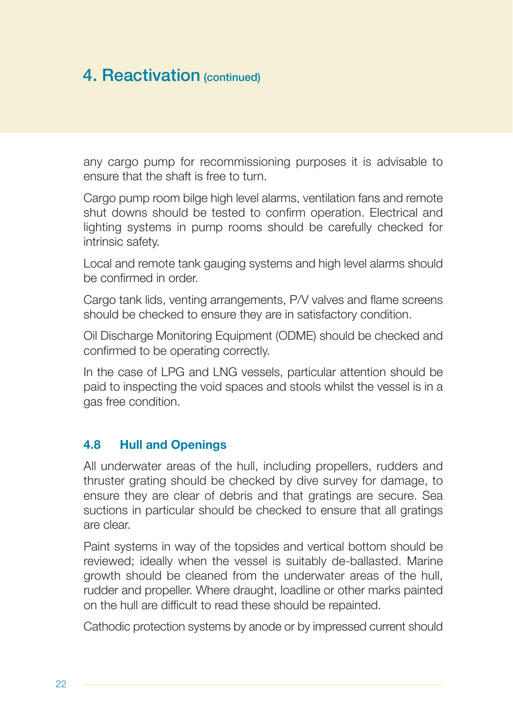# 4. Reactivation (continued)

any cargo pump for recommissioning purposes it is advisable to ensure that the shaft is free to turn.

Cargo pump room bilge high level alarms, ventilation fans and remote shut downs should be tested to confirm operation. Electrical and lighting systems in pump rooms should be carefully checked for intrinsic safety.

Local and remote tank gauging systems and high level alarms should be confirmed in order.

Cargo tank lids, venting arrangements, P/V valves and flame screens should be checked to ensure they are in satisfactory condition.

Oil Discharge Monitoring Equipment (ODME) should be checked and confirmed to be operating correctly.

In the case of LPG and LNG vessels, particular attention should be paid to inspecting the void spaces and stools whilst the vessel is in a gas free condition.

### 4.8 Hull and Openings

All underwater areas of the hull, including propellers, rudders and thruster grating should be checked by dive survey for damage, to ensure they are clear of debris and that gratings are secure. Sea suctions in particular should be checked to ensure that all gratings are clear.

Paint systems in way of the topsides and vertical bottom should be reviewed; ideally when the vessel is suitably de-ballasted. Marine growth should be cleaned from the underwater areas of the hull, rudder and propeller. Where draught, loadline or other marks painted on the hull are difficult to read these should be repainted.

Cathodic protection systems by anode or by impressed current should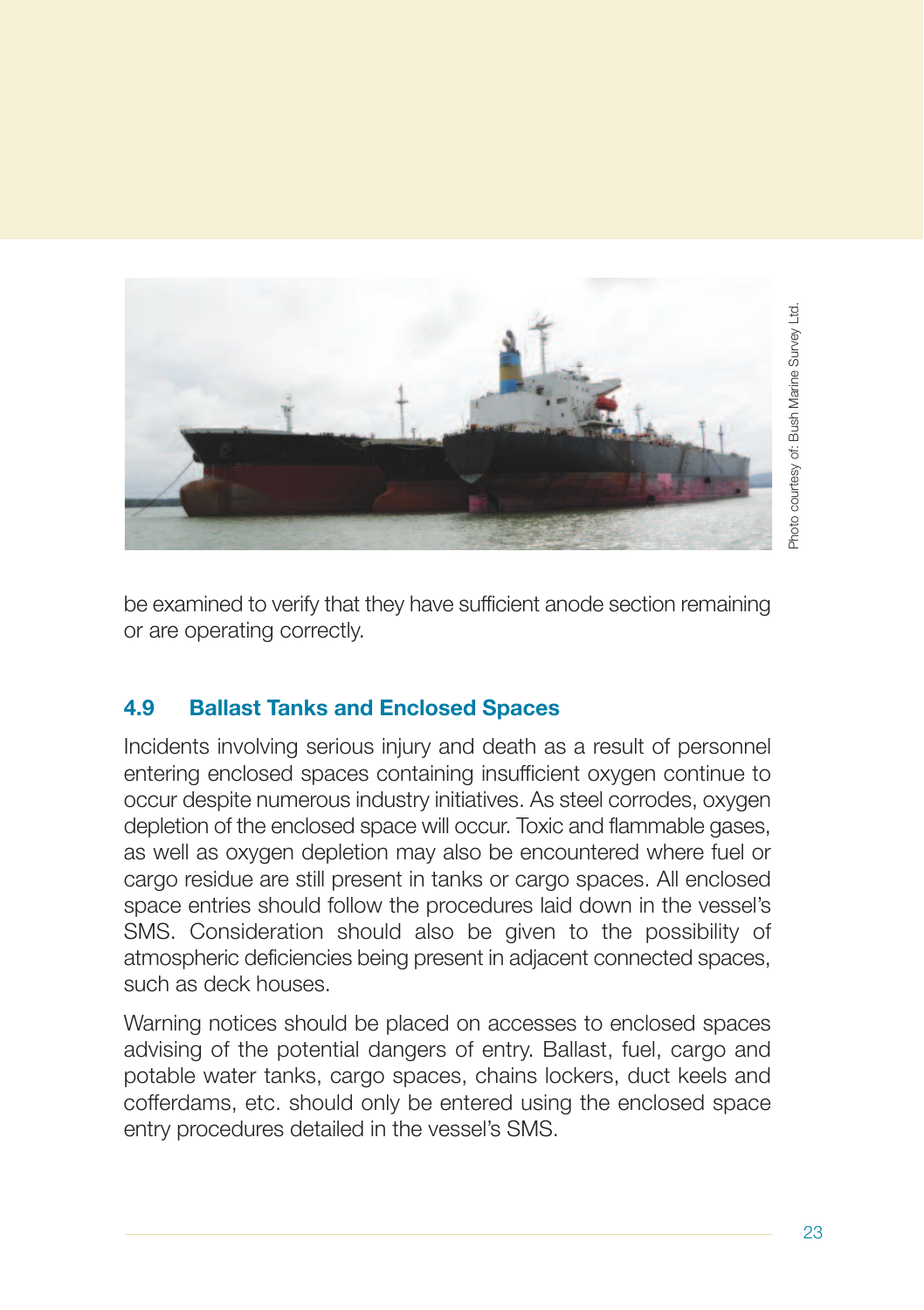Photo courtesy of: Bush Marine Survey Ltd.

be examined to verify that they have sufficient anode section remaining or are operating correctly.

## 4.9 Ballast Tanks and Enclosed Spaces

Incidents involving serious injury and death as a result of personnel entering enclosed spaces containing insufficient oxygen continue to occur despite numerous industry initiatives. As steel corrodes, oxygen depletion of the enclosed space will occur. Toxic and flammable gases, as well as oxygen depletion may also be encountered where fuel or cargo residue are still present in tanks or cargo spaces. All enclosed space entries should follow the procedures laid down in the vessel's SMS. Consideration should also be given to the possibility of atmospheric deficiencies being present in adjacent connected spaces, such as deck houses.

Warning notices should be placed on accesses to enclosed spaces advising of the potential dangers of entry. Ballast, fuel, cargo and potable water tanks, cargo spaces, chains lockers, duct keels and cofferdams, etc. should only be entered using the enclosed space entry procedures detailed in the vessel's SMS.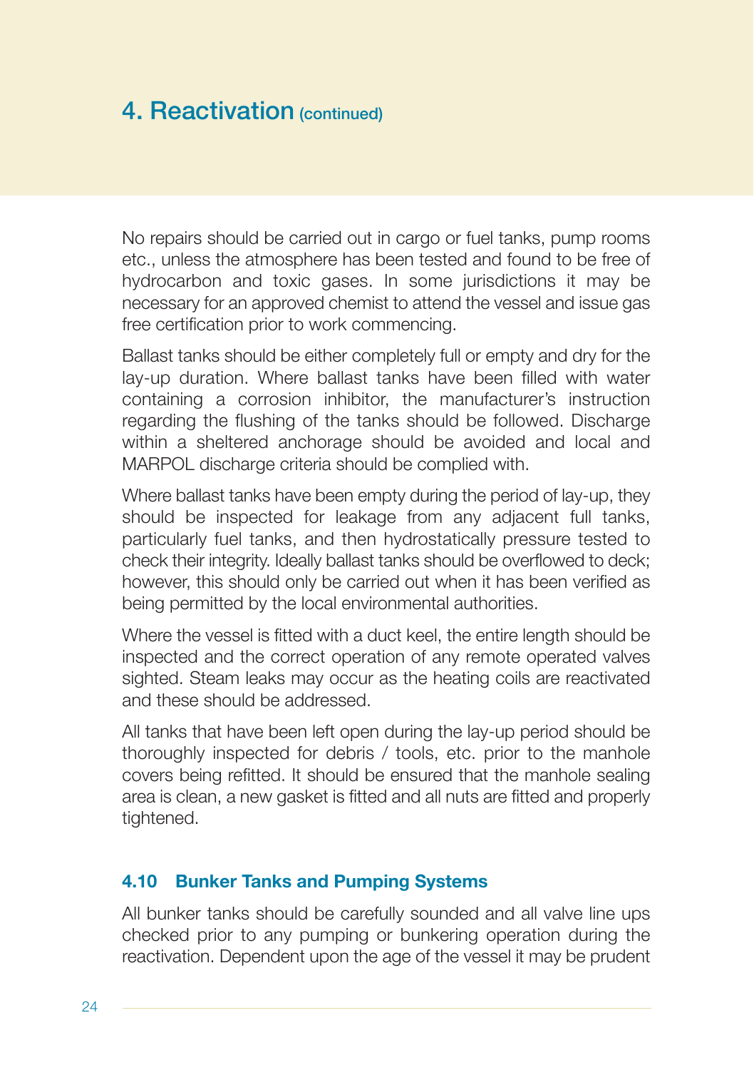# 4. Reactivation (continued)

No repairs should be carried out in cargo or fuel tanks, pump rooms etc., unless the atmosphere has been tested and found to be free of hydrocarbon and toxic gases. In some jurisdictions it may be necessary for an approved chemist to attend the vessel and issue gas free certification prior to work commencing.

Ballast tanks should be either completely full or empty and dry for the lay-up duration. Where ballast tanks have been filled with water containing a corrosion inhibitor, the manufacturer's instruction regarding the flushing of the tanks should be followed. Discharge within a sheltered anchorage should be avoided and local and MARPOL discharge criteria should be complied with.

Where ballast tanks have been empty during the period of lay-up, they should be inspected for leakage from any adjacent full tanks, particularly fuel tanks, and then hydrostatically pressure tested to check their integrity. Ideally ballast tanks should be overflowed to deck; however, this should only be carried out when it has been verified as being permitted by the local environmental authorities.

Where the vessel is fitted with a duct keel, the entire length should be inspected and the correct operation of any remote operated valves sighted. Steam leaks may occur as the heating coils are reactivated and these should be addressed.

All tanks that have been left open during the lay-up period should be thoroughly inspected for debris / tools, etc. prior to the manhole covers being refitted. It should be ensured that the manhole sealing area is clean, a new gasket is fitted and all nuts are fitted and properly tightened.

### 4.10 Bunker Tanks and Pumping Systems

All bunker tanks should be carefully sounded and all valve line ups checked prior to any pumping or bunkering operation during the reactivation. Dependent upon the age of the vessel it may be prudent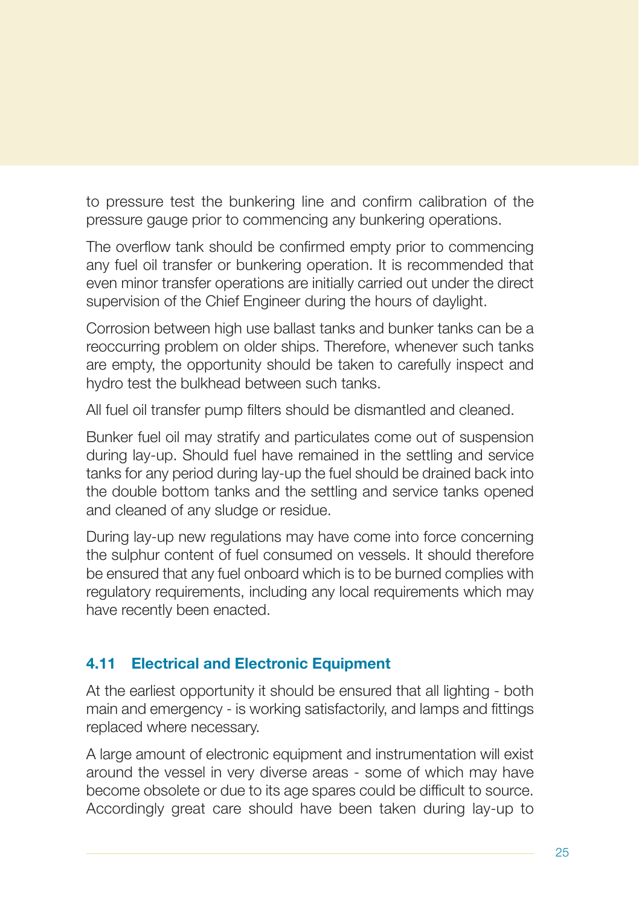to pressure test the bunkering line and confirm calibration of the pressure gauge prior to commencing any bunkering operations.

The overflow tank should be confirmed empty prior to commencing any fuel oil transfer or bunkering operation. It is recommended that even minor transfer operations are initially carried out under the direct supervision of the Chief Engineer during the hours of daylight.

Corrosion between high use ballast tanks and bunker tanks can be a reoccurring problem on older ships. Therefore, whenever such tanks are empty, the opportunity should be taken to carefully inspect and hydro test the bulkhead between such tanks.

All fuel oil transfer pump filters should be dismantled and cleaned.

Bunker fuel oil may stratify and particulates come out of suspension during lay-up. Should fuel have remained in the settling and service tanks for any period during lay-up the fuel should be drained back into the double bottom tanks and the settling and service tanks opened and cleaned of any sludge or residue.

During lay-up new regulations may have come into force concerning the sulphur content of fuel consumed on vessels. It should therefore be ensured that any fuel onboard which is to be burned complies with regulatory requirements, including any local requirements which may have recently been enacted.

### 4.11 Electrical and Electronic Equipment

At the earliest opportunity it should be ensured that all lighting - both main and emergency - is working satisfactorily, and lamps and fittings replaced where necessary.

A large amount of electronic equipment and instrumentation will exist around the vessel in very diverse areas - some of which may have become obsolete or due to its age spares could be difficult to source. Accordingly great care should have been taken during lay-up to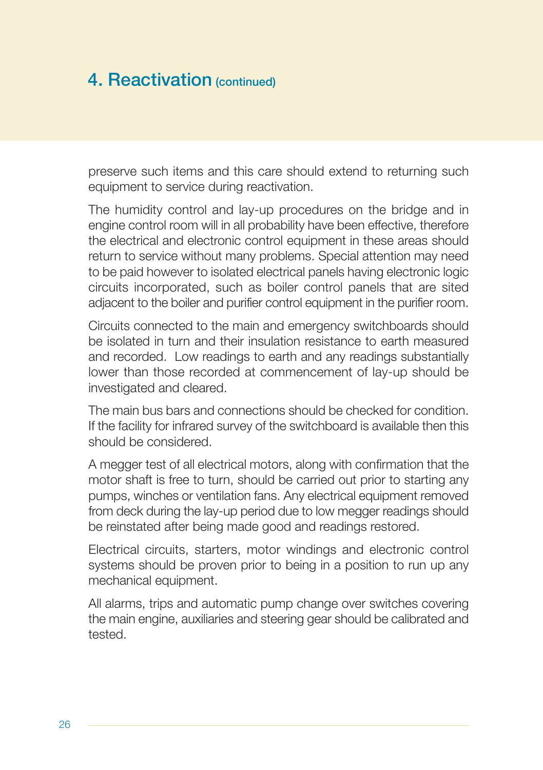# 4. Reactivation (continued)

preserve such items and this care should extend to returning such equipment to service during reactivation.

The humidity control and lay-up procedures on the bridge and in engine control room will in all probability have been effective, therefore the electrical and electronic control equipment in these areas should return to service without many problems. Special attention may need to be paid however to isolated electrical panels having electronic logic circuits incorporated, such as boiler control panels that are sited adjacent to the boiler and purifier control equipment in the purifier room.

Circuits connected to the main and emergency switchboards should be isolated in turn and their insulation resistance to earth measured and recorded. Low readings to earth and any readings substantially lower than those recorded at commencement of lay-up should be investigated and cleared.

The main bus bars and connections should be checked for condition. If the facility for infrared survey of the switchboard is available then this should be considered.

A megger test of all electrical motors, along with confirmation that the motor shaft is free to turn, should be carried out prior to starting any pumps, winches or ventilation fans. Any electrical equipment removed from deck during the lay-up period due to low megger readings should be reinstated after being made good and readings restored.

Electrical circuits, starters, motor windings and electronic control systems should be proven prior to being in a position to run up any mechanical equipment.

All alarms, trips and automatic pump change over switches covering the main engine, auxiliaries and steering gear should be calibrated and tested.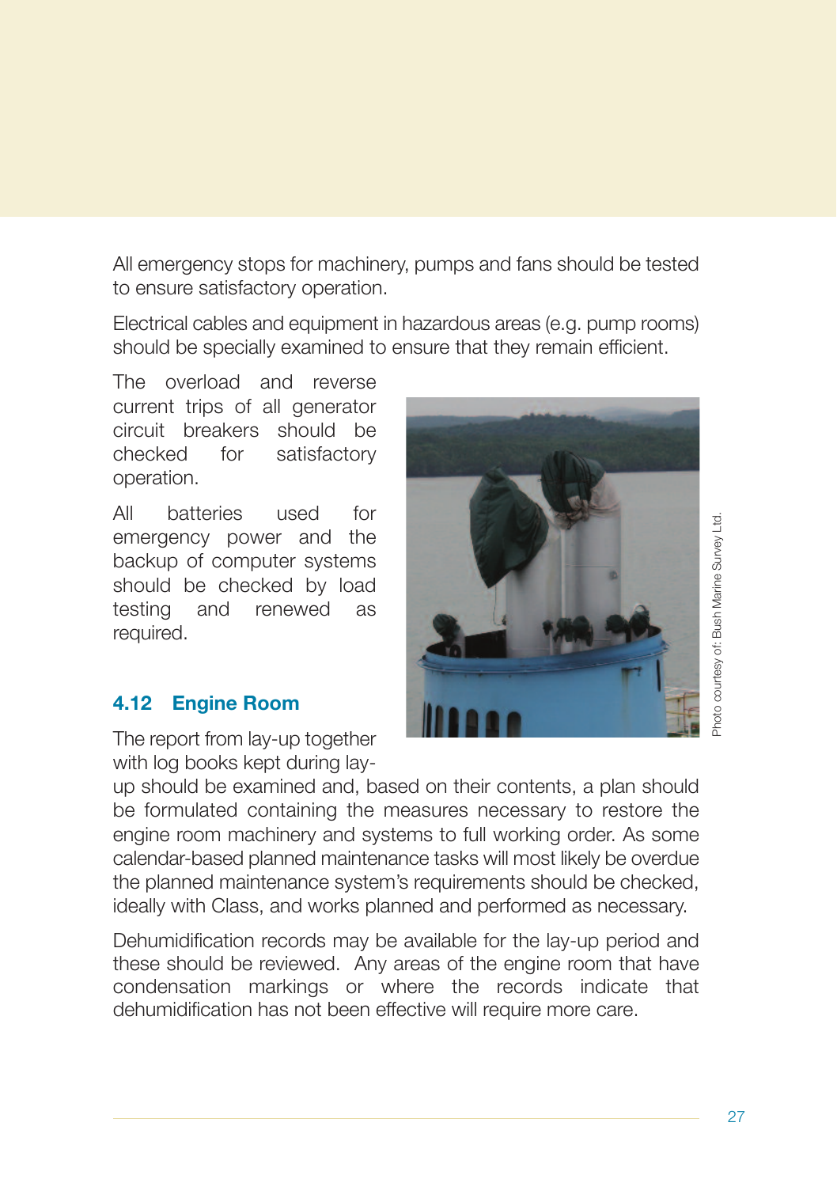All emergency stops for machinery, pumps and fans should be tested to ensure satisfactory operation.

Electrical cables and equipment in hazardous areas (e.g. pump rooms) should be specially examined to ensure that they remain efficient.

The overload and reverse current trips of all generator circuit breakers should be checked for satisfactory operation.

All batteries used for emergency power and the backup of computer systems should be checked by load testing and renewed as required.

Photo courtesy of: Bush Marine Survey Ltd.

### 4.12 Engine Room

The report from lay-up together with log books kept during lay-up should be examined and, based on their contents, a plan should be formulated containing the measures necessary to restore the engine room machinery and systems to full working order. As some calendar-based planned maintenance tasks will most likely be overdue the planned maintenance system's requirements should be checked, ideally with Class, and works planned and performed as necessary.

Dehumidification records may be available for the lay-up period and these should be reviewed. Any areas of the engine room that have condensation markings or where the records indicate that dehumidification has not been effective will require more care.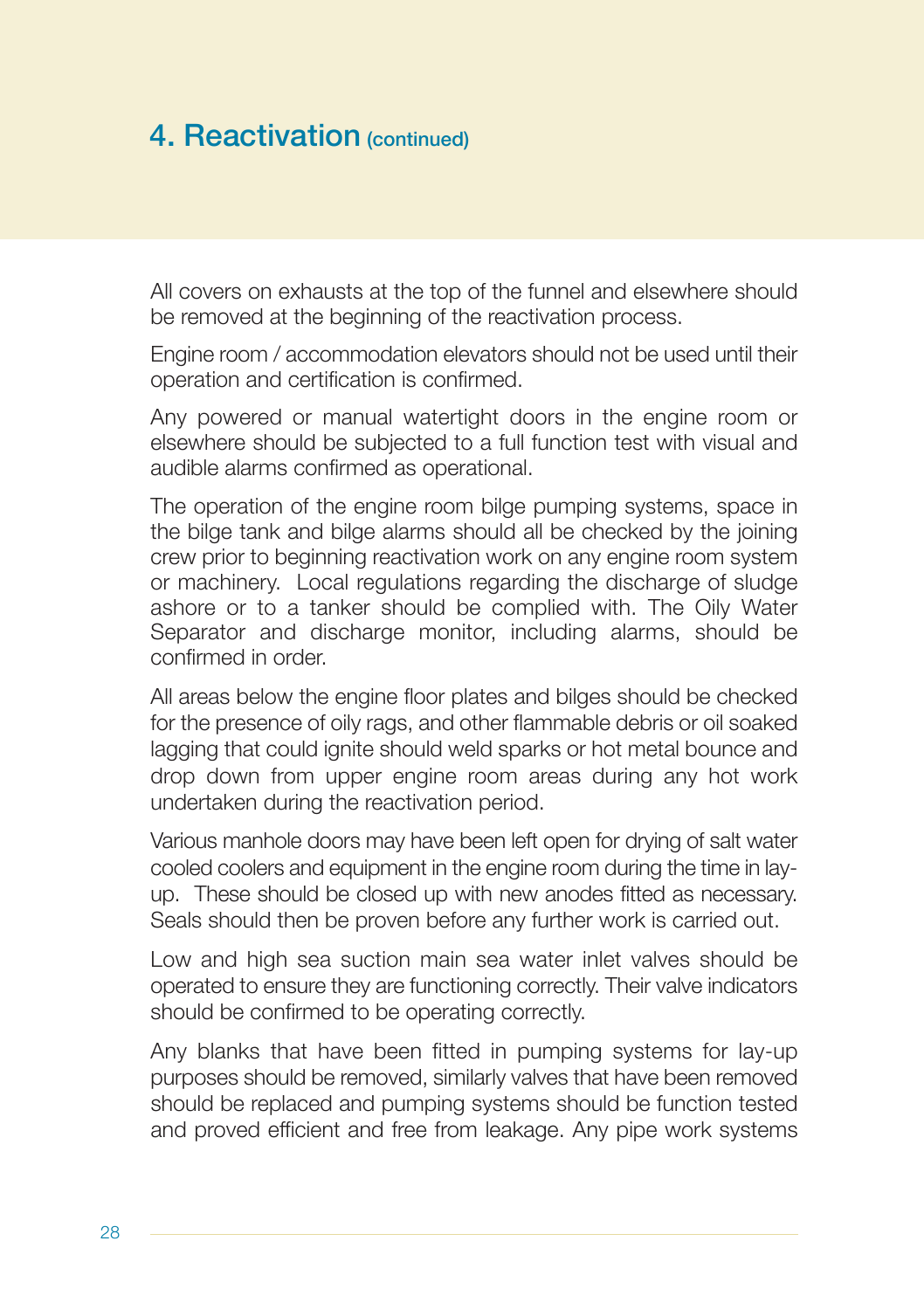## 4. Reactivation (continued)

All covers on exhausts at the top of the funnel and elsewhere should be removed at the beginning of the reactivation process.

Engine room / accommodation elevators should not be used until their operation and certification is confirmed.

Any powered or manual watertight doors in the engine room or elsewhere should be subjected to a full function test with visual and audible alarms confirmed as operational.

The operation of the engine room bilge pumping systems, space in the bilge tank and bilge alarms should all be checked by the joining crew prior to beginning reactivation work on any engine room system or machinery. Local regulations regarding the discharge of sludge ashore or to a tanker should be complied with. The Oily Water Separator and discharge monitor, including alarms, should be confirmed in order.

All areas below the engine floor plates and bilges should be checked for the presence of oily rags, and other flammable debris or oil soaked lagging that could ignite should weld sparks or hot metal bounce and drop down from upper engine room areas during any hot work undertaken during the reactivation period.

Various manhole doors may have been left open for drying of salt water cooled coolers and equipment in the engine room during the time in lay-up. These should be closed up with new anodes fitted as necessary. Seals should then be proven before any further work is carried out.

Low and high sea suction main sea water inlet valves should be operated to ensure they are functioning correctly. Their valve indicators should be confirmed to be operating correctly.

Any blanks that have been fitted in pumping systems for lay-up purposes should be removed, similarly valves that have been removed should be replaced and pumping systems should be function tested and proved efficient and free from leakage. Any pipe work systems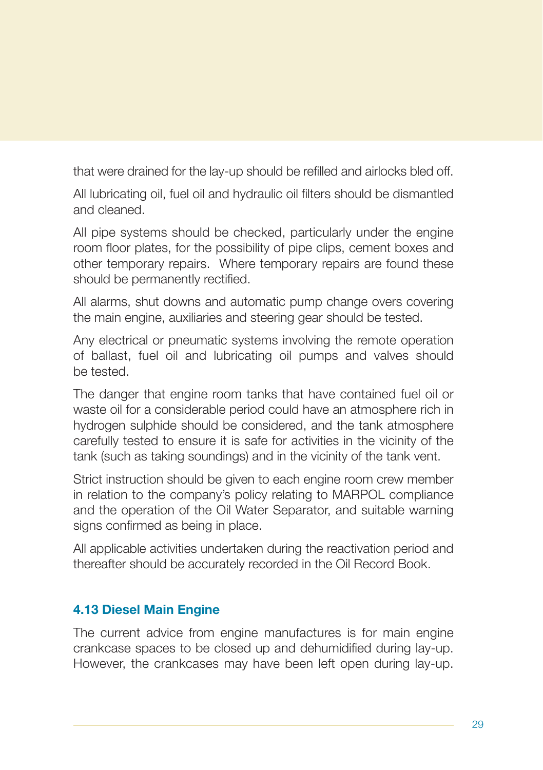that were drained for the lay-up should be refilled and airlocks bled off.

All lubricating oil, fuel oil and hydraulic oil filters should be dismantled and cleaned.

All pipe systems should be checked, particularly under the engine room floor plates, for the possibility of pipe clips, cement boxes and other temporary repairs. Where temporary repairs are found these should be permanently rectified.

All alarms, shut downs and automatic pump change overs covering the main engine, auxiliaries and steering gear should be tested.

Any electrical or pneumatic systems involving the remote operation of ballast, fuel oil and lubricating oil pumps and valves should be tested.

The danger that engine room tanks that have contained fuel oil or waste oil for a considerable period could have an atmosphere rich in hydrogen sulphide should be considered, and the tank atmosphere carefully tested to ensure it is safe for activities in the vicinity of the tank (such as taking soundings) and in the vicinity of the tank vent.

Strict instruction should be given to each engine room crew member in relation to the company's policy relating to MARPOL compliance and the operation of the Oil Water Separator, and suitable warning signs confirmed as being in place.

All applicable activities undertaken during the reactivation period and thereafter should be accurately recorded in the Oil Record Book.

### 4.13 Diesel Main Engine

The current advice from engine manufactures is for main engine crankcase spaces to be closed up and dehumidified during lay-up. However, the crankcases may have been left open during lay-up.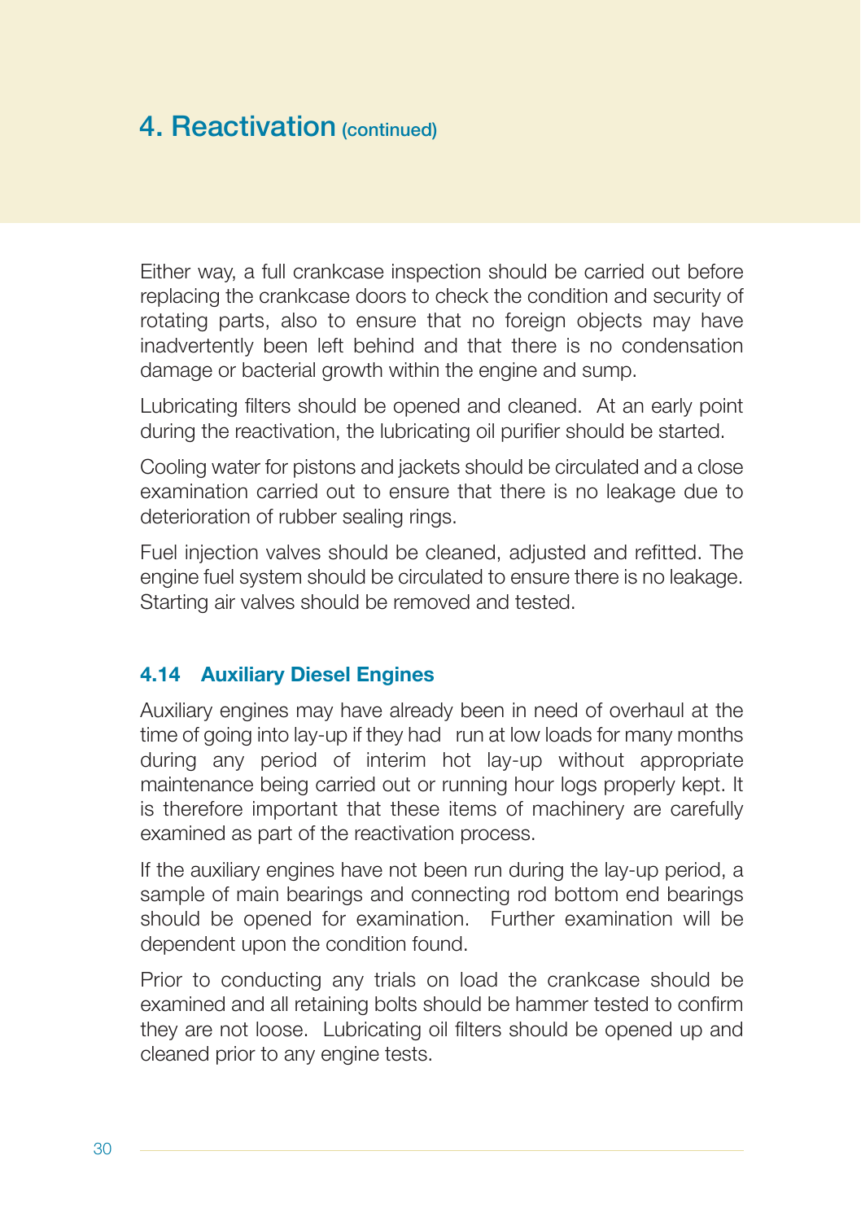# 4. Reactivation (continued)

Either way, a full crankcase inspection should be carried out before replacing the crankcase doors to check the condition and security of rotating parts, also to ensure that no foreign objects may have inadvertently been left behind and that there is no condensation damage or bacterial growth within the engine and sump.

Lubricating filters should be opened and cleaned. At an early point during the reactivation, the lubricating oil purifier should be started.

Cooling water for pistons and jackets should be circulated and a close examination carried out to ensure that there is no leakage due to deterioration of rubber sealing rings.

Fuel injection valves should be cleaned, adjusted and refitted. The engine fuel system should be circulated to ensure there is no leakage. Starting air valves should be removed and tested.

### 4.14 Auxiliary Diesel Engines

Auxiliary engines may have already been in need of overhaul at the time of going into lay-up if they had run at low loads for many months during any period of interim hot lay-up without appropriate maintenance being carried out or running hour logs properly kept. It is therefore important that these items of machinery are carefully examined as part of the reactivation process.

If the auxiliary engines have not been run during the lay-up period, a sample of main bearings and connecting rod bottom end bearings should be opened for examination. Further examination will be dependent upon the condition found.

Prior to conducting any trials on load the crankcase should be examined and all retaining bolts should be hammer tested to confirm they are not loose. Lubricating oil filters should be opened up and cleaned prior to any engine tests.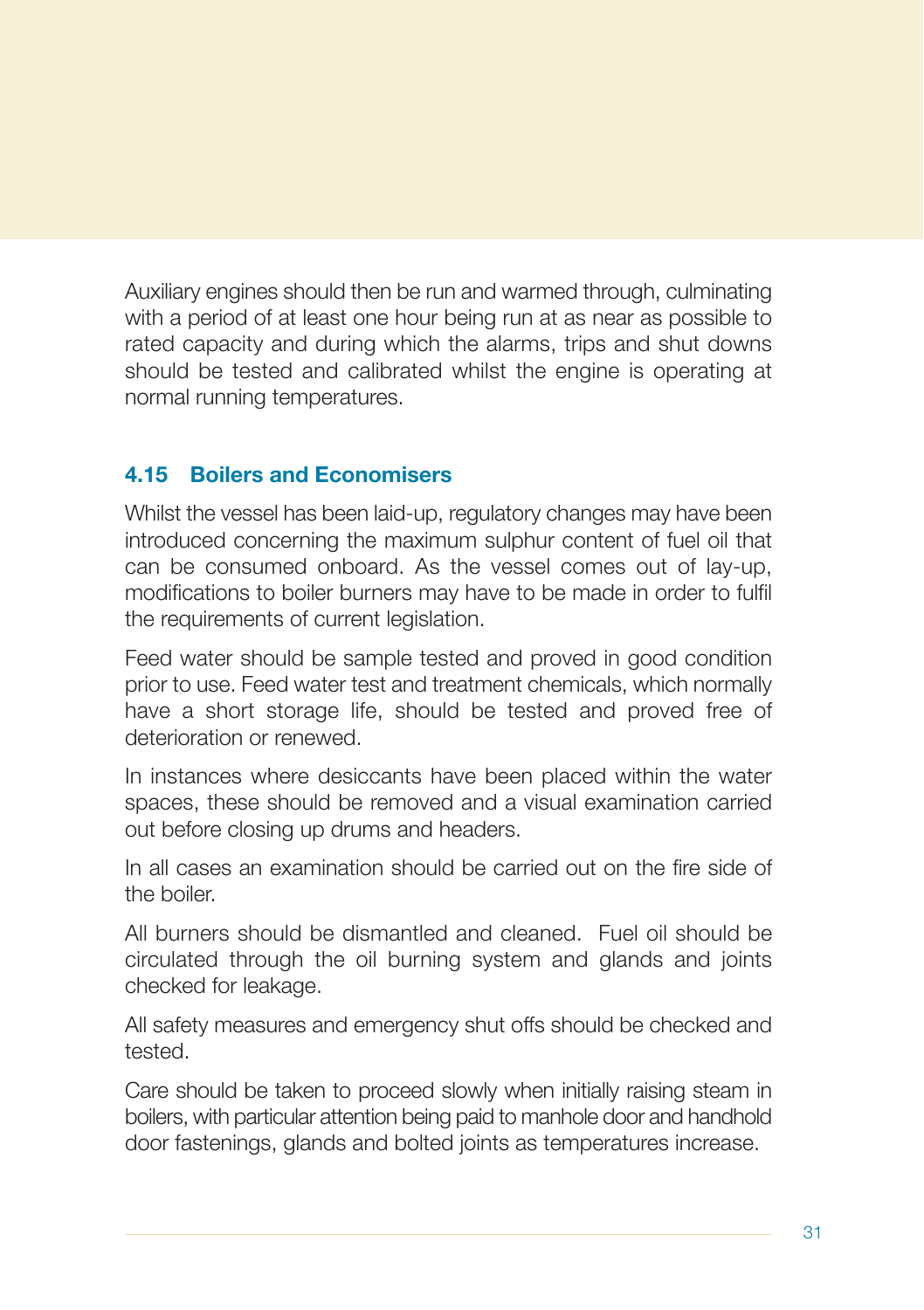Auxiliary engines should then be run and warmed through, culminating with a period of at least one hour being run at as near as possible to rated capacity and during which the alarms, trips and shut downs should be tested and calibrated whilst the engine is operating at normal running temperatures.

### 4.15 Boilers and Economisers

Whilst the vessel has been laid-up, regulatory changes may have been introduced concerning the maximum sulphur content of fuel oil that can be consumed onboard. As the vessel comes out of lay-up, modifications to boiler burners may have to be made in order to fulfil the requirements of current legislation.

Feed water should be sample tested and proved in good condition prior to use. Feed water test and treatment chemicals, which normally have a short storage life, should be tested and proved free of deterioration or renewed.

In instances where desiccants have been placed within the water spaces, these should be removed and a visual examination carried out before closing up drums and headers.

In all cases an examination should be carried out on the fire side of the boiler.

All burners should be dismantled and cleaned. Fuel oil should be circulated through the oil burning system and glands and joints checked for leakage.

All safety measures and emergency shut offs should be checked and tested.

Care should be taken to proceed slowly when initially raising steam in boilers, with particular attention being paid to manhole door and handhold door fastenings, glands and bolted joints as temperatures increase.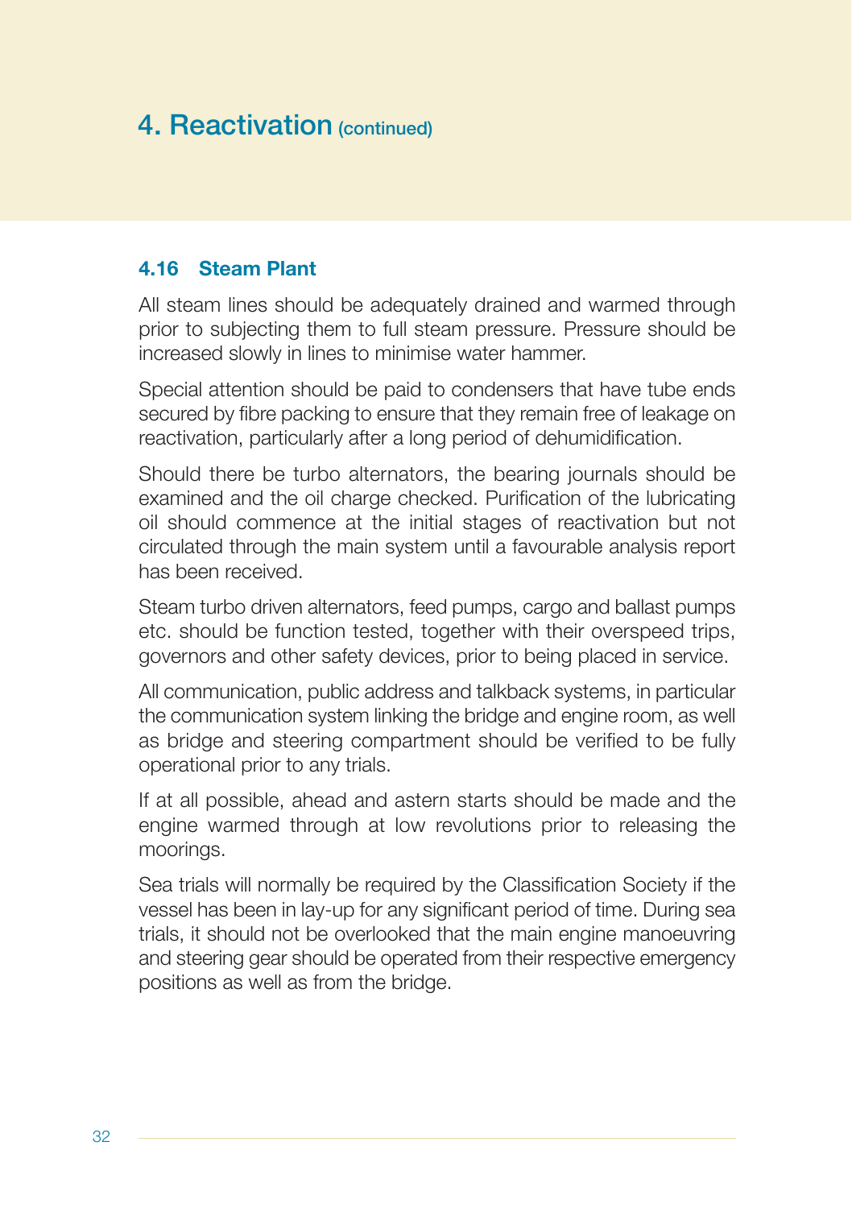# 4. Reactivation (continued)

### 4.16 Steam Plant

All steam lines should be adequately drained and warmed through prior to subjecting them to full steam pressure. Pressure should be increased slowly in lines to minimise water hammer.

Special attention should be paid to condensers that have tube ends secured by fibre packing to ensure that they remain free of leakage on reactivation, particularly after a long period of dehumidification.

Should there be turbo alternators, the bearing journals should be examined and the oil charge checked. Purification of the lubricating oil should commence at the initial stages of reactivation but not circulated through the main system until a favourable analysis report has been received.

Steam turbo driven alternators, feed pumps, cargo and ballast pumps etc. should be function tested, together with their overspeed trips, governors and other safety devices, prior to being placed in service.

All communication, public address and talkback systems, in particular the communication system linking the bridge and engine room, as well as bridge and steering compartment should be verified to be fully operational prior to any trials.

If at all possible, ahead and astern starts should be made and the engine warmed through at low revolutions prior to releasing the moorings.

Sea trials will normally be required by the Classification Society if the vessel has been in lay-up for any significant period of time. During sea trials, it should not be overlooked that the main engine manoeuvring and steering gear should be operated from their respective emergency positions as well as from the bridge.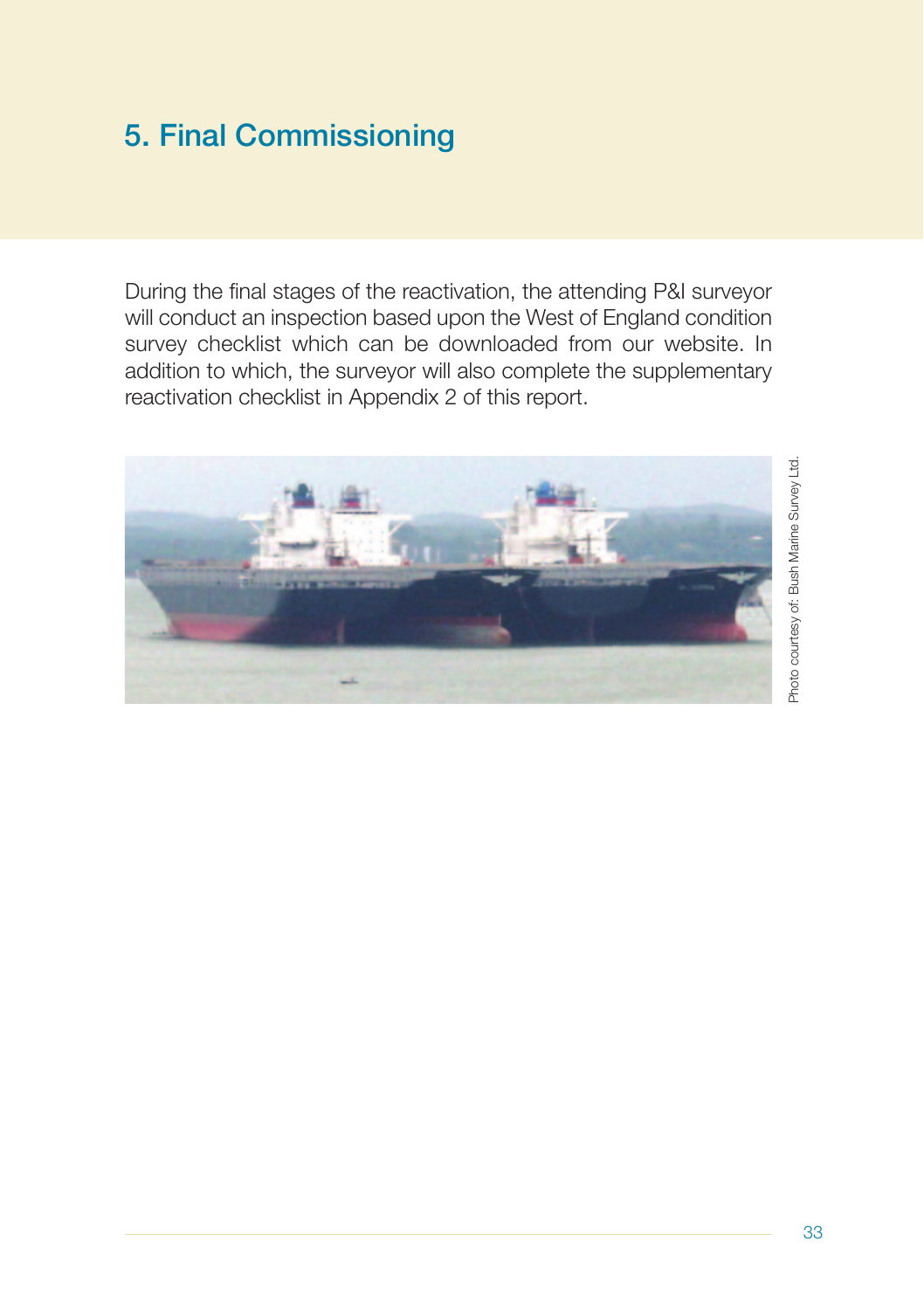# 5. Final Commissioning

During the final stages of the reactivation, the attending P&I surveyor will conduct an inspection based upon the West of England condition survey checklist which can be downloaded from our website. In addition to which, the surveyor will also complete the supplementary reactivation checklist in Appendix 2 of this report.

Photo courtesy of: Bush Marine Survey Ltd.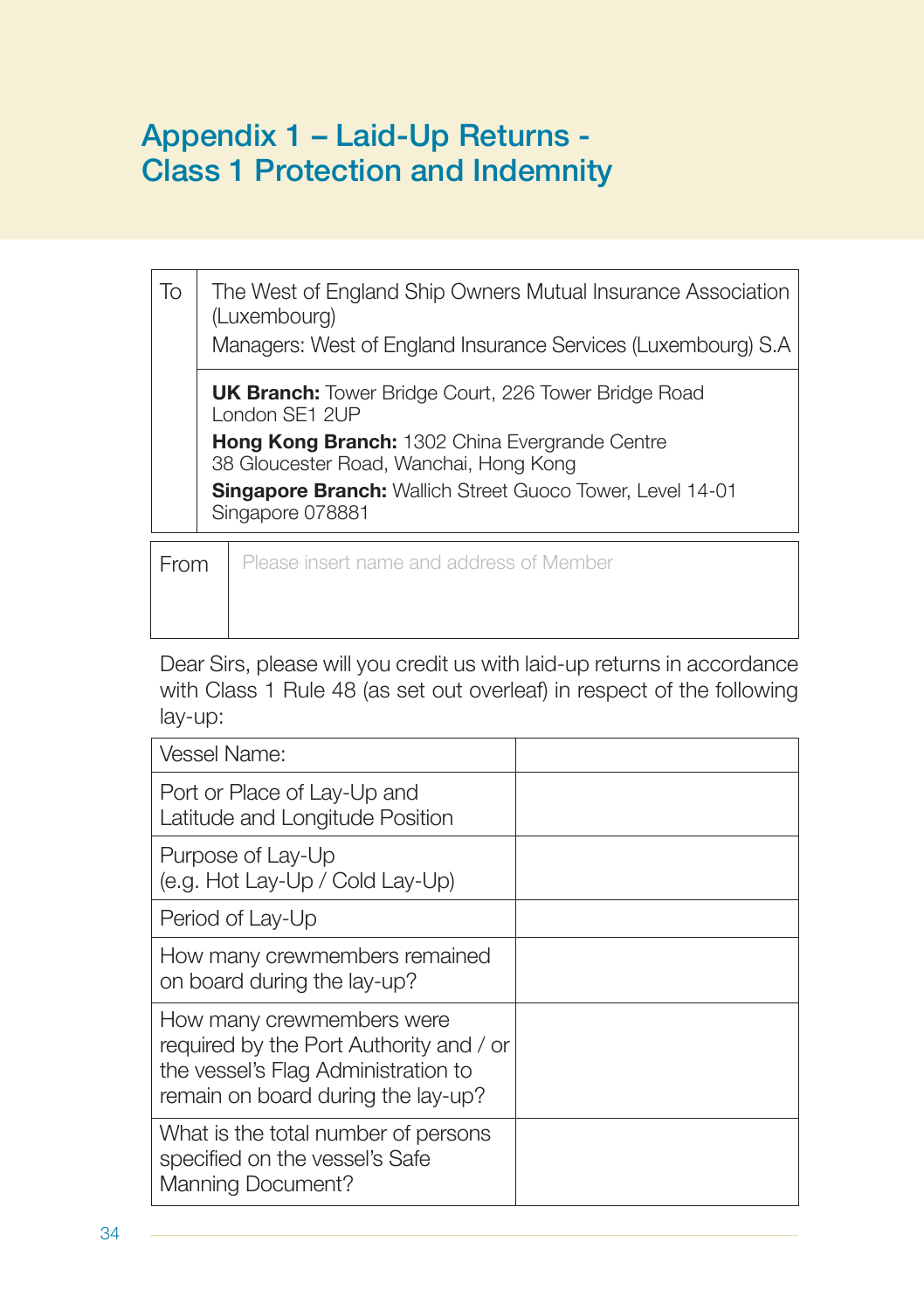# Appendix 1 – Laid-Up Returns - Class 1 Protection and Indemnity

| To | The West of England Ship Owners Mutual Insurance Association (Luxembourg)<br>Managers: West of England Insurance Services (Luxembourg) S.A |
|---|---|
| | **UK Branch:** Tower Bridge Court, 226 Tower Bridge Road London SE1 2UP<br>**Hong Kong Branch:** 1302 China Evergrande Centre 38 Gloucester Road, Wanchai, Hong Kong<br>**Singapore Branch:** Wallich Street Guoco Tower, Level 14-01 Singapore 078881 |

| From | Please insert name and address of Member |
|---|---|

Dear Sirs, please will you credit us with laid-up returns in accordance with Class 1 Rule 48 (as set out overleaf) in respect of the following lay-up:

| Vessel Name: | |
|---|---|
| Port or Place of Lay-Up and Latitude and Longitude Position | |
| Purpose of Lay-Up (e.g. Hot Lay-Up / Cold Lay-Up) | |
| Period of Lay-Up | |
| How many crewmembers remained on board during the lay-up? | |
| How many crewmembers were required by the Port Authority and / or the vessel's Flag Administration to remain on board during the lay-up? | |
| What is the total number of persons specified on the vessel's Safe Manning Document? | |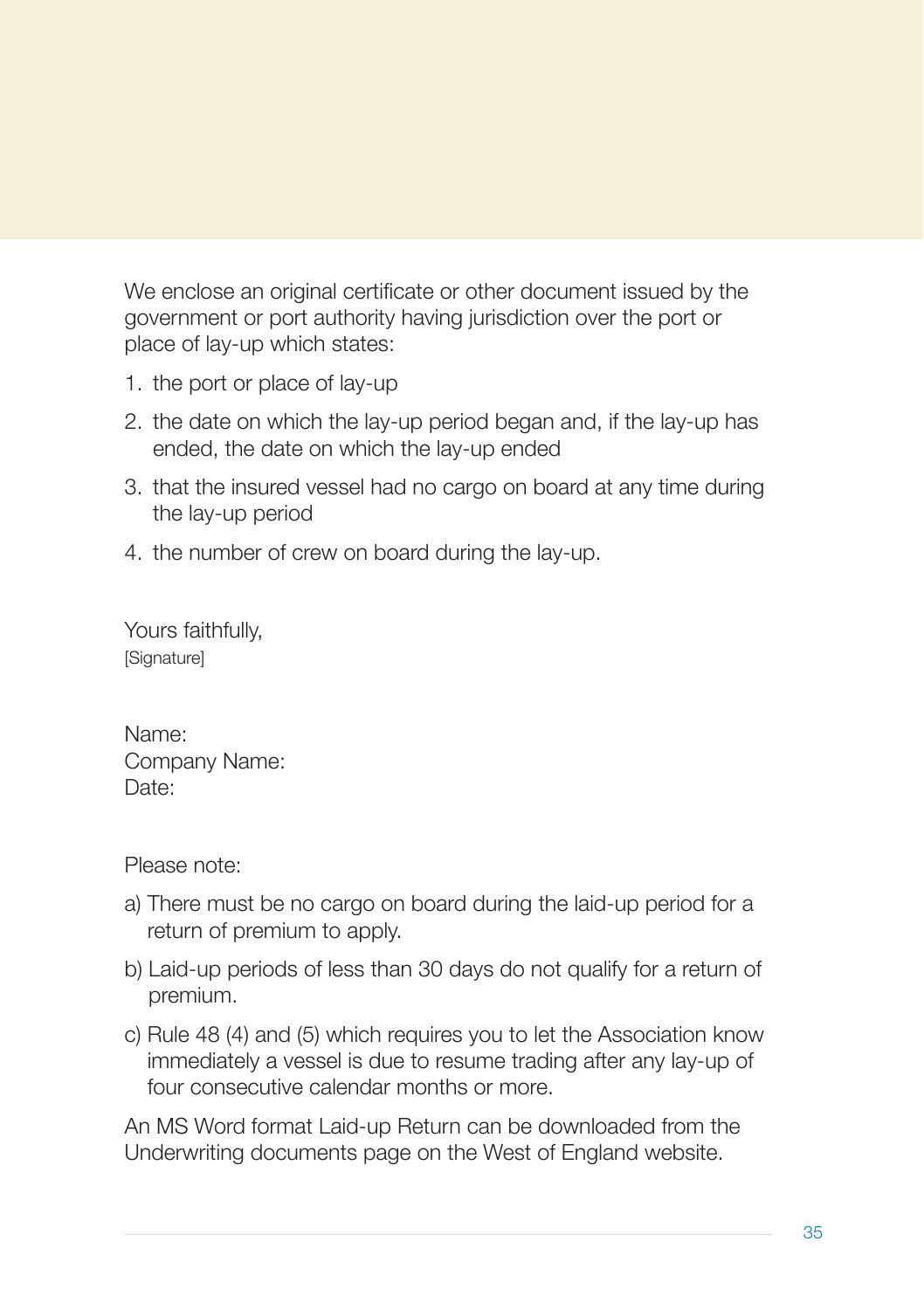We enclose an original certificate or other document issued by the government or port authority having jurisdiction over the port or place of lay-up which states:

1. the port or place of lay-up
2. the date on which the lay-up period began and, if the lay-up has ended, the date on which the lay-up ended
3. that the insured vessel had no cargo on board at any time during the lay-up period
4. the number of crew on board during the lay-up.

Yours faithfully,
[Signature]

Name:
Company Name:
Date:

Please note:

a) There must be no cargo on board during the laid-up period for a return of premium to apply.

b) Laid-up periods of less than 30 days do not qualify for a return of premium.

c) Rule 48 (4) and (5) which requires you to let the Association know immediately a vessel is due to resume trading after any lay-up of four consecutive calendar months or more.

An MS Word format Laid-up Return can be downloaded from the Underwriting documents page on the West of England website.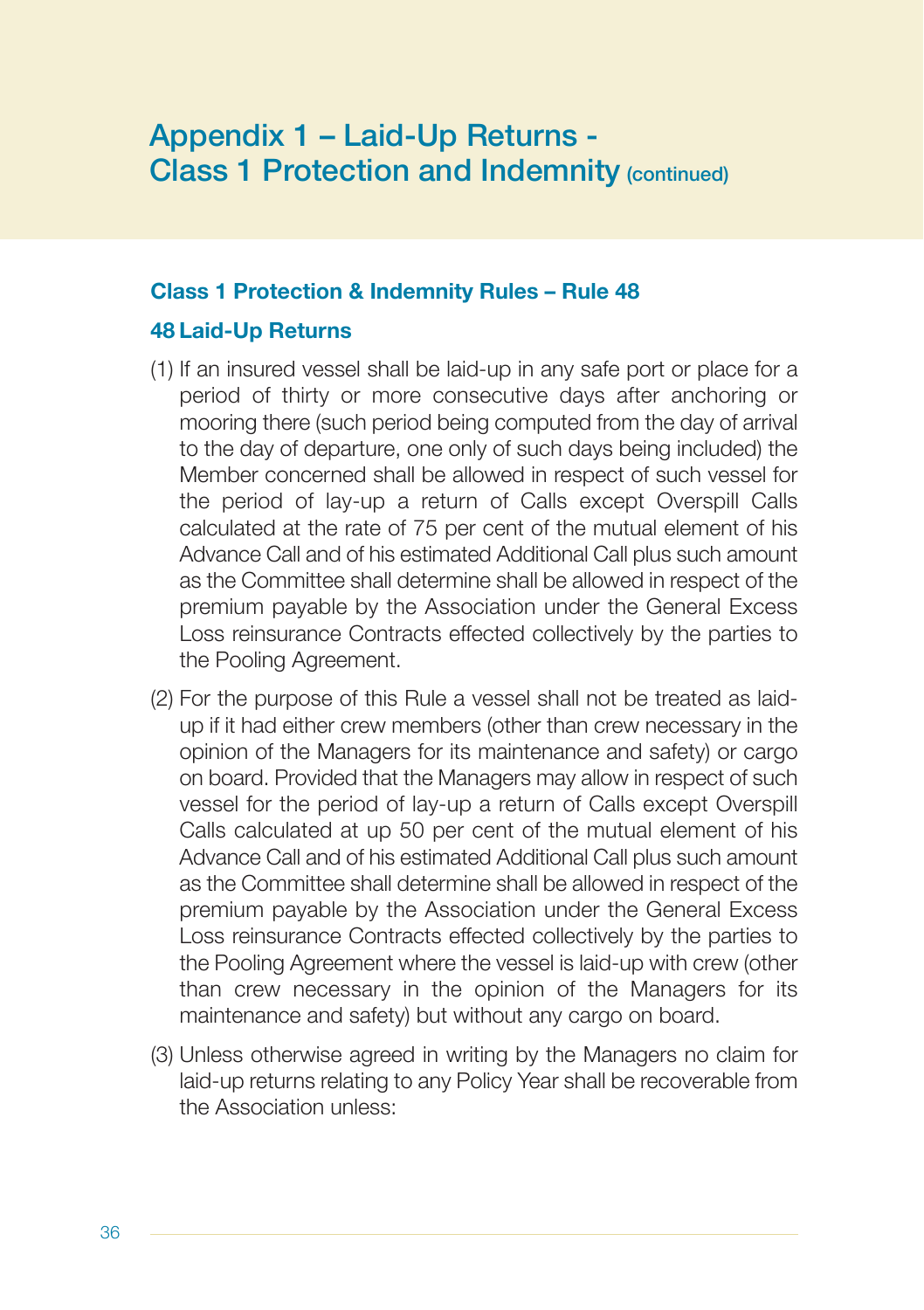# Appendix 1 – Laid-Up Returns - Class 1 Protection and Indemnity (continued)

### Class 1 Protection & Indemnity Rules – Rule 48

### 48 Laid-Up Returns

(1) If an insured vessel shall be laid-up in any safe port or place for a period of thirty or more consecutive days after anchoring or mooring there (such period being computed from the day of arrival to the day of departure, one only of such days being included) the Member concerned shall be allowed in respect of such vessel for the period of lay-up a return of Calls except Overspill Calls calculated at the rate of 75 per cent of the mutual element of his Advance Call and of his estimated Additional Call plus such amount as the Committee shall determine shall be allowed in respect of the premium payable by the Association under the General Excess Loss reinsurance Contracts effected collectively by the parties to the Pooling Agreement.

(2) For the purpose of this Rule a vessel shall not be treated as laid-up if it had either crew members (other than crew necessary in the opinion of the Managers for its maintenance and safety) or cargo on board. Provided that the Managers may allow in respect of such vessel for the period of lay-up a return of Calls except Overspill Calls calculated at up 50 per cent of the mutual element of his Advance Call and of his estimated Additional Call plus such amount as the Committee shall determine shall be allowed in respect of the premium payable by the Association under the General Excess Loss reinsurance Contracts effected collectively by the parties to the Pooling Agreement where the vessel is laid-up with crew (other than crew necessary in the opinion of the Managers for its maintenance and safety) but without any cargo on board.

(3) Unless otherwise agreed in writing by the Managers no claim for laid-up returns relating to any Policy Year shall be recoverable from the Association unless: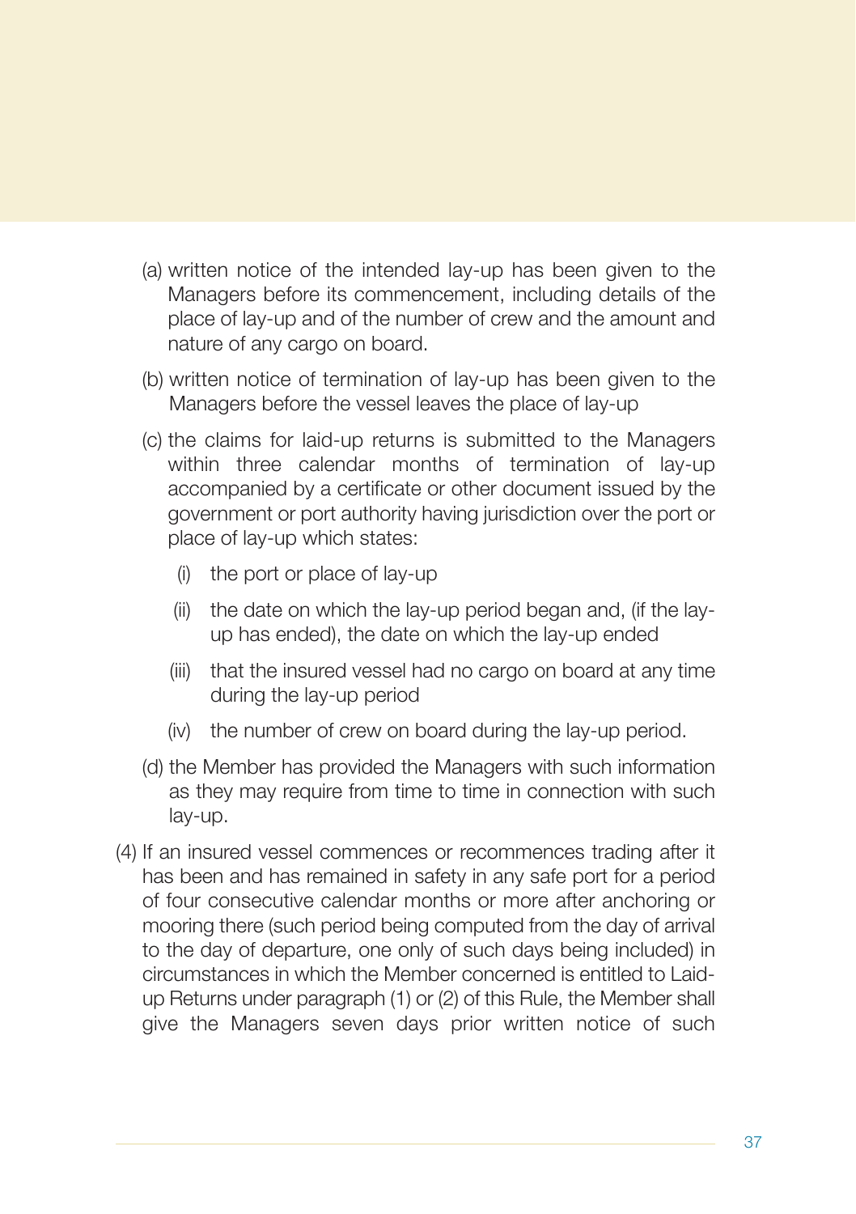(a) written notice of the intended lay-up has been given to the Managers before its commencement, including details of the place of lay-up and of the number of crew and the amount and nature of any cargo on board.

(b) written notice of termination of lay-up has been given to the Managers before the vessel leaves the place of lay-up

(c) the claims for laid-up returns is submitted to the Managers within three calendar months of termination of lay-up accompanied by a certificate or other document issued by the government or port authority having jurisdiction over the port or place of lay-up which states:

   (i) the port or place of lay-up

   (ii) the date on which the lay-up period began and, (if the lay-up has ended), the date on which the lay-up ended

   (iii) that the insured vessel had no cargo on board at any time during the lay-up period

   (iv) the number of crew on board during the lay-up period.

(d) the Member has provided the Managers with such information as they may require from time to time in connection with such lay-up.

(4) If an insured vessel commences or recommences trading after it has been and has remained in safety in any safe port for a period of four consecutive calendar months or more after anchoring or mooring there (such period being computed from the day of arrival to the day of departure, one only of such days being included) in circumstances in which the Member concerned is entitled to Laid-up Returns under paragraph (1) or (2) of this Rule, the Member shall give the Managers seven days prior written notice of such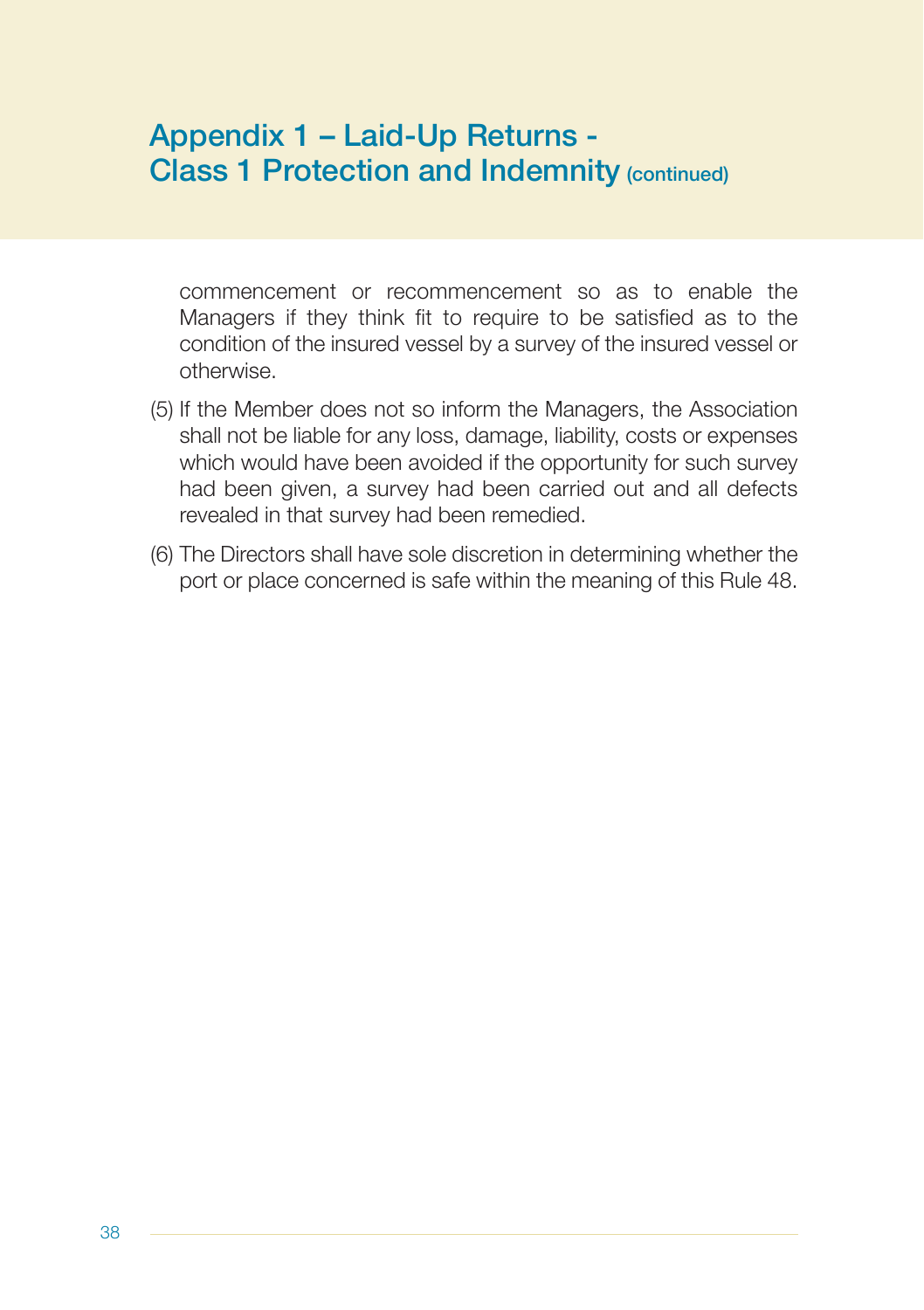## Appendix 1 – Laid-Up Returns - Class 1 Protection and Indemnity (continued)

commencement or recommencement so as to enable the Managers if they think fit to require to be satisfied as to the condition of the insured vessel by a survey of the insured vessel or otherwise.

(5) If the Member does not so inform the Managers, the Association shall not be liable for any loss, damage, liability, costs or expenses which would have been avoided if the opportunity for such survey had been given, a survey had been carried out and all defects revealed in that survey had been remedied.

(6) The Directors shall have sole discretion in determining whether the port or place concerned is safe within the meaning of this Rule 48.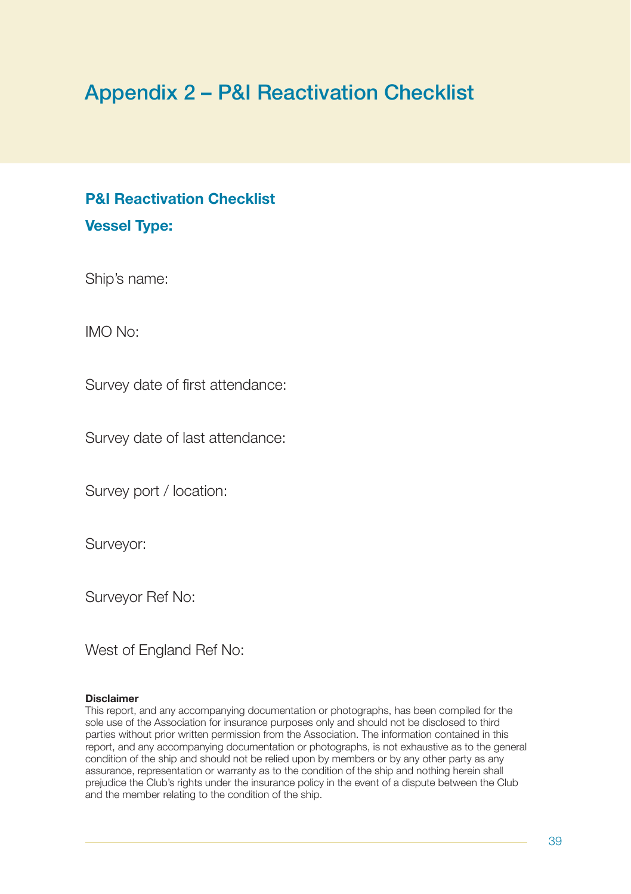# Appendix 2 – P&I Reactivation Checklist

## P&I Reactivation Checklist

## Vessel Type:

Ship's name:

IMO No:

Survey date of first attendance:

Survey date of last attendance:

Survey port / location:

Surveyor:

Surveyor Ref No:

West of England Ref No:

**Disclaimer**

This report, and any accompanying documentation or photographs, has been compiled for the sole use of the Association for insurance purposes only and should not be disclosed to third parties without prior written permission from the Association. The information contained in this report, and any accompanying documentation or photographs, is not exhaustive as to the general condition of the ship and should not be relied upon by members or by any other party as any assurance, representation or warranty as to the condition of the ship and nothing herein shall prejudice the Club's rights under the insurance policy in the event of a dispute between the Club and the member relating to the condition of the ship.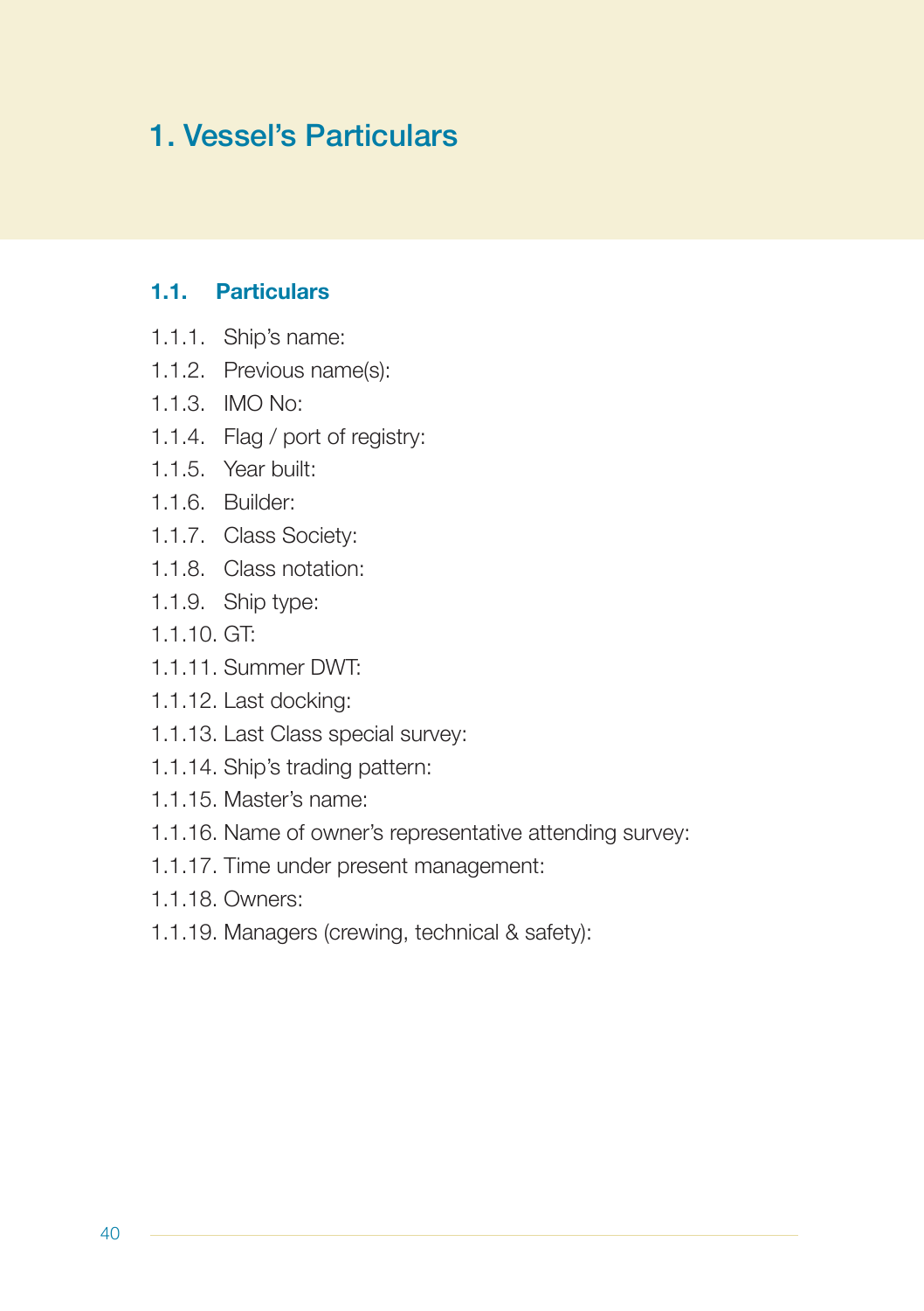# 1. Vessel's Particulars

## 1.1. Particulars

1.1.1. Ship's name:

1.1.2. Previous name(s):

1.1.3. IMO No:

1.1.4. Flag / port of registry:

1.1.5. Year built:

1.1.6. Builder:

1.1.7. Class Society:

1.1.8. Class notation:

1.1.9. Ship type:

1.1.10. GT:

1.1.11. Summer DWT:

1.1.12. Last docking:

1.1.13. Last Class special survey:

1.1.14. Ship's trading pattern:

1.1.15. Master's name:

1.1.16. Name of owner's representative attending survey:

1.1.17. Time under present management:

1.1.18. Owners:

1.1.19. Managers (crewing, technical & safety):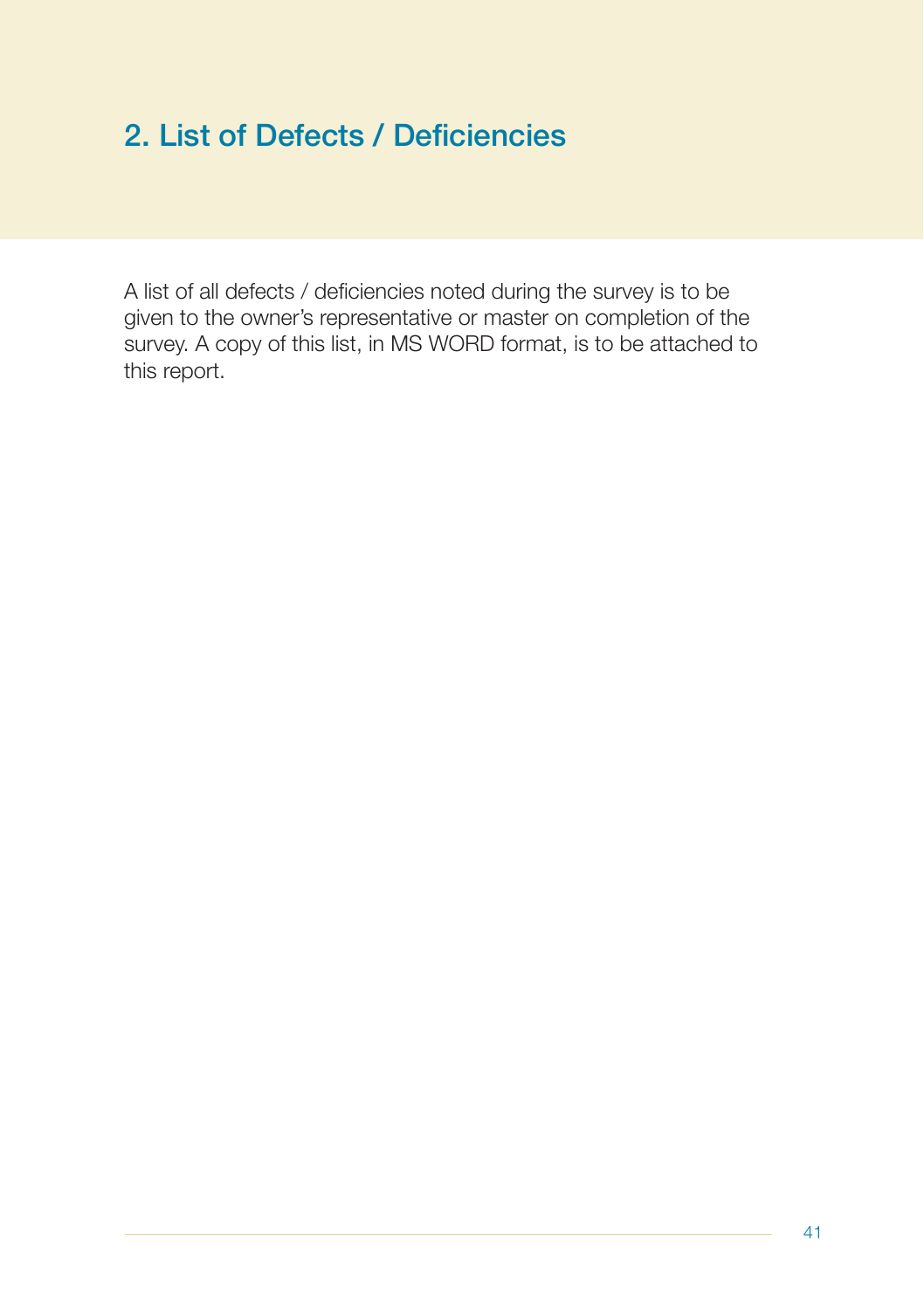## 2. List of Defects / Deficiencies

A list of all defects / deficiencies noted during the survey is to be given to the owner's representative or master on completion of the survey. A copy of this list, in MS WORD format, is to be attached to this report.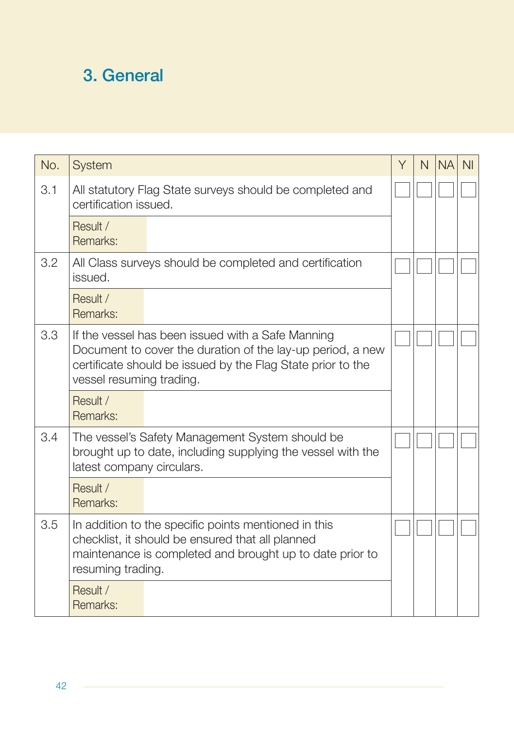## 3. General

| No. | System | Y | N | NA | NI |
|---|---|---|---|---|---|
| 3.1 | All statutory Flag State surveys should be completed and certification issued. | ☐ | ☐ | ☐ | ☐ |
| | Result / Remarks: | | | | |
| 3.2 | All Class surveys should be completed and certification issued. | ☐ | ☐ | ☐ | ☐ |
| | Result / Remarks: | | | | |
| 3.3 | If the vessel has been issued with a Safe Manning Document to cover the duration of the lay-up period, a new certificate should be issued by the Flag State prior to the vessel resuming trading. | ☐ | ☐ | ☐ | ☐ |
| | Result / Remarks: | | | | |
| 3.4 | The vessel's Safety Management System should be brought up to date, including supplying the vessel with the latest company circulars. | ☐ | ☐ | ☐ | ☐ |
| | Result / Remarks: | | | | |
| 3.5 | In addition to the specific points mentioned in this checklist, it should be ensured that all planned maintenance is completed and brought up to date prior to resuming trading. | ☐ | ☐ | ☐ | ☐ |
| | Result / Remarks: | | | | |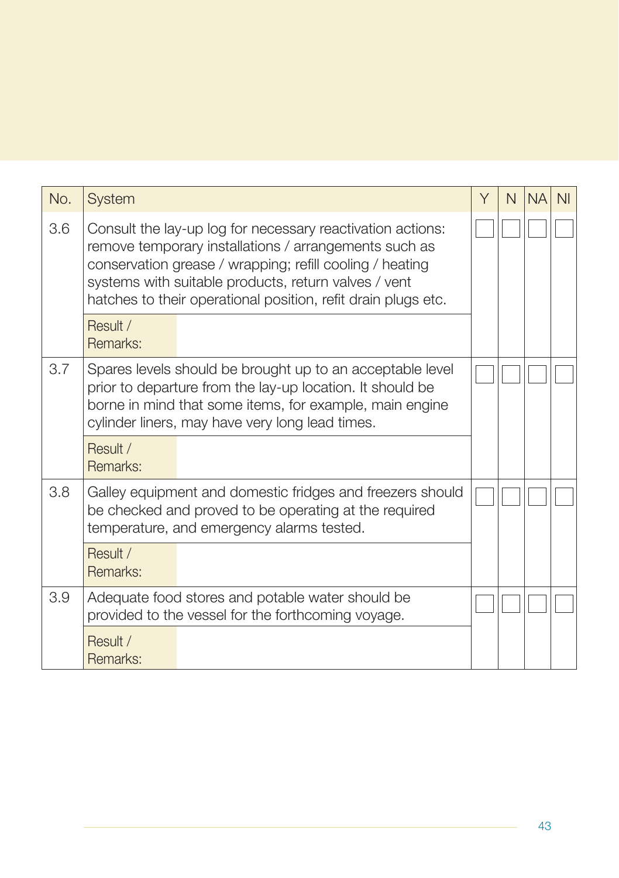| No. | System | Y | N | NA | NI |
|---|---|---|---|---|---|
| 3.6 | Consult the lay-up log for necessary reactivation actions: remove temporary installations / arrangements such as conservation grease / wrapping; refill cooling / heating systems with suitable products, return valves / vent hatches to their operational position, refit drain plugs etc. | ☐ | ☐ | ☐ | ☐ |
| | Result / Remarks: | | | | |
| 3.7 | Spares levels should be brought up to an acceptable level prior to departure from the lay-up location. It should be borne in mind that some items, for example, main engine cylinder liners, may have very long lead times. | ☐ | ☐ | ☐ | ☐ |
| | Result / Remarks: | | | | |
| 3.8 | Galley equipment and domestic fridges and freezers should be checked and proved to be operating at the required temperature, and emergency alarms tested. | ☐ | ☐ | ☐ | ☐ |
| | Result / Remarks: | | | | |
| 3.9 | Adequate food stores and potable water should be provided to the vessel for the forthcoming voyage. | ☐ | ☐ | ☐ | ☐ |
| | Result / Remarks: | | | | |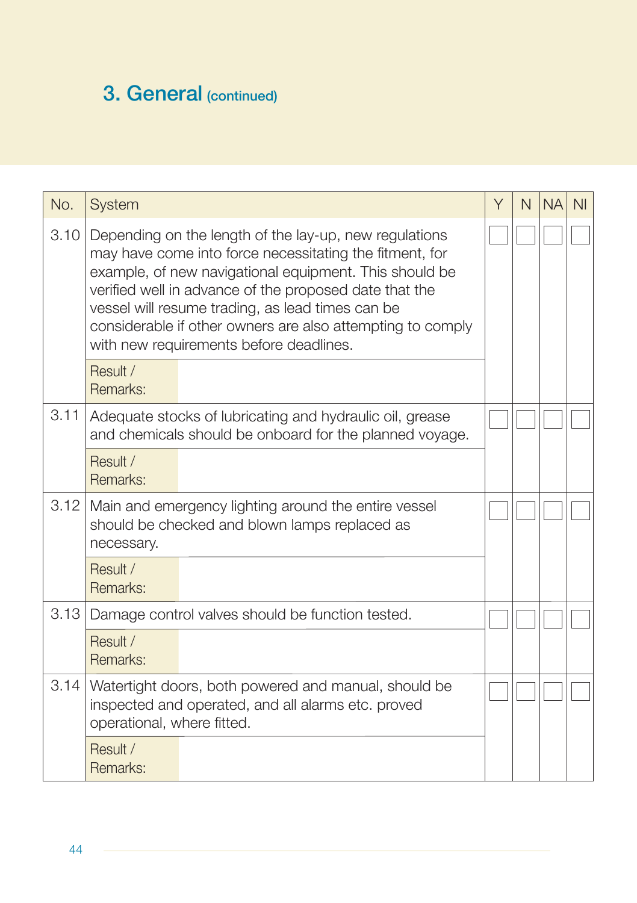## 3. General (continued)

| No. | System | Y | N | NA | NI |
|---|---|---|---|---|---|
| 3.10 | Depending on the length of the lay-up, new regulations may have come into force necessitating the fitment, for example, of new navigational equipment. This should be verified well in advance of the proposed date that the vessel will resume trading, as lead times can be considerable if other owners are also attempting to comply with new requirements before deadlines. | ☐ | ☐ | ☐ | ☐ |
| | Result / Remarks: | | | | |
| 3.11 | Adequate stocks of lubricating and hydraulic oil, grease and chemicals should be onboard for the planned voyage. | ☐ | ☐ | ☐ | ☐ |
| | Result / Remarks: | | | | |
| 3.12 | Main and emergency lighting around the entire vessel should be checked and blown lamps replaced as necessary. | ☐ | ☐ | ☐ | ☐ |
| | Result / Remarks: | | | | |
| 3.13 | Damage control valves should be function tested. | ☐ | ☐ | ☐ | ☐ |
| | Result / Remarks: | | | | |
| 3.14 | Watertight doors, both powered and manual, should be inspected and operated, and all alarms etc. proved operational, where fitted. | ☐ | ☐ | ☐ | ☐ |
| | Result / Remarks: | | | | |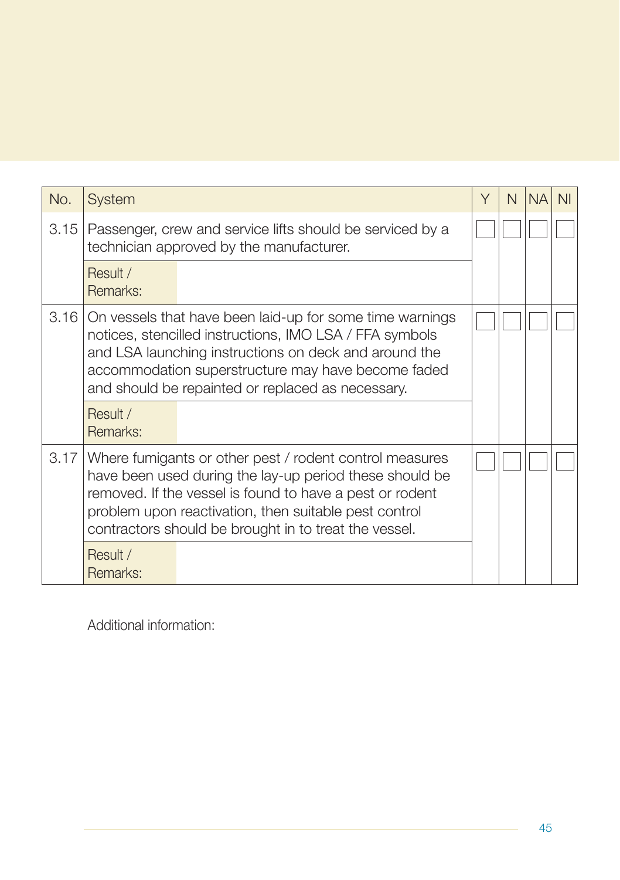| No. | System | Y | N | NA | NI |
|---|---|---|---|---|---|
| 3.15 | Passenger, crew and service lifts should be serviced by a technician approved by the manufacturer. | | | | |
| | Result / Remarks: | | | | |
| 3.16 | On vessels that have been laid-up for some time warnings notices, stencilled instructions, IMO LSA / FFA symbols and LSA launching instructions on deck and around the accommodation superstructure may have become faded and should be repainted or replaced as necessary. | | | | |
| | Result / Remarks: | | | | |
| 3.17 | Where fumigants or other pest / rodent control measures have been used during the lay-up period these should be removed. If the vessel is found to have a pest or rodent problem upon reactivation, then suitable pest control contractors should be brought in to treat the vessel. | | | | |
| | Result / Remarks: | | | | |

Additional information: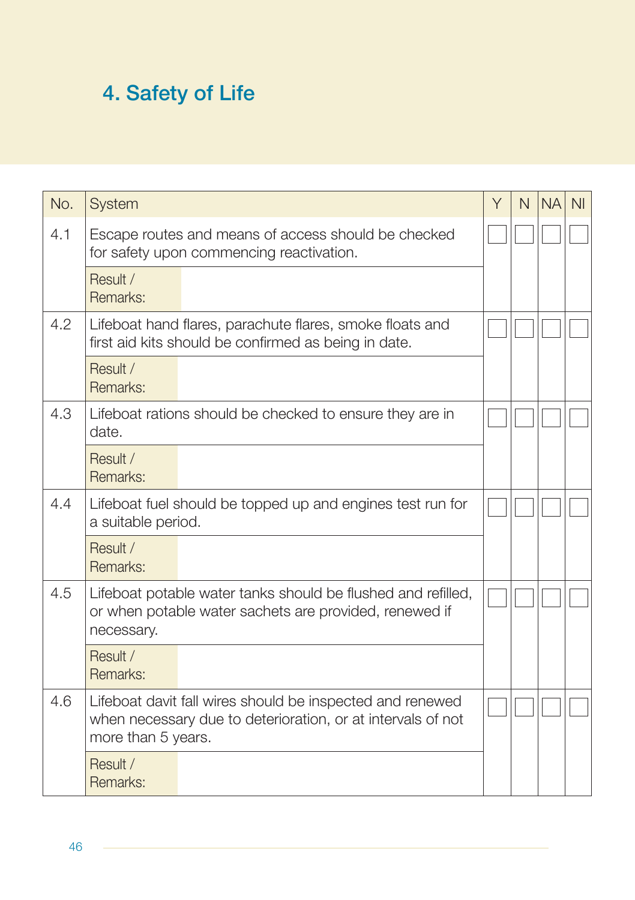# 4. Safety of Life

| No. | System | Y | N | NA | NI |
|---|---|---|---|---|---|
| 4.1 | Escape routes and means of access should be checked for safety upon commencing reactivation. | ☐ | ☐ | ☐ | ☐ |
| | Result / Remarks: | | | | |
| 4.2 | Lifeboat hand flares, parachute flares, smoke floats and first aid kits should be confirmed as being in date. | ☐ | ☐ | ☐ | ☐ |
| | Result / Remarks: | | | | |
| 4.3 | Lifeboat rations should be checked to ensure they are in date. | ☐ | ☐ | ☐ | ☐ |
| | Result / Remarks: | | | | |
| 4.4 | Lifeboat fuel should be topped up and engines test run for a suitable period. | ☐ | ☐ | ☐ | ☐ |
| | Result / Remarks: | | | | |
| 4.5 | Lifeboat potable water tanks should be flushed and refilled, or when potable water sachets are provided, renewed if necessary. | ☐ | ☐ | ☐ | ☐ |
| | Result / Remarks: | | | | |
| 4.6 | Lifeboat davit fall wires should be inspected and renewed when necessary due to deterioration, or at intervals of not more than 5 years. | ☐ | ☐ | ☐ | ☐ |
| | Result / Remarks: | | | | |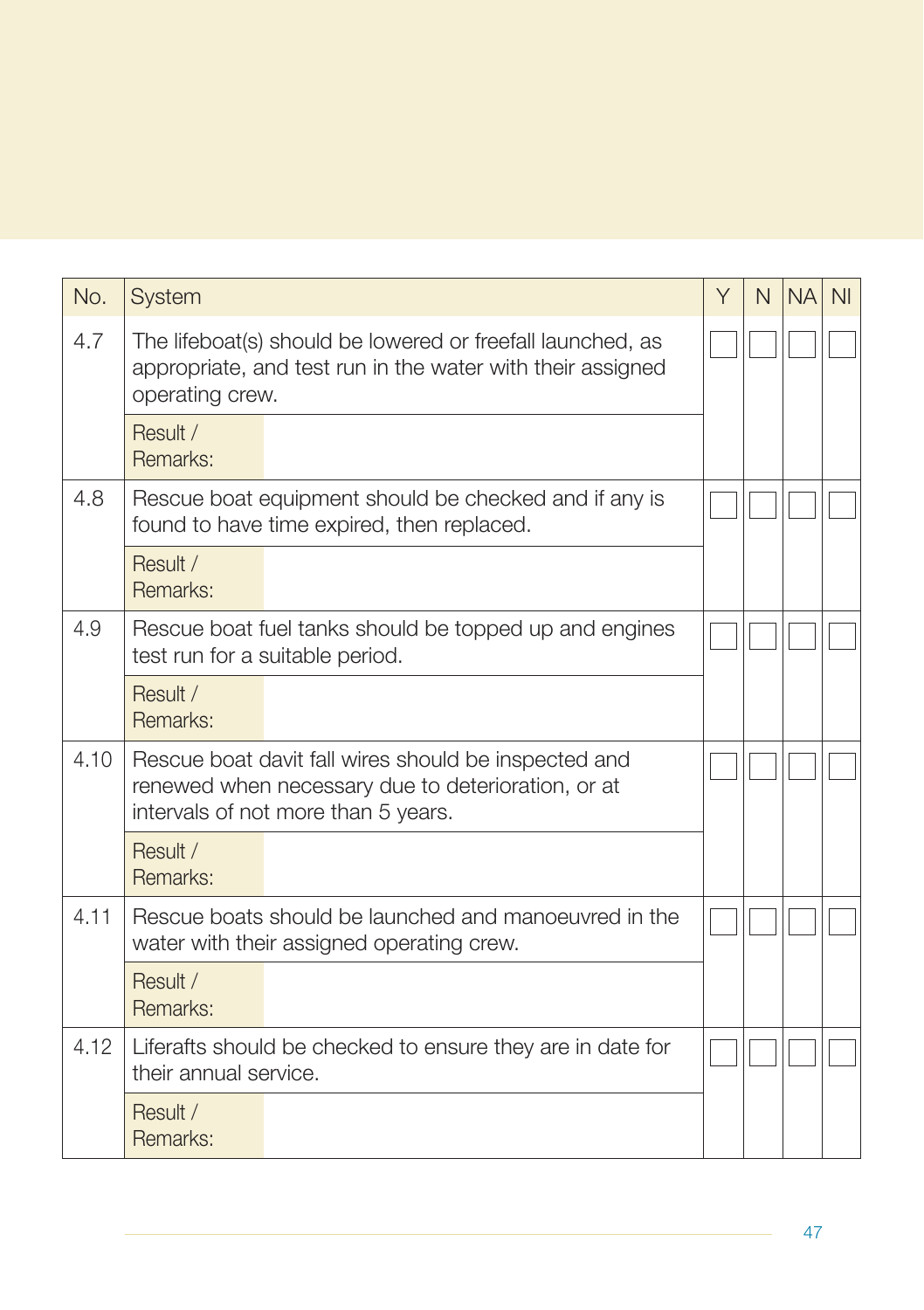| No. | System | Y | N | NA | NI |
|---|---|---|---|---|---|
| 4.7 | The lifeboat(s) should be lowered or freefall launched, as appropriate, and test run in the water with their assigned operating crew. | ☐ | ☐ | ☐ | ☐ |
| | Result / Remarks: | | | | |
| 4.8 | Rescue boat equipment should be checked and if any is found to have time expired, then replaced. | ☐ | ☐ | ☐ | ☐ |
| | Result / Remarks: | | | | |
| 4.9 | Rescue boat fuel tanks should be topped up and engines test run for a suitable period. | ☐ | ☐ | ☐ | ☐ |
| | Result / Remarks: | | | | |
| 4.10 | Rescue boat davit fall wires should be inspected and renewed when necessary due to deterioration, or at intervals of not more than 5 years. | ☐ | ☐ | ☐ | ☐ |
| | Result / Remarks: | | | | |
| 4.11 | Rescue boats should be launched and manoeuvred in the water with their assigned operating crew. | ☐ | ☐ | ☐ | ☐ |
| | Result / Remarks: | | | | |
| 4.12 | Liferafts should be checked to ensure they are in date for their annual service. | ☐ | ☐ | ☐ | ☐ |
| | Result / Remarks: | | | | |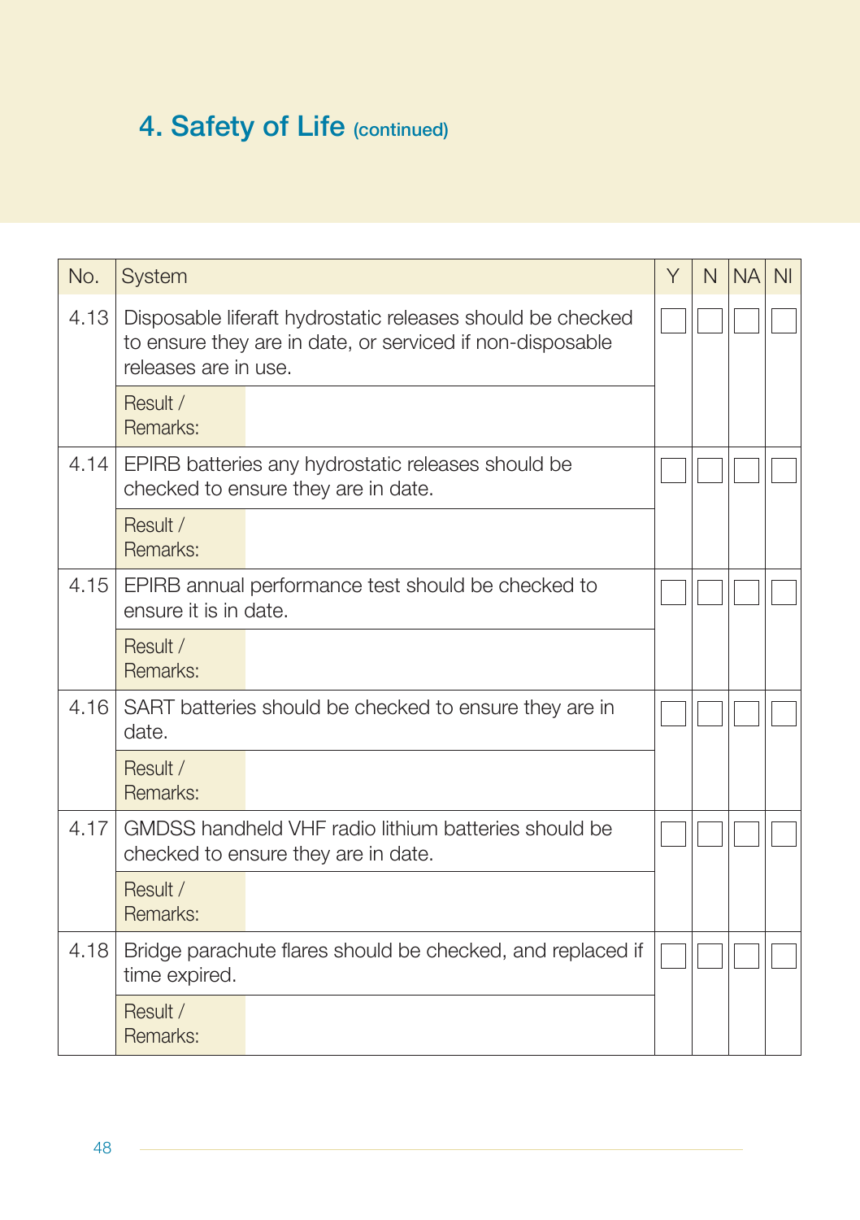## 4. Safety of Life (continued)

| No. | System | Y | N | NA | NI |
|---|---|---|---|---|---|
| 4.13 | Disposable liferaft hydrostatic releases should be checked to ensure they are in date, or serviced if non-disposable releases are in use. | ☐ | ☐ | ☐ | ☐ |
| | Result / Remarks: | | | | |
| 4.14 | EPIRB batteries any hydrostatic releases should be checked to ensure they are in date. | ☐ | ☐ | ☐ | ☐ |
| | Result / Remarks: | | | | |
| 4.15 | EPIRB annual performance test should be checked to ensure it is in date. | ☐ | ☐ | ☐ | ☐ |
| | Result / Remarks: | | | | |
| 4.16 | SART batteries should be checked to ensure they are in date. | ☐ | ☐ | ☐ | ☐ |
| | Result / Remarks: | | | | |
| 4.17 | GMDSS handheld VHF radio lithium batteries should be checked to ensure they are in date. | ☐ | ☐ | ☐ | ☐ |
| | Result / Remarks: | | | | |
| 4.18 | Bridge parachute flares should be checked, and replaced if time expired. | ☐ | ☐ | ☐ | ☐ |
| | Result / Remarks: | | | | |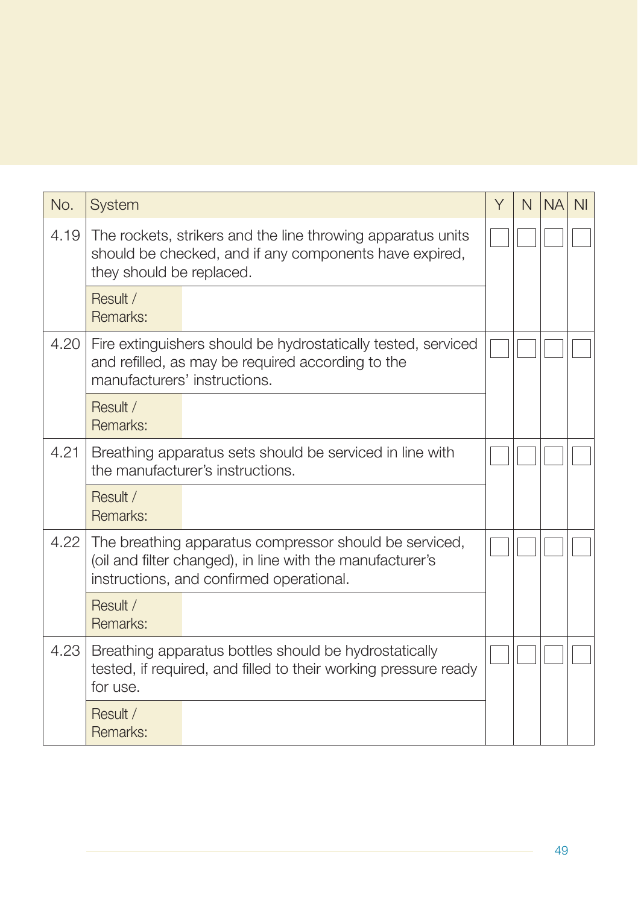| No. | System | Y | N | NA | NI |
|---|---|---|---|---|---|
| 4.19 | The rockets, strikers and the line throwing apparatus units should be checked, and if any components have expired, they should be replaced. | ☐ | ☐ | ☐ | ☐ |
| | Result / Remarks: | | | | |
| 4.20 | Fire extinguishers should be hydrostatically tested, serviced and refilled, as may be required according to the manufacturers' instructions. | ☐ | ☐ | ☐ | ☐ |
| | Result / Remarks: | | | | |
| 4.21 | Breathing apparatus sets should be serviced in line with the manufacturer's instructions. | ☐ | ☐ | ☐ | ☐ |
| | Result / Remarks: | | | | |
| 4.22 | The breathing apparatus compressor should be serviced, (oil and filter changed), in line with the manufacturer's instructions, and confirmed operational. | ☐ | ☐ | ☐ | ☐ |
| | Result / Remarks: | | | | |
| 4.23 | Breathing apparatus bottles should be hydrostatically tested, if required, and filled to their working pressure ready for use. | ☐ | ☐ | ☐ | ☐ |
| | Result / Remarks: | | | | |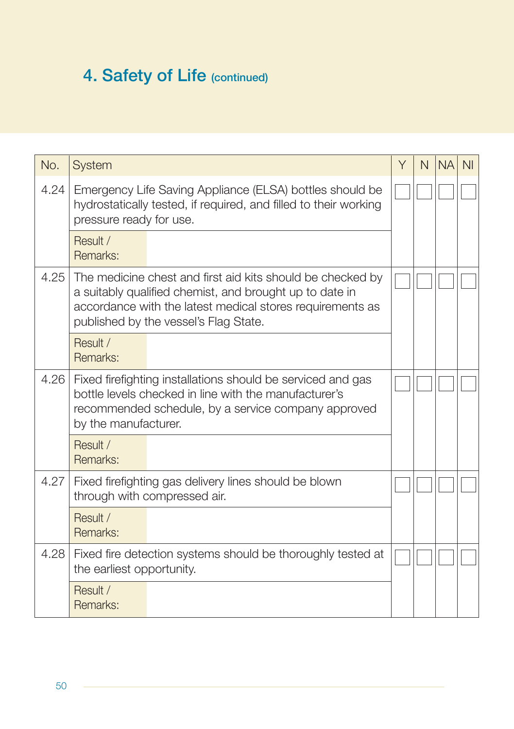## 4. Safety of Life (continued)

| No. | System | Y | N | NA | NI |
|---|---|---|---|---|---|
| 4.24 | Emergency Life Saving Appliance (ELSA) bottles should be hydrostatically tested, if required, and filled to their working pressure ready for use. | ☐ | ☐ | ☐ | ☐ |
| | Result / Remarks: | | | | |
| 4.25 | The medicine chest and first aid kits should be checked by a suitably qualified chemist, and brought up to date in accordance with the latest medical stores requirements as published by the vessel's Flag State. | ☐ | ☐ | ☐ | ☐ |
| | Result / Remarks: | | | | |
| 4.26 | Fixed firefighting installations should be serviced and gas bottle levels checked in line with the manufacturer's recommended schedule, by a service company approved by the manufacturer. | ☐ | ☐ | ☐ | ☐ |
| | Result / Remarks: | | | | |
| 4.27 | Fixed firefighting gas delivery lines should be blown through with compressed air. | ☐ | ☐ | ☐ | ☐ |
| | Result / Remarks: | | | | |
| 4.28 | Fixed fire detection systems should be thoroughly tested at the earliest opportunity. | ☐ | ☐ | ☐ | ☐ |
| | Result / Remarks: | | | | |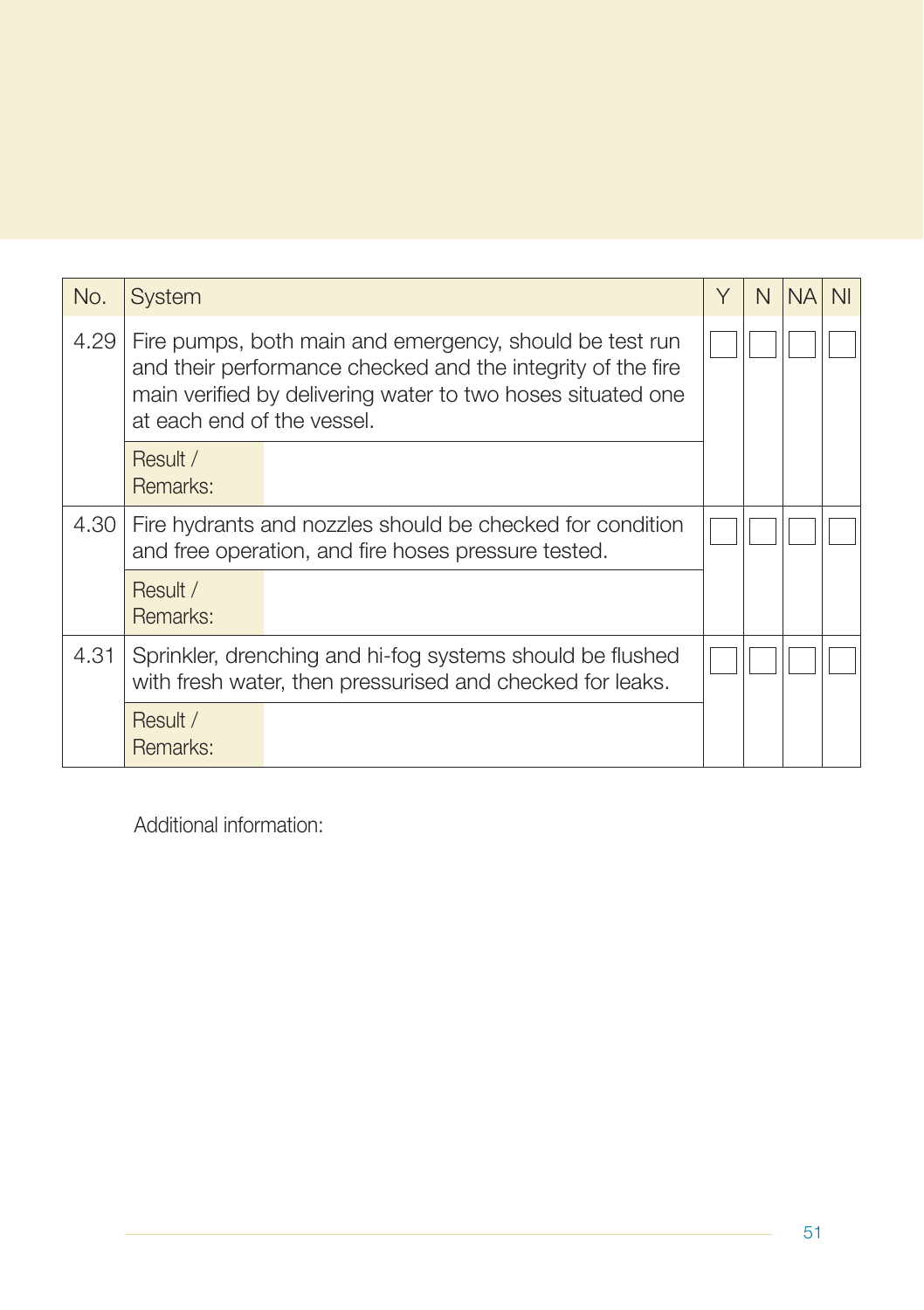| No. | System | Y | N | NA | NI |
|---|---|---|---|---|---|
| 4.29 | Fire pumps, both main and emergency, should be test run and their performance checked and the integrity of the fire main verified by delivering water to two hoses situated one at each end of the vessel. | ☐ | ☐ | ☐ | ☐ |
| | Result / Remarks: | | | | |
| 4.30 | Fire hydrants and nozzles should be checked for condition and free operation, and fire hoses pressure tested. | ☐ | ☐ | ☐ | ☐ |
| | Result / Remarks: | | | | |
| 4.31 | Sprinkler, drenching and hi-fog systems should be flushed with fresh water, then pressurised and checked for leaks. | ☐ | ☐ | ☐ | ☐ |
| | Result / Remarks: | | | | |

Additional information: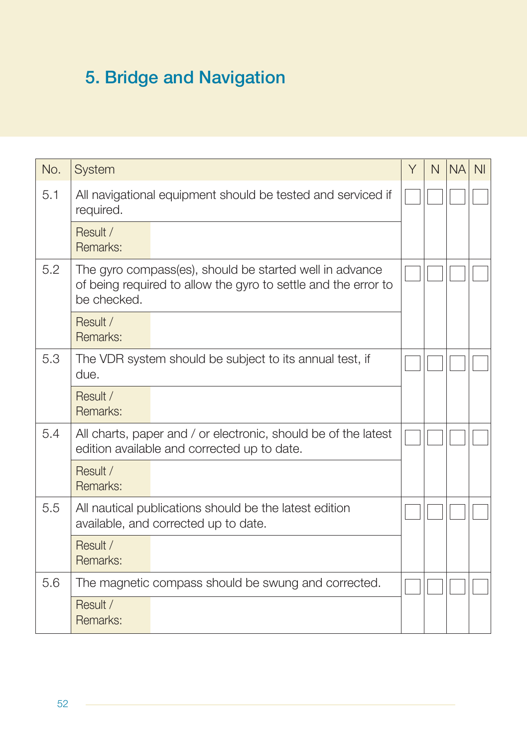# 5. Bridge and Navigation

| No. | System | Y | N | NA | NI |
|---|---|---|---|---|---|
| 5.1 | All navigational equipment should be tested and serviced if required. | ☐ | ☐ | ☐ | ☐ |
| | Result / Remarks: | | | | |
| 5.2 | The gyro compass(es), should be started well in advance of being required to allow the gyro to settle and the error to be checked. | ☐ | ☐ | ☐ | ☐ |
| | Result / Remarks: | | | | |
| 5.3 | The VDR system should be subject to its annual test, if due. | ☐ | ☐ | ☐ | ☐ |
| | Result / Remarks: | | | | |
| 5.4 | All charts, paper and / or electronic, should be of the latest edition available and corrected up to date. | ☐ | ☐ | ☐ | ☐ |
| | Result / Remarks: | | | | |
| 5.5 | All nautical publications should be the latest edition available, and corrected up to date. | ☐ | ☐ | ☐ | ☐ |
| | Result / Remarks: | | | | |
| 5.6 | The magnetic compass should be swung and corrected. | ☐ | ☐ | ☐ | ☐ |
| | Result / Remarks: | | | | |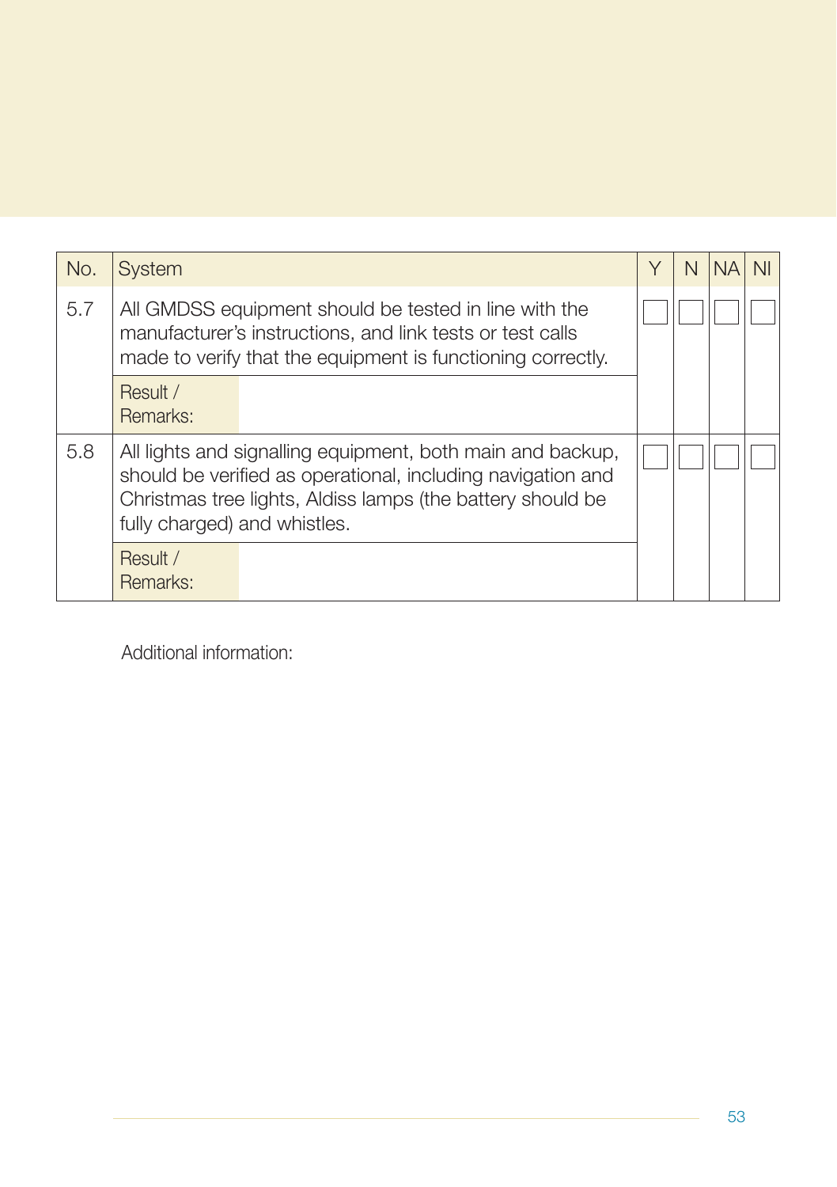| No. | System | Y | N | NA | NI |
|---|---|---|---|---|---|
| 5.7 | All GMDSS equipment should be tested in line with the manufacturer's instructions, and link tests or test calls made to verify that the equipment is functioning correctly. | ☐ | ☐ | ☐ | ☐ |
| | Result / Remarks: | | | | |
| 5.8 | All lights and signalling equipment, both main and backup, should be verified as operational, including navigation and Christmas tree lights, Aldiss lamps (the battery should be fully charged) and whistles. | ☐ | ☐ | ☐ | ☐ |
| | Result / Remarks: | | | | |

Additional information: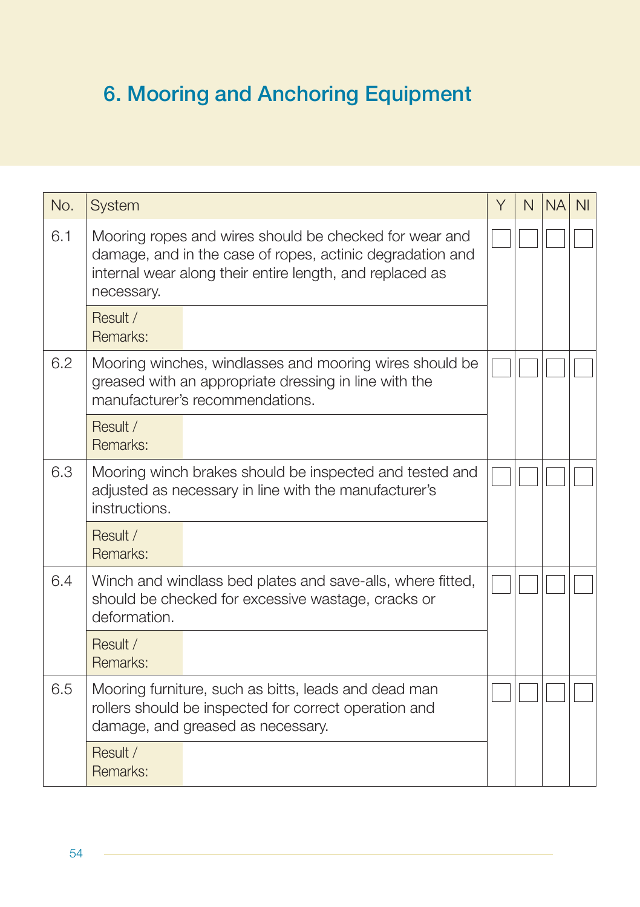# 6. Mooring and Anchoring Equipment

| No. | System | Y | N | NA | NI |
|---|---|---|---|---|---|
| 6.1 | Mooring ropes and wires should be checked for wear and damage, and in the case of ropes, actinic degradation and internal wear along their entire length, and replaced as necessary. | ☐ | ☐ | ☐ | ☐ |
| | Result / Remarks: | | | | |
| 6.2 | Mooring winches, windlasses and mooring wires should be greased with an appropriate dressing in line with the manufacturer's recommendations. | ☐ | ☐ | ☐ | ☐ |
| | Result / Remarks: | | | | |
| 6.3 | Mooring winch brakes should be inspected and tested and adjusted as necessary in line with the manufacturer's instructions. | ☐ | ☐ | ☐ | ☐ |
| | Result / Remarks: | | | | |
| 6.4 | Winch and windlass bed plates and save-alls, where fitted, should be checked for excessive wastage, cracks or deformation. | ☐ | ☐ | ☐ | ☐ |
| | Result / Remarks: | | | | |
| 6.5 | Mooring furniture, such as bitts, leads and dead man rollers should be inspected for correct operation and damage, and greased as necessary. | ☐ | ☐ | ☐ | ☐ |
| | Result / Remarks: | | | | |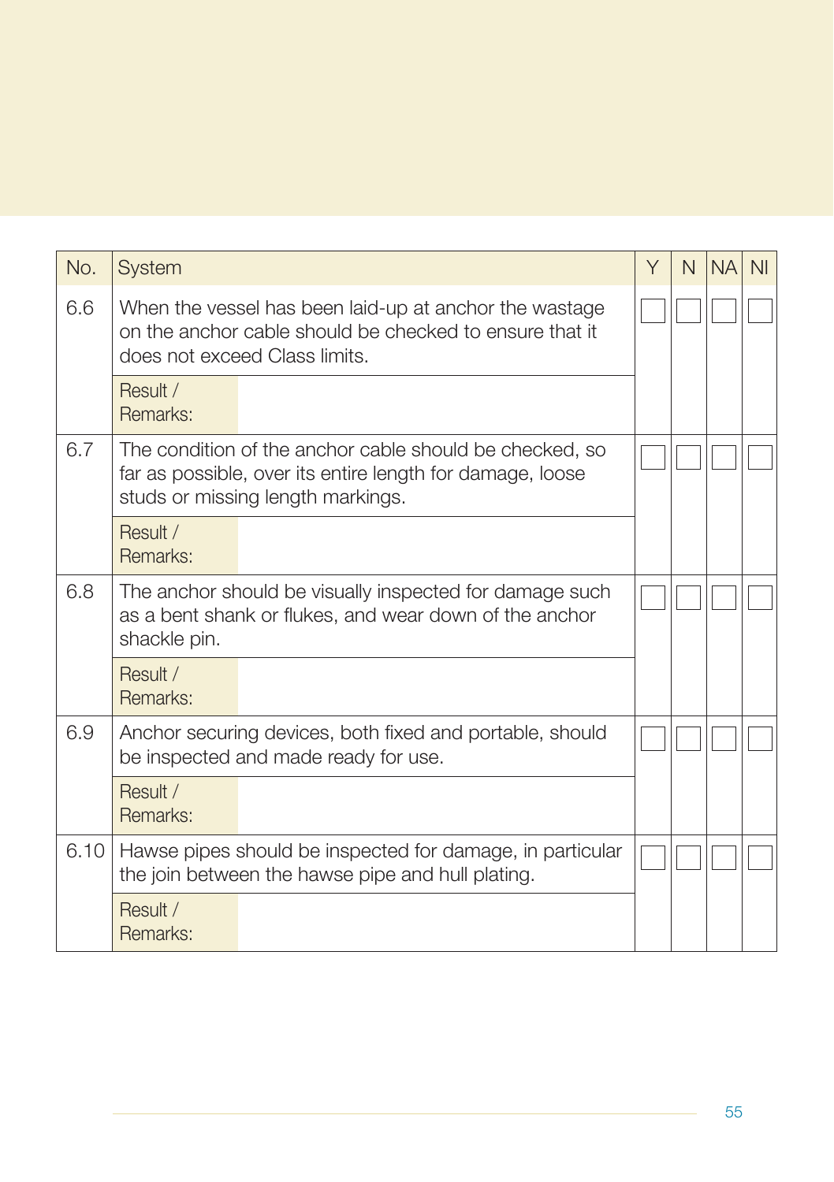| No. | System | Y | N | NA | NI |
| --- | --- | --- | --- | --- | --- |
| 6.6 | When the vessel has been laid-up at anchor the wastage on the anchor cable should be checked to ensure that it does not exceed Class limits. | ☐ | ☐ | ☐ | ☐ |
| | Result / Remarks: | | | | |
| 6.7 | The condition of the anchor cable should be checked, so far as possible, over its entire length for damage, loose studs or missing length markings. | ☐ | ☐ | ☐ | ☐ |
| | Result / Remarks: | | | | |
| 6.8 | The anchor should be visually inspected for damage such as a bent shank or flukes, and wear down of the anchor shackle pin. | ☐ | ☐ | ☐ | ☐ |
| | Result / Remarks: | | | | |
| 6.9 | Anchor securing devices, both fixed and portable, should be inspected and made ready for use. | ☐ | ☐ | ☐ | ☐ |
| | Result / Remarks: | | | | |
| 6.10 | Hawse pipes should be inspected for damage, in particular the join between the hawse pipe and hull plating. | ☐ | ☐ | ☐ | ☐ |
| | Result / Remarks: | | | | |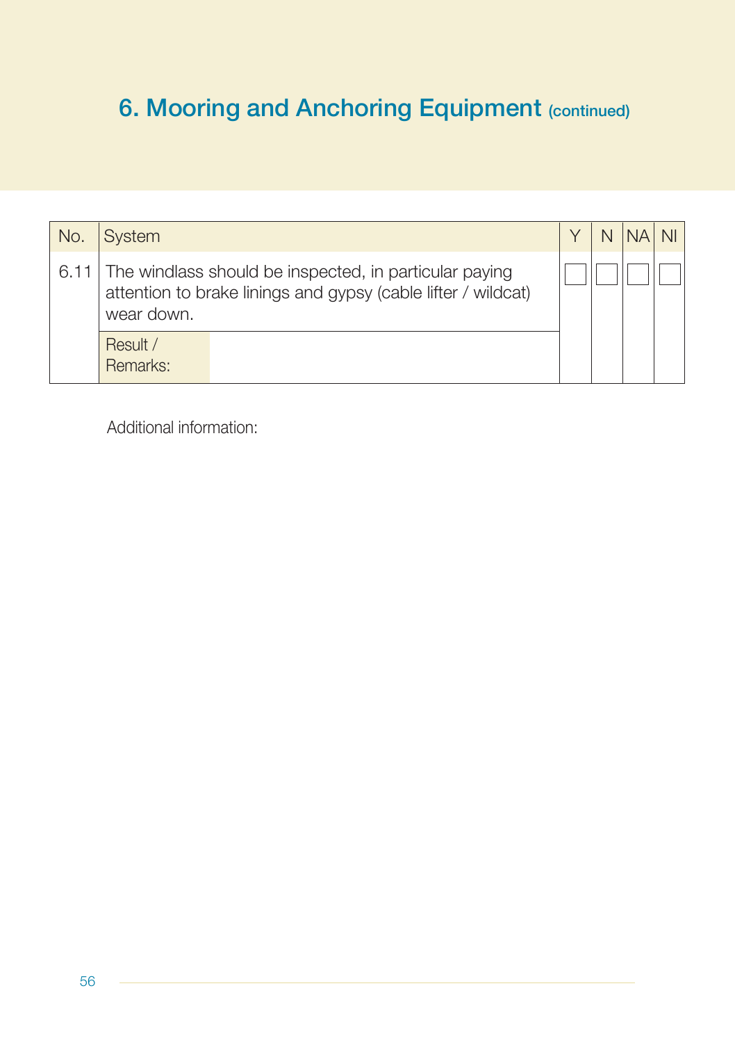# 6. Mooring and Anchoring Equipment (continued)

| No. | System | Y | N | NA | NI |
|---|---|---|---|---|---|
| 6.11 | The windlass should be inspected, in particular paying attention to brake linings and gypsy (cable lifter / wildcat) wear down. | ☐ | ☐ | ☐ | ☐ |
| | Result / Remarks: | | | | |

Additional information: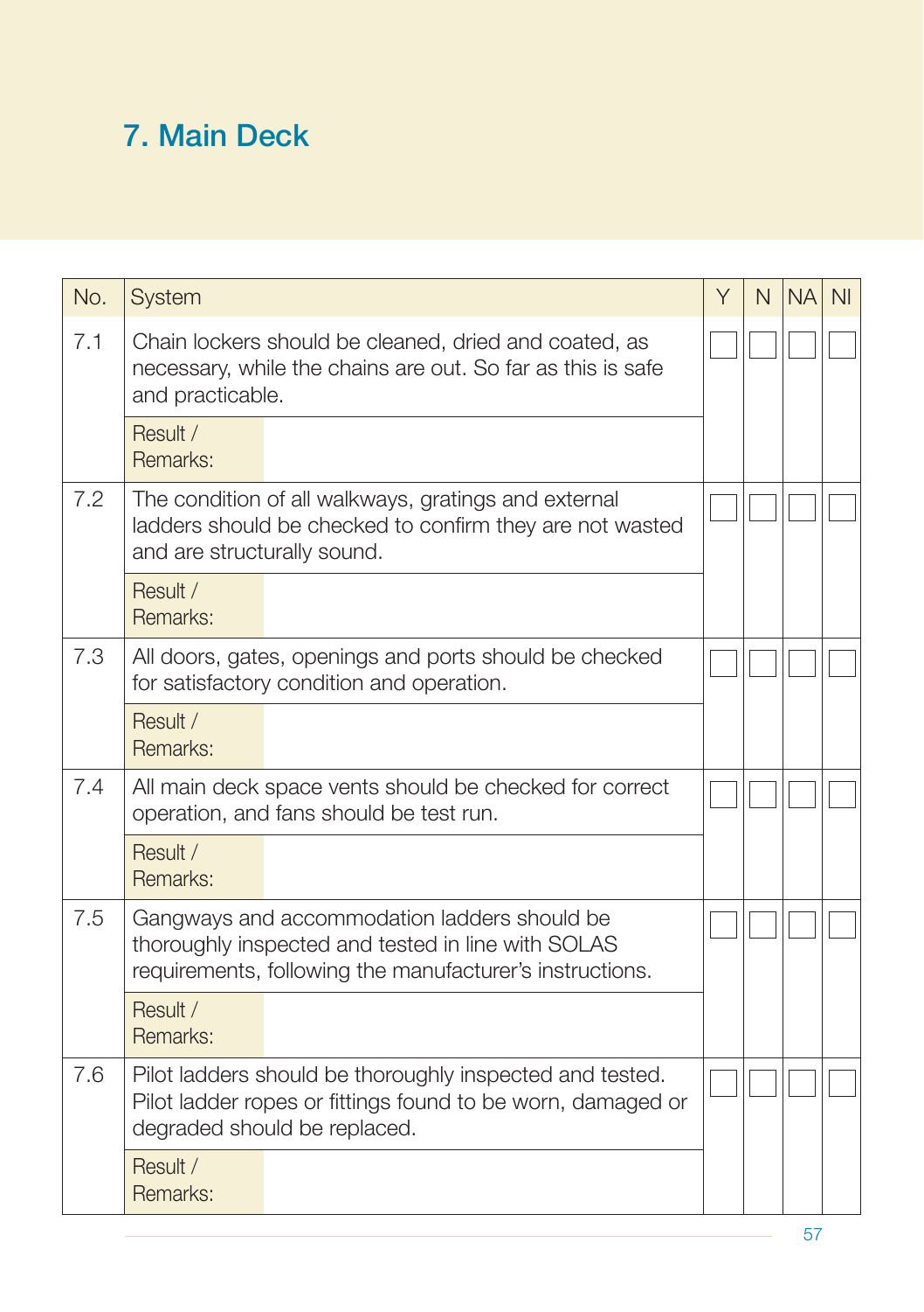# 7. Main Deck

| No. | System | Y | N | NA | NI |
|---|---|---|---|---|---|
| 7.1 | Chain lockers should be cleaned, dried and coated, as necessary, while the chains are out. So far as this is safe and practicable. | ☐ | ☐ | ☐ | ☐ |
| | Result / Remarks: | | | | |
| 7.2 | The condition of all walkways, gratings and external ladders should be checked to confirm they are not wasted and are structurally sound. | ☐ | ☐ | ☐ | ☐ |
| | Result / Remarks: | | | | |
| 7.3 | All doors, gates, openings and ports should be checked for satisfactory condition and operation. | ☐ | ☐ | ☐ | ☐ |
| | Result / Remarks: | | | | |
| 7.4 | All main deck space vents should be checked for correct operation, and fans should be test run. | ☐ | ☐ | ☐ | ☐ |
| | Result / Remarks: | | | | |
| 7.5 | Gangways and accommodation ladders should be thoroughly inspected and tested in line with SOLAS requirements, following the manufacturer's instructions. | ☐ | ☐ | ☐ | ☐ |
| | Result / Remarks: | | | | |
| 7.6 | Pilot ladders should be thoroughly inspected and tested. Pilot ladder ropes or fittings found to be worn, damaged or degraded should be replaced. | ☐ | ☐ | ☐ | ☐ |
| | Result / Remarks: | | | | |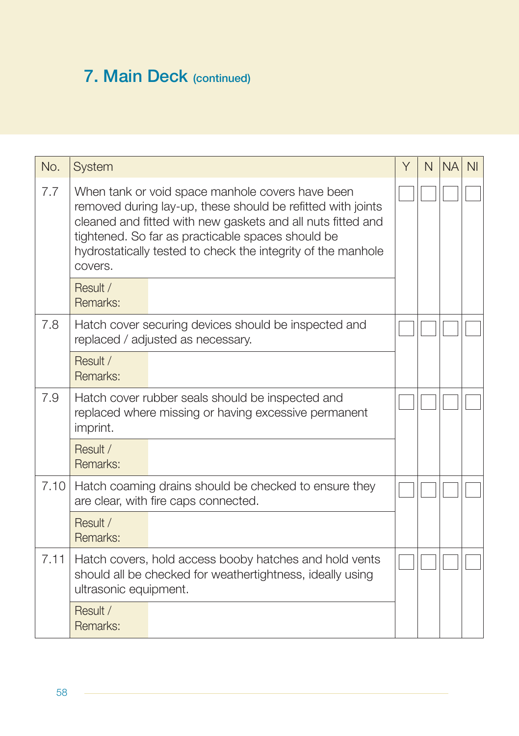## 7. Main Deck (continued)

| No. | System | Y | N | NA | NI |
|---|---|---|---|---|---|
| 7.7 | When tank or void space manhole covers have been removed during lay-up, these should be refitted with joints cleaned and fitted with new gaskets and all nuts fitted and tightened. So far as practicable spaces should be hydrostatically tested to check the integrity of the manhole covers. | ☐ | ☐ | ☐ | ☐ |
| | Result / Remarks: | | | | |
| 7.8 | Hatch cover securing devices should be inspected and replaced / adjusted as necessary. | ☐ | ☐ | ☐ | ☐ |
| | Result / Remarks: | | | | |
| 7.9 | Hatch cover rubber seals should be inspected and replaced where missing or having excessive permanent imprint. | ☐ | ☐ | ☐ | ☐ |
| | Result / Remarks: | | | | |
| 7.10 | Hatch coaming drains should be checked to ensure they are clear, with fire caps connected. | ☐ | ☐ | ☐ | ☐ |
| | Result / Remarks: | | | | |
| 7.11 | Hatch covers, hold access booby hatches and hold vents should all be checked for weathertightness, ideally using ultrasonic equipment. | ☐ | ☐ | ☐ | ☐ |
| | Result / Remarks: | | | | |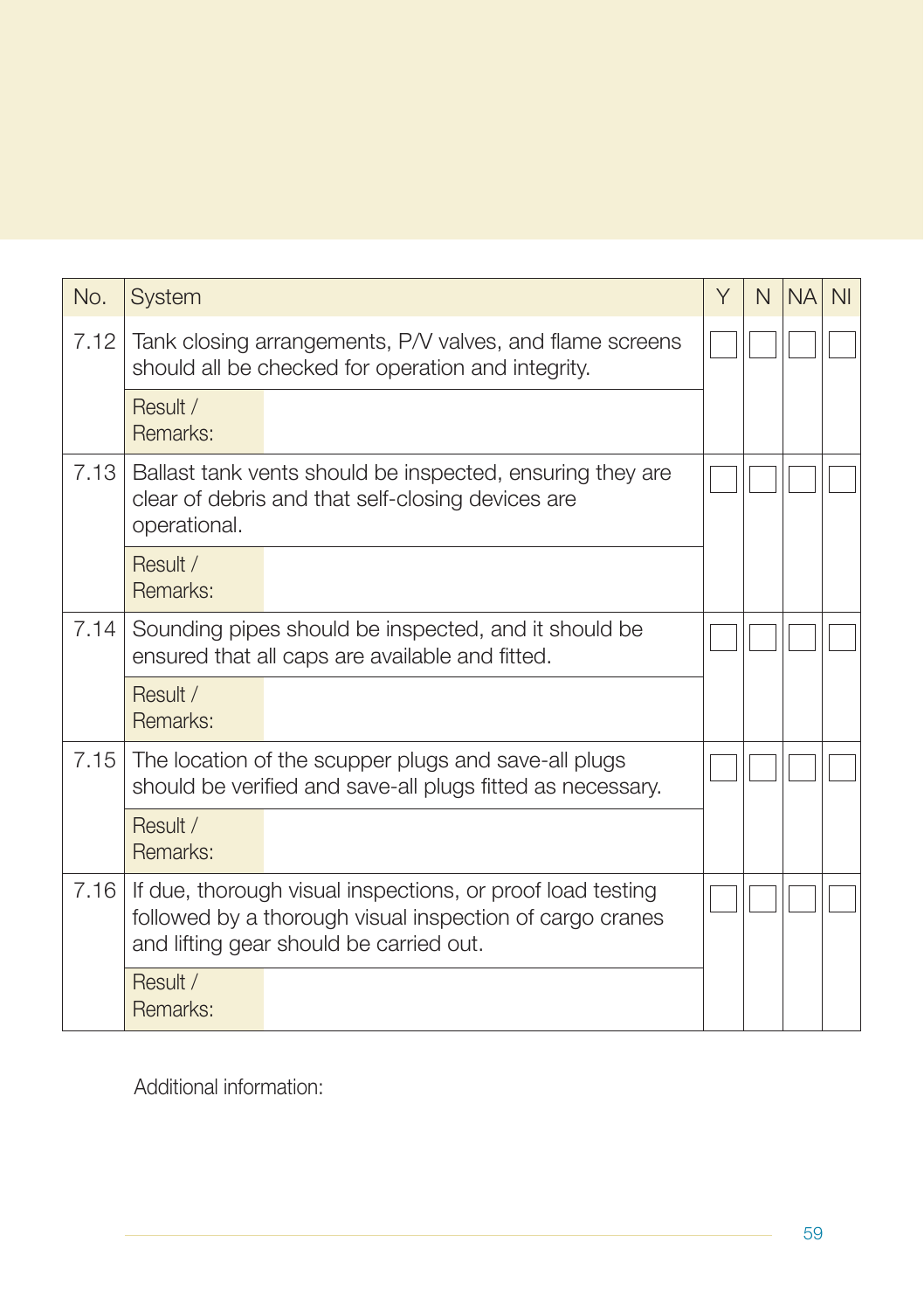| No. | System | Y | N | NA | NI |
|---|---|---|---|---|---|
| 7.12 | Tank closing arrangements, P/V valves, and flame screens should all be checked for operation and integrity. | ☐ | ☐ | ☐ | ☐ |
| | Result / Remarks: | | | | |
| 7.13 | Ballast tank vents should be inspected, ensuring they are clear of debris and that self-closing devices are operational. | ☐ | ☐ | ☐ | ☐ |
| | Result / Remarks: | | | | |
| 7.14 | Sounding pipes should be inspected, and it should be ensured that all caps are available and fitted. | ☐ | ☐ | ☐ | ☐ |
| | Result / Remarks: | | | | |
| 7.15 | The location of the scupper plugs and save-all plugs should be verified and save-all plugs fitted as necessary. | ☐ | ☐ | ☐ | ☐ |
| | Result / Remarks: | | | | |
| 7.16 | If due, thorough visual inspections, or proof load testing followed by a thorough visual inspection of cargo cranes and lifting gear should be carried out. | ☐ | ☐ | ☐ | ☐ |
| | Result / Remarks: | | | | |

Additional information: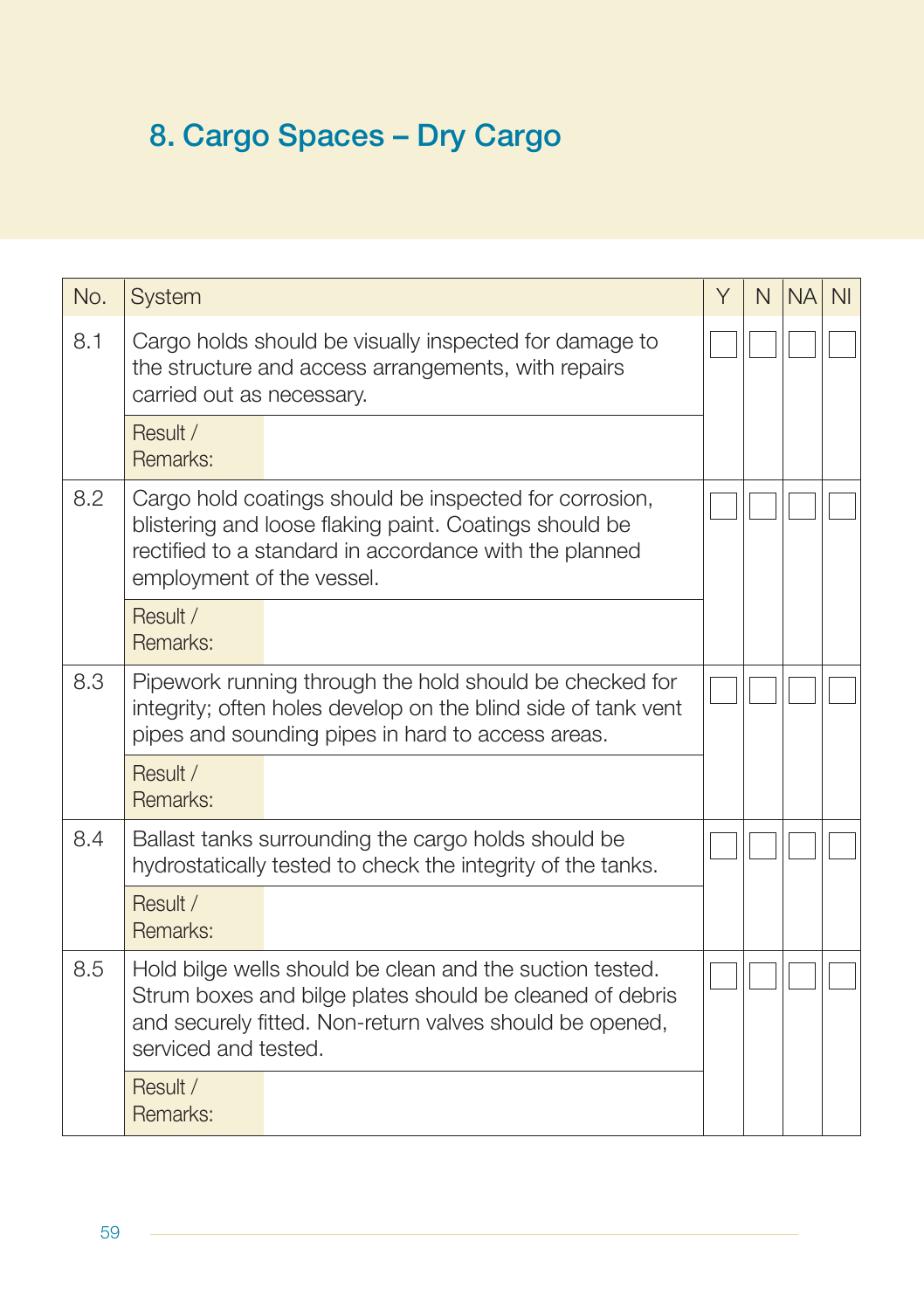# 8. Cargo Spaces – Dry Cargo

| No. | System | Y | N | NA | NI |
|---|---|---|---|---|---|
| 8.1 | Cargo holds should be visually inspected for damage to the structure and access arrangements, with repairs carried out as necessary. | ☐ | ☐ | ☐ | ☐ |
| | Result / Remarks: | | | | |
| 8.2 | Cargo hold coatings should be inspected for corrosion, blistering and loose flaking paint. Coatings should be rectified to a standard in accordance with the planned employment of the vessel. | ☐ | ☐ | ☐ | ☐ |
| | Result / Remarks: | | | | |
| 8.3 | Pipework running through the hold should be checked for integrity; often holes develop on the blind side of tank vent pipes and sounding pipes in hard to access areas. | ☐ | ☐ | ☐ | ☐ |
| | Result / Remarks: | | | | |
| 8.4 | Ballast tanks surrounding the cargo holds should be hydrostatically tested to check the integrity of the tanks. | ☐ | ☐ | ☐ | ☐ |
| | Result / Remarks: | | | | |
| 8.5 | Hold bilge wells should be clean and the suction tested. Strum boxes and bilge plates should be cleaned of debris and securely fitted. Non-return valves should be opened, serviced and tested. | ☐ | ☐ | ☐ | ☐ |
| | Result / Remarks: | | | | |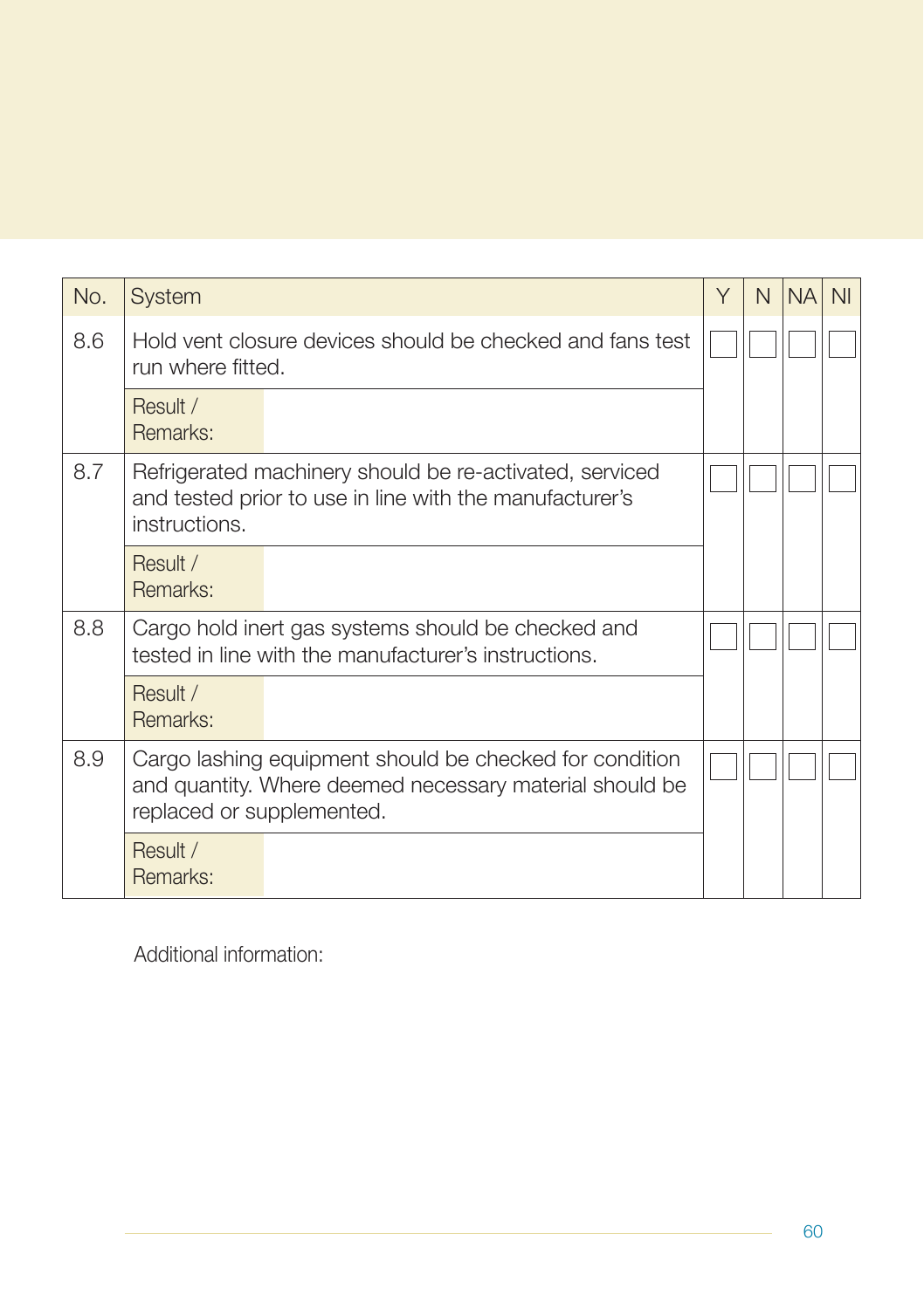| No. | System | Y | N | NA | NI |
|---|---|---|---|---|---|
| 8.6 | Hold vent closure devices should be checked and fans test run where fitted. | ☐ | ☐ | ☐ | ☐ |
| | Result / Remarks: | | | | |
| 8.7 | Refrigerated machinery should be re-activated, serviced and tested prior to use in line with the manufacturer's instructions. | ☐ | ☐ | ☐ | ☐ |
| | Result / Remarks: | | | | |
| 8.8 | Cargo hold inert gas systems should be checked and tested in line with the manufacturer's instructions. | ☐ | ☐ | ☐ | ☐ |
| | Result / Remarks: | | | | |
| 8.9 | Cargo lashing equipment should be checked for condition and quantity. Where deemed necessary material should be replaced or supplemented. | ☐ | ☐ | ☐ | ☐ |
| | Result / Remarks: | | | | |

Additional information: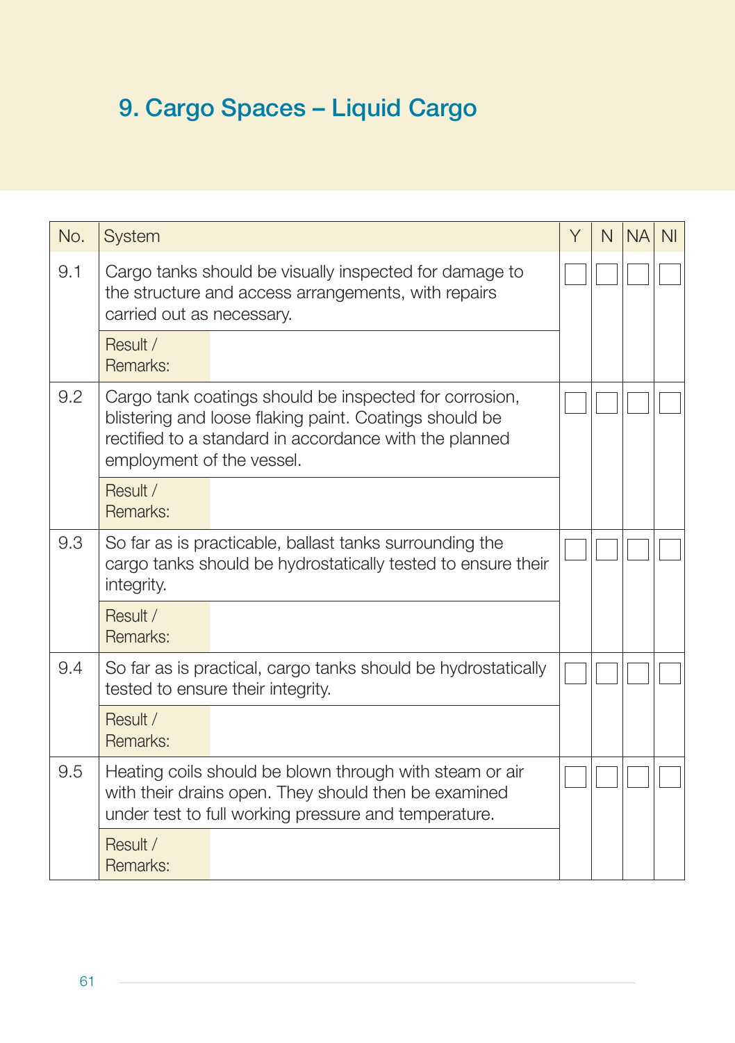# 9. Cargo Spaces – Liquid Cargo

| No. | System | Y | N | NA | NI |
|---|---|---|---|---|---|
| 9.1 | Cargo tanks should be visually inspected for damage to the structure and access arrangements, with repairs carried out as necessary. | ☐ | ☐ | ☐ | ☐ |
| | Result / Remarks: | | | | |
| 9.2 | Cargo tank coatings should be inspected for corrosion, blistering and loose flaking paint. Coatings should be rectified to a standard in accordance with the planned employment of the vessel. | ☐ | ☐ | ☐ | ☐ |
| | Result / Remarks: | | | | |
| 9.3 | So far as is practicable, ballast tanks surrounding the cargo tanks should be hydrostatically tested to ensure their integrity. | ☐ | ☐ | ☐ | ☐ |
| | Result / Remarks: | | | | |
| 9.4 | So far as is practical, cargo tanks should be hydrostatically tested to ensure their integrity. | ☐ | ☐ | ☐ | ☐ |
| | Result / Remarks: | | | | |
| 9.5 | Heating coils should be blown through with steam or air with their drains open. They should then be examined under test to full working pressure and temperature. | ☐ | ☐ | ☐ | ☐ |
| | Result / Remarks: | | | | |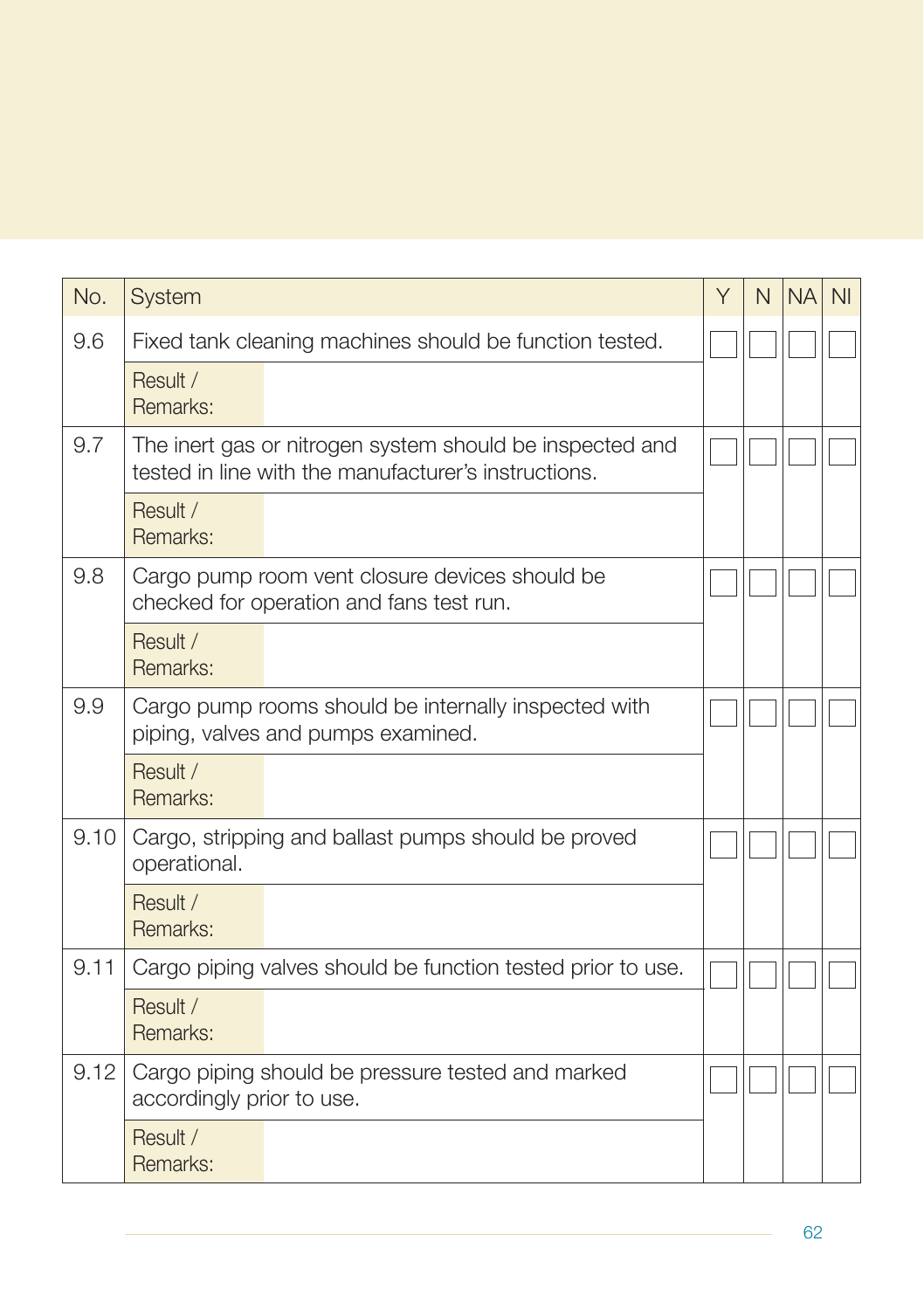| No. | System | Y | N | NA | NI |
|---|---|---|---|---|---|
| 9.6 | Fixed tank cleaning machines should be function tested. | ☐ | ☐ | ☐ | ☐ |
| | Result / Remarks: | | | | |
| 9.7 | The inert gas or nitrogen system should be inspected and tested in line with the manufacturer's instructions. | ☐ | ☐ | ☐ | ☐ |
| | Result / Remarks: | | | | |
| 9.8 | Cargo pump room vent closure devices should be checked for operation and fans test run. | ☐ | ☐ | ☐ | ☐ |
| | Result / Remarks: | | | | |
| 9.9 | Cargo pump rooms should be internally inspected with piping, valves and pumps examined. | ☐ | ☐ | ☐ | ☐ |
| | Result / Remarks: | | | | |
| 9.10 | Cargo, stripping and ballast pumps should be proved operational. | ☐ | ☐ | ☐ | ☐ |
| | Result / Remarks: | | | | |
| 9.11 | Cargo piping valves should be function tested prior to use. | ☐ | ☐ | ☐ | ☐ |
| | Result / Remarks: | | | | |
| 9.12 | Cargo piping should be pressure tested and marked accordingly prior to use. | ☐ | ☐ | ☐ | ☐ |
| | Result / Remarks: | | | | |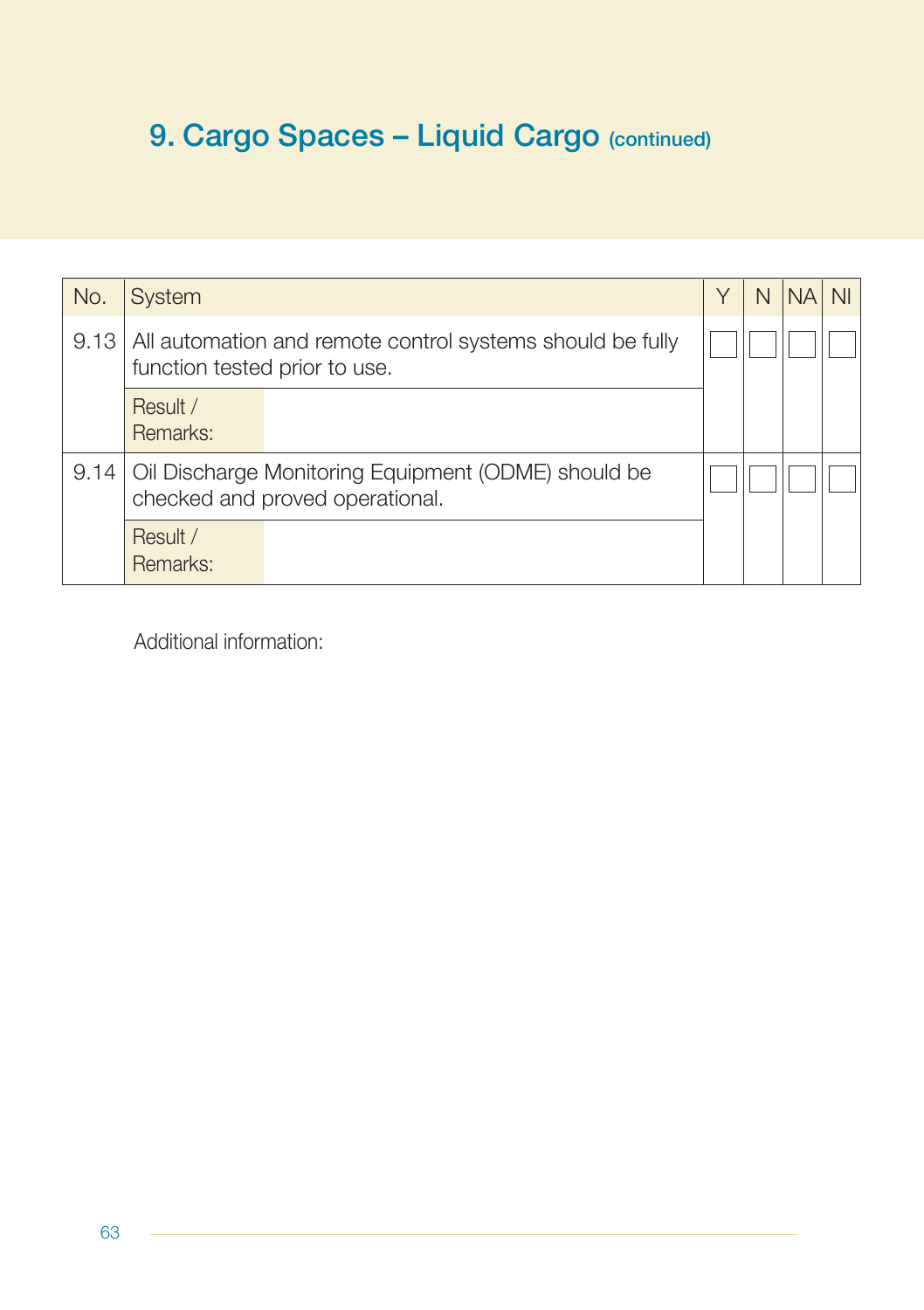# 9. Cargo Spaces – Liquid Cargo (continued)

| No. | System | Y | N | NA | NI |
|---|---|---|---|---|---|
| 9.13 | All automation and remote control systems should be fully function tested prior to use. | ☐ | ☐ | ☐ | ☐ |
| | Result / Remarks: | | | | |
| 9.14 | Oil Discharge Monitoring Equipment (ODME) should be checked and proved operational. | ☐ | ☐ | ☐ | ☐ |
| | Result / Remarks: | | | | |

Additional information: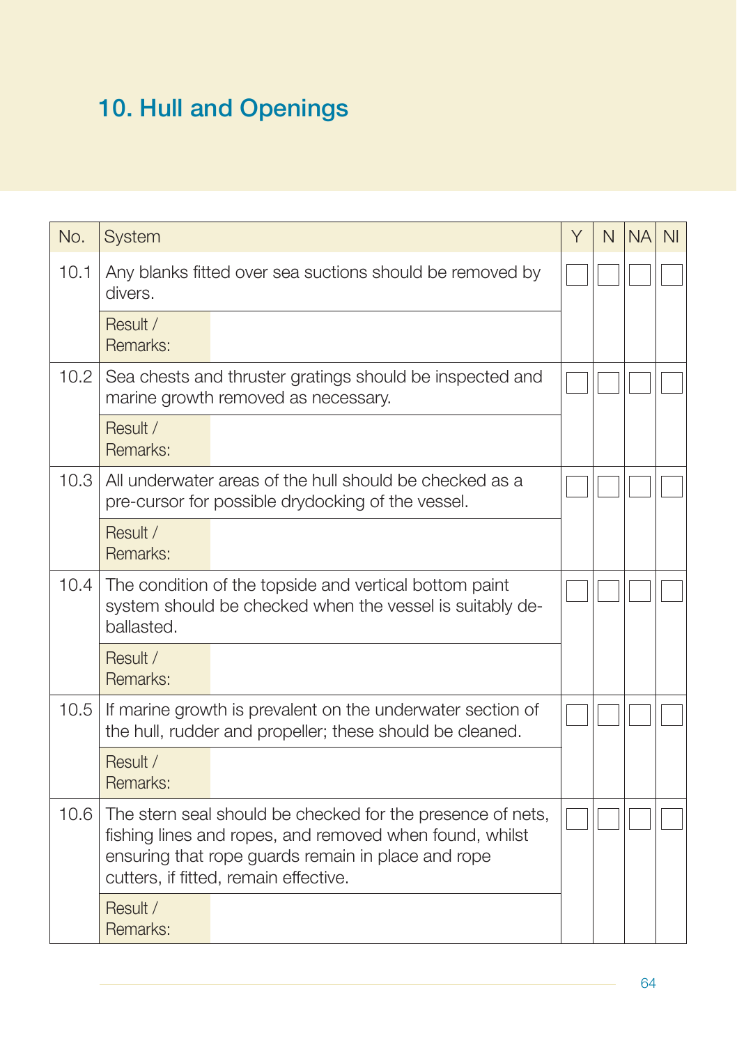## 10. Hull and Openings

| No. | System | Y | N | NA | NI |
|---|---|---|---|---|---|
| 10.1 | Any blanks fitted over sea suctions should be removed by divers. | ☐ | ☐ | ☐ | ☐ |
| | Result / Remarks: | | | | |
| 10.2 | Sea chests and thruster gratings should be inspected and marine growth removed as necessary. | ☐ | ☐ | ☐ | ☐ |
| | Result / Remarks: | | | | |
| 10.3 | All underwater areas of the hull should be checked as a pre-cursor for possible drydocking of the vessel. | ☐ | ☐ | ☐ | ☐ |
| | Result / Remarks: | | | | |
| 10.4 | The condition of the topside and vertical bottom paint system should be checked when the vessel is suitably de-ballasted. | ☐ | ☐ | ☐ | ☐ |
| | Result / Remarks: | | | | |
| 10.5 | If marine growth is prevalent on the underwater section of the hull, rudder and propeller; these should be cleaned. | ☐ | ☐ | ☐ | ☐ |
| | Result / Remarks: | | | | |
| 10.6 | The stern seal should be checked for the presence of nets, fishing lines and ropes, and removed when found, whilst ensuring that rope guards remain in place and rope cutters, if fitted, remain effective. | ☐ | ☐ | ☐ | ☐ |
| | Result / Remarks: | | | | |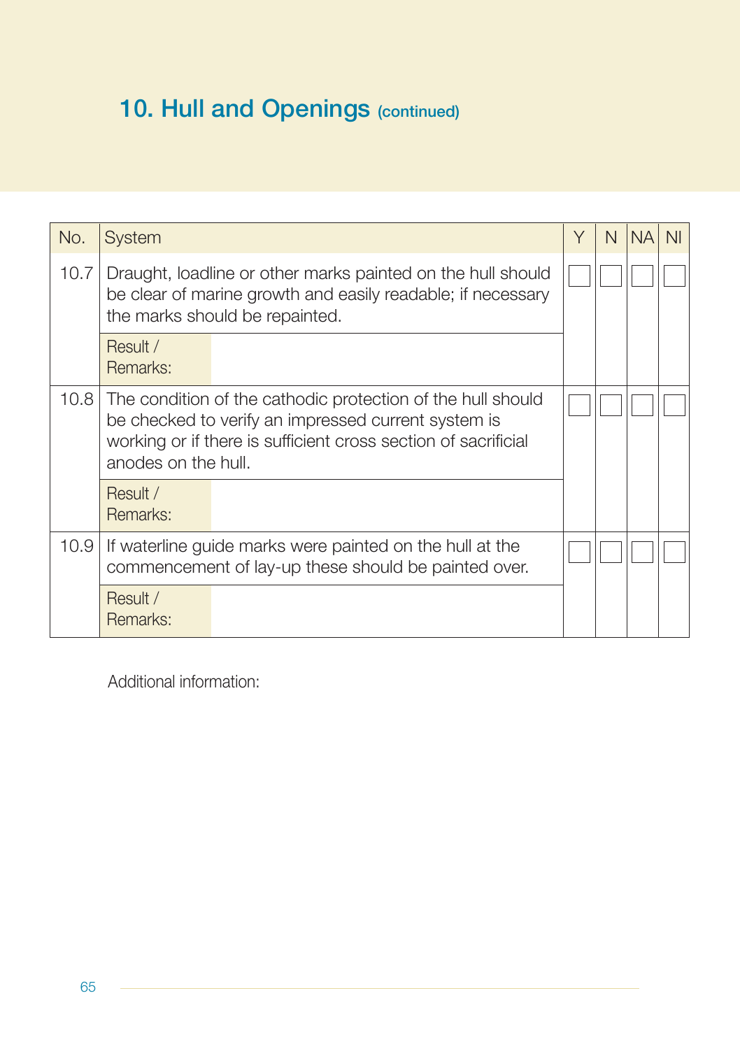## 10. Hull and Openings (continued)

| No. | System | Y | N | NA | NI |
|---|---|---|---|---|---|
| 10.7 | Draught, loadline or other marks painted on the hull should be clear of marine growth and easily readable; if necessary the marks should be repainted. | ☐ | ☐ | ☐ | ☐ |
| | Result / Remarks: | | | | |
| 10.8 | The condition of the cathodic protection of the hull should be checked to verify an impressed current system is working or if there is sufficient cross section of sacrificial anodes on the hull. | ☐ | ☐ | ☐ | ☐ |
| | Result / Remarks: | | | | |
| 10.9 | If waterline guide marks were painted on the hull at the commencement of lay-up these should be painted over. | ☐ | ☐ | ☐ | ☐ |
| | Result / Remarks: | | | | |

Additional information: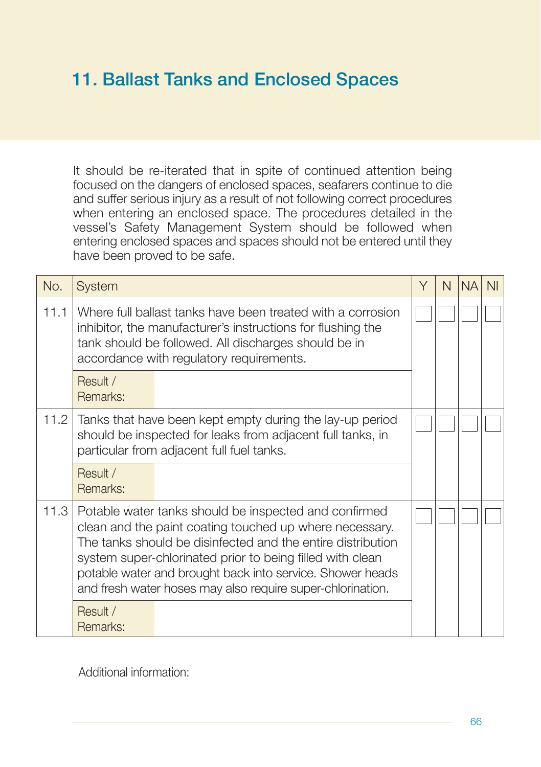# 11. Ballast Tanks and Enclosed Spaces

It should be re-iterated that in spite of continued attention being focused on the dangers of enclosed spaces, seafarers continue to die and suffer serious injury as a result of not following correct procedures when entering an enclosed space. The procedures detailed in the vessel's Safety Management System should be followed when entering enclosed spaces and spaces should not be entered until they have been proved to be safe.

| No. | System | Y | N | NA | NI |
|---|---|---|---|---|---|
| 11.1 | Where full ballast tanks have been treated with a corrosion inhibitor, the manufacturer's instructions for flushing the tank should be followed. All discharges should be in accordance with regulatory requirements. | ☐ | ☐ | ☐ | ☐ |
| | Result / Remarks: | | | | |
| 11.2 | Tanks that have been kept empty during the lay-up period should be inspected for leaks from adjacent full tanks, in particular from adjacent full fuel tanks. | ☐ | ☐ | ☐ | ☐ |
| | Result / Remarks: | | | | |
| 11.3 | Potable water tanks should be inspected and confirmed clean and the paint coating touched up where necessary. The tanks should be disinfected and the entire distribution system super-chlorinated prior to being filled with clean potable water and brought back into service. Shower heads and fresh water hoses may also require super-chlorination. | ☐ | ☐ | ☐ | ☐ |
| | Result / Remarks: | | | | |

Additional information: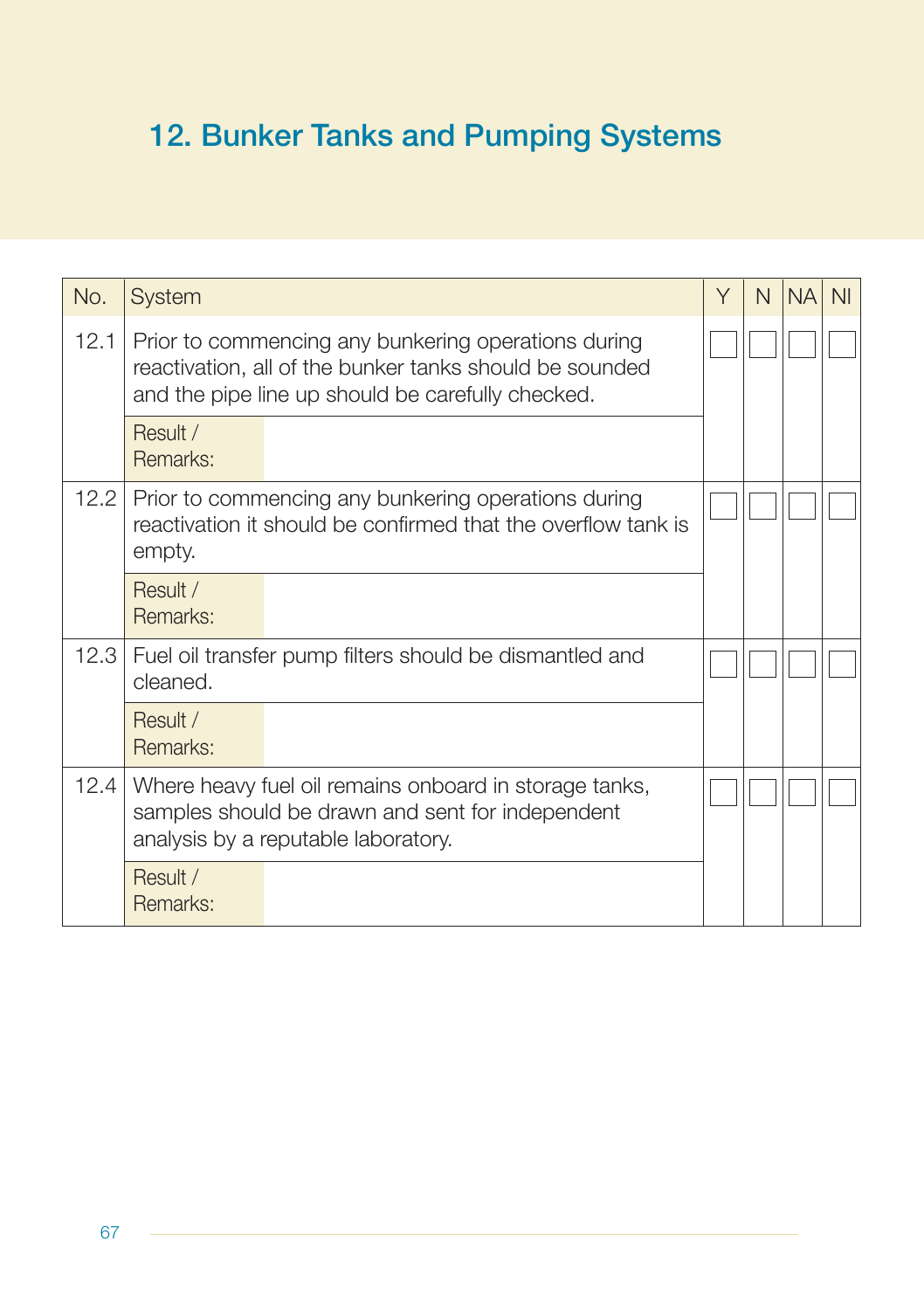# 12. Bunker Tanks and Pumping Systems

| No. | System | Y | N | NA | NI |
|---|---|---|---|---|---|
| 12.1 | Prior to commencing any bunkering operations during reactivation, all of the bunker tanks should be sounded and the pipe line up should be carefully checked. | ☐ | ☐ | ☐ | ☐ |
| | Result / Remarks: | | | | |
| 12.2 | Prior to commencing any bunkering operations during reactivation it should be confirmed that the overflow tank is empty. | ☐ | ☐ | ☐ | ☐ |
| | Result / Remarks: | | | | |
| 12.3 | Fuel oil transfer pump filters should be dismantled and cleaned. | ☐ | ☐ | ☐ | ☐ |
| | Result / Remarks: | | | | |
| 12.4 | Where heavy fuel oil remains onboard in storage tanks, samples should be drawn and sent for independent analysis by a reputable laboratory. | ☐ | ☐ | ☐ | ☐ |
| | Result / Remarks: | | | | |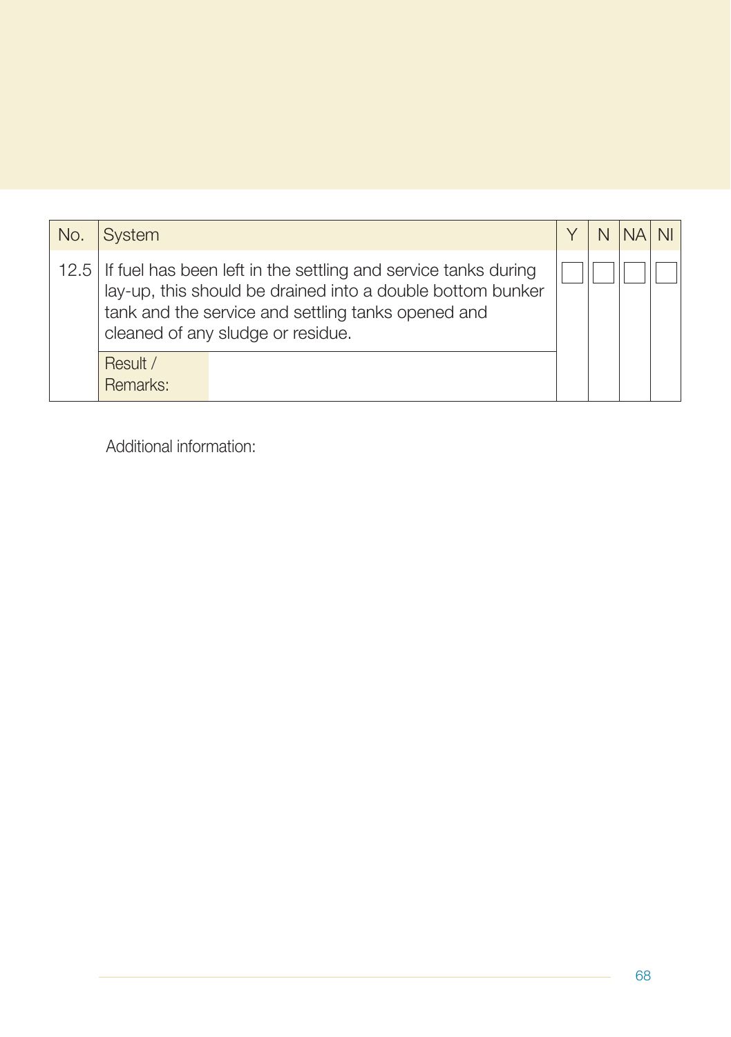| No. | System | Y | N | NA | NI |
|---|---|---|---|---|---|
| 12.5 | If fuel has been left in the settling and service tanks during lay-up, this should be drained into a double bottom bunker tank and the service and settling tanks opened and cleaned of any sludge or residue. | ☐ | ☐ | ☐ | ☐ |
| | Result / Remarks: | | | | |

Additional information: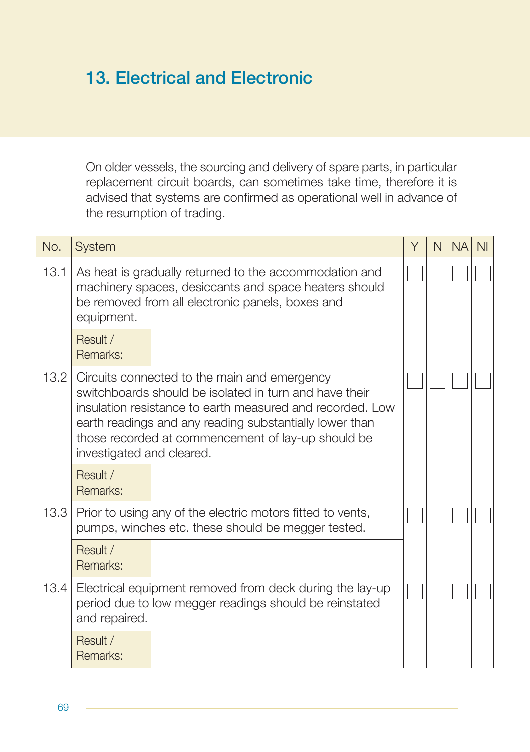## 13. Electrical and Electronic

On older vessels, the sourcing and delivery of spare parts, in particular replacement circuit boards, can sometimes take time, therefore it is advised that systems are confirmed as operational well in advance of the resumption of trading.

| No. | System | Y | N | NA | NI |
|---|---|---|---|---|---|
| 13.1 | As heat is gradually returned to the accommodation and machinery spaces, desiccants and space heaters should be removed from all electronic panels, boxes and equipment. | ☐ | ☐ | ☐ | ☐ |
| | Result / Remarks: | | | | |
| 13.2 | Circuits connected to the main and emergency switchboards should be isolated in turn and have their insulation resistance to earth measured and recorded. Low earth readings and any reading substantially lower than those recorded at commencement of lay-up should be investigated and cleared. | ☐ | ☐ | ☐ | ☐ |
| | Result / Remarks: | | | | |
| 13.3 | Prior to using any of the electric motors fitted to vents, pumps, winches etc. these should be megger tested. | ☐ | ☐ | ☐ | ☐ |
| | Result / Remarks: | | | | |
| 13.4 | Electrical equipment removed from deck during the lay-up period due to low megger readings should be reinstated and repaired. | ☐ | ☐ | ☐ | ☐ |
| | Result / Remarks: | | | | |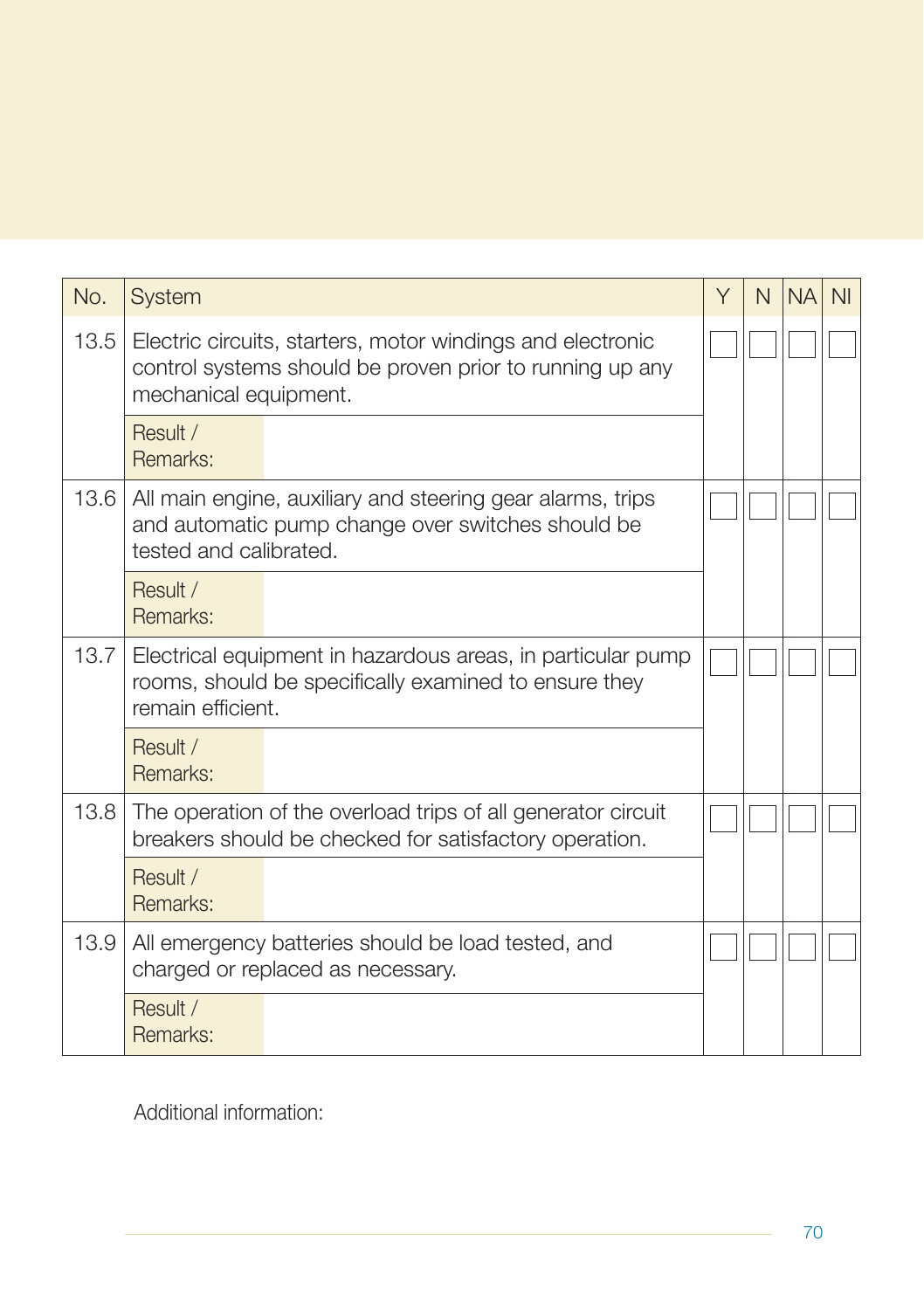| No. | System | Y | N | NA | NI |
|---|---|---|---|---|---|
| 13.5 | Electric circuits, starters, motor windings and electronic control systems should be proven prior to running up any mechanical equipment. | ☐ | ☐ | ☐ | ☐ |
| | Result / Remarks: | | | | |
| 13.6 | All main engine, auxiliary and steering gear alarms, trips and automatic pump change over switches should be tested and calibrated. | ☐ | ☐ | ☐ | ☐ |
| | Result / Remarks: | | | | |
| 13.7 | Electrical equipment in hazardous areas, in particular pump rooms, should be specifically examined to ensure they remain efficient. | ☐ | ☐ | ☐ | ☐ |
| | Result / Remarks: | | | | |
| 13.8 | The operation of the overload trips of all generator circuit breakers should be checked for satisfactory operation. | ☐ | ☐ | ☐ | ☐ |
| | Result / Remarks: | | | | |
| 13.9 | All emergency batteries should be load tested, and charged or replaced as necessary. | ☐ | ☐ | ☐ | ☐ |
| | Result / Remarks: | | | | |

Additional information: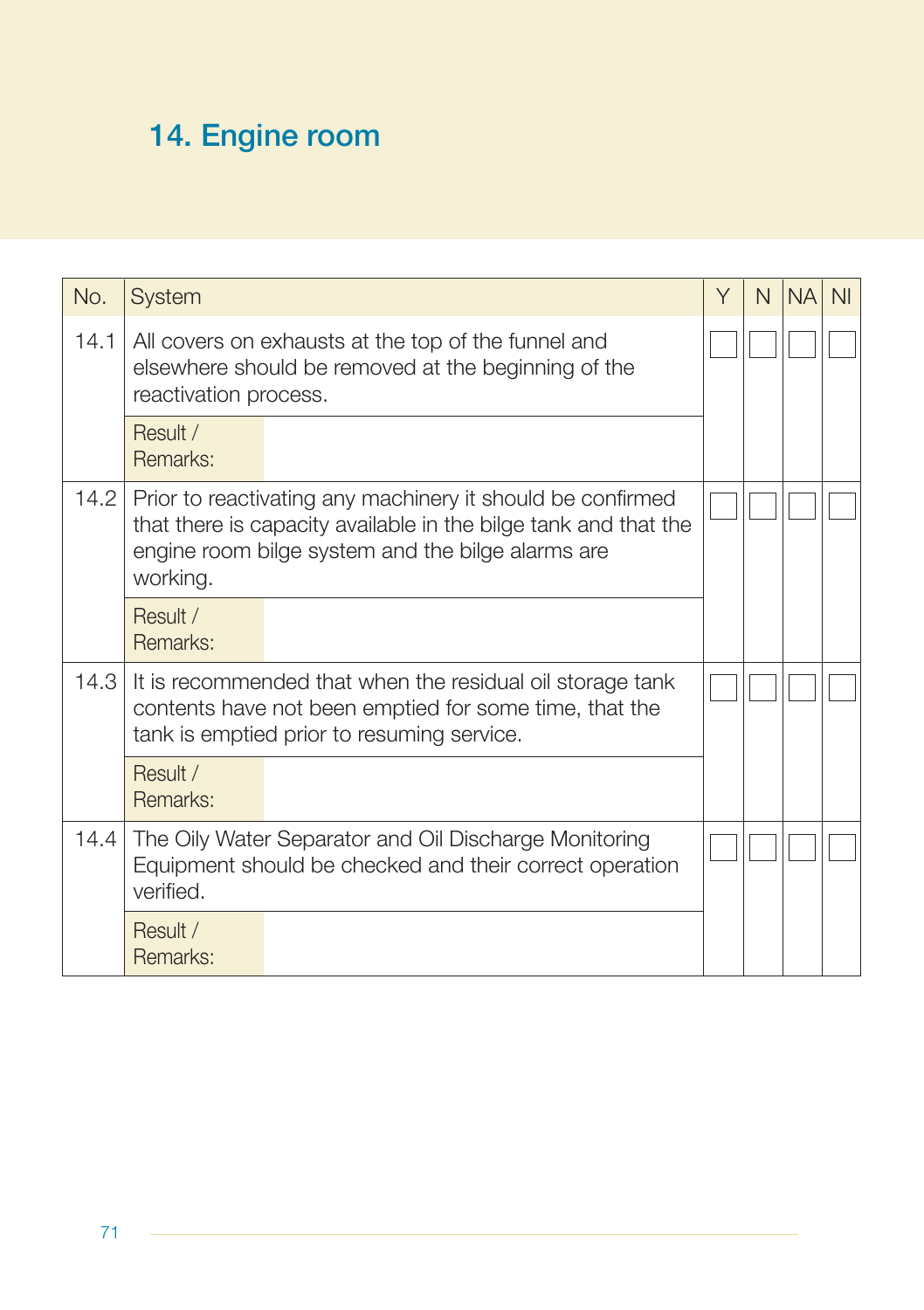# 14. Engine room

| No. | System | Y | N | NA | NI |
|---|---|---|---|---|---|
| 14.1 | All covers on exhausts at the top of the funnel and elsewhere should be removed at the beginning of the reactivation process. | ☐ | ☐ | ☐ | ☐ |
| | Result / Remarks: | | | | |
| 14.2 | Prior to reactivating any machinery it should be confirmed that there is capacity available in the bilge tank and that the engine room bilge system and the bilge alarms are working. | ☐ | ☐ | ☐ | ☐ |
| | Result / Remarks: | | | | |
| 14.3 | It is recommended that when the residual oil storage tank contents have not been emptied for some time, that the tank is emptied prior to resuming service. | ☐ | ☐ | ☐ | ☐ |
| | Result / Remarks: | | | | |
| 14.4 | The Oily Water Separator and Oil Discharge Monitoring Equipment should be checked and their correct operation verified. | ☐ | ☐ | ☐ | ☐ |
| | Result / Remarks: | | | | |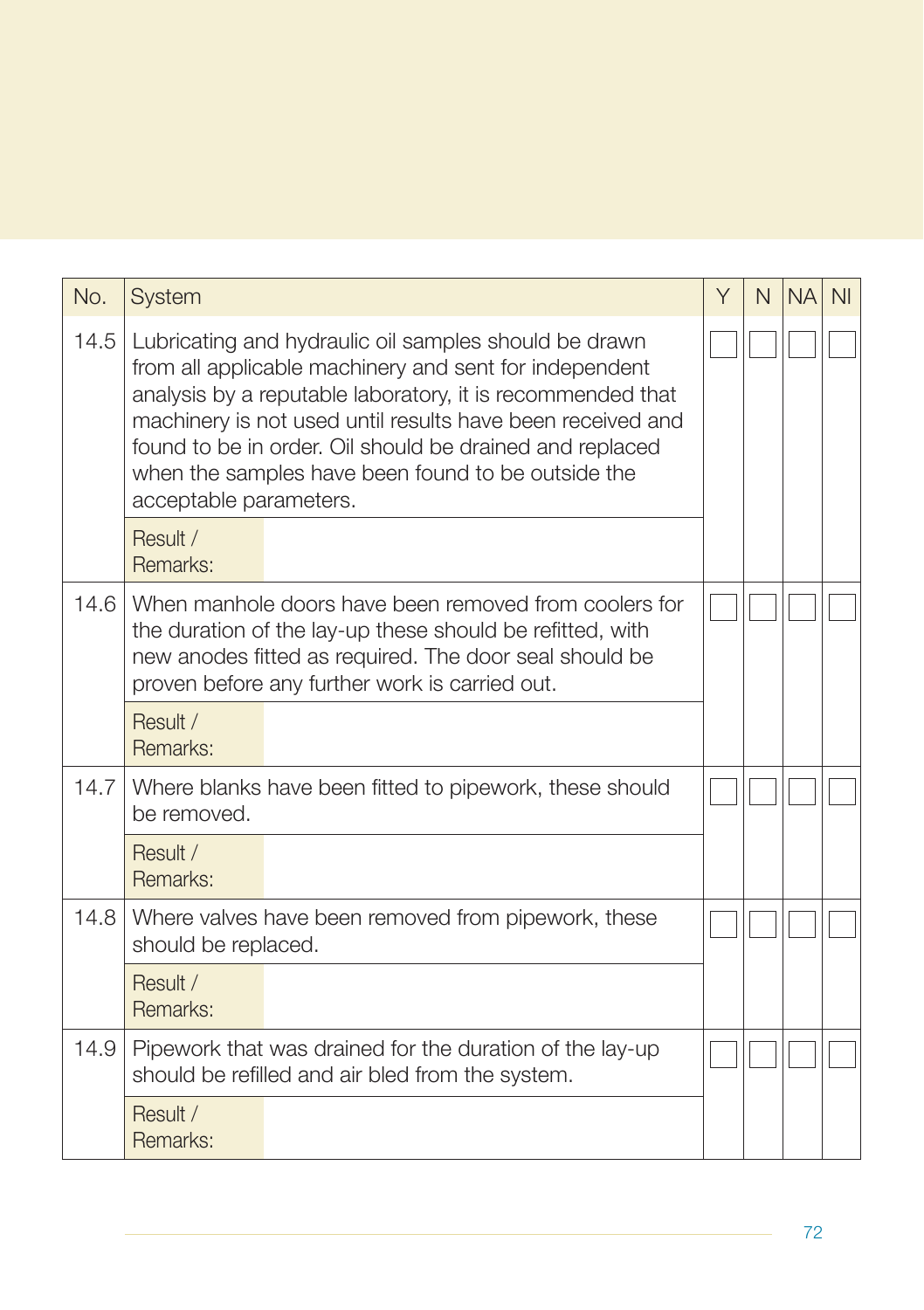| No. | System | Y | N | NA | NI |
|---|---|---|---|---|---|
| 14.5 | Lubricating and hydraulic oil samples should be drawn from all applicable machinery and sent for independent analysis by a reputable laboratory, it is recommended that machinery is not used until results have been received and found to be in order. Oil should be drained and replaced when the samples have been found to be outside the acceptable parameters. | ☐ | ☐ | ☐ | ☐ |
| | Result / Remarks: | | | | |
| 14.6 | When manhole doors have been removed from coolers for the duration of the lay-up these should be refitted, with new anodes fitted as required. The door seal should be proven before any further work is carried out. | ☐ | ☐ | ☐ | ☐ |
| | Result / Remarks: | | | | |
| 14.7 | Where blanks have been fitted to pipework, these should be removed. | ☐ | ☐ | ☐ | ☐ |
| | Result / Remarks: | | | | |
| 14.8 | Where valves have been removed from pipework, these should be replaced. | ☐ | ☐ | ☐ | ☐ |
| | Result / Remarks: | | | | |
| 14.9 | Pipework that was drained for the duration of the lay-up should be refilled and air bled from the system. | ☐ | ☐ | ☐ | ☐ |
| | Result / Remarks: | | | | |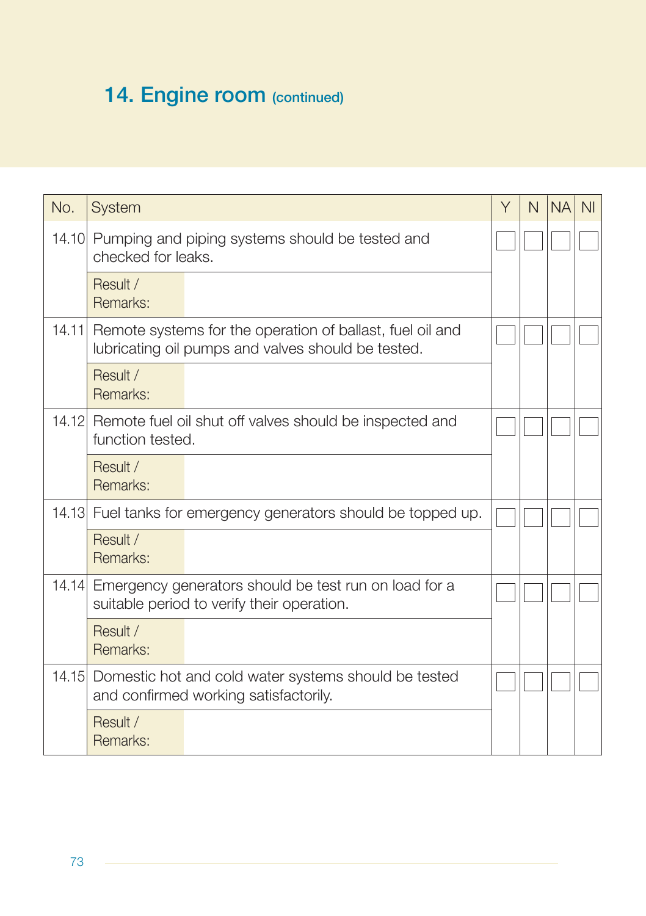## 14. Engine room (continued)

| No. | System | Y | N | NA | NI |
|---|---|---|---|---|---|
| 14.10 | Pumping and piping systems should be tested and checked for leaks. | ☐ | ☐ | ☐ | ☐ |
| | Result / Remarks: | | | | |
| 14.11 | Remote systems for the operation of ballast, fuel oil and lubricating oil pumps and valves should be tested. | ☐ | ☐ | ☐ | ☐ |
| | Result / Remarks: | | | | |
| 14.12 | Remote fuel oil shut off valves should be inspected and function tested. | ☐ | ☐ | ☐ | ☐ |
| | Result / Remarks: | | | | |
| 14.13 | Fuel tanks for emergency generators should be topped up. | ☐ | ☐ | ☐ | ☐ |
| | Result / Remarks: | | | | |
| 14.14 | Emergency generators should be test run on load for a suitable period to verify their operation. | ☐ | ☐ | ☐ | ☐ |
| | Result / Remarks: | | | | |
| 14.15 | Domestic hot and cold water systems should be tested and confirmed working satisfactorily. | ☐ | ☐ | ☐ | ☐ |
| | Result / Remarks: | | | | |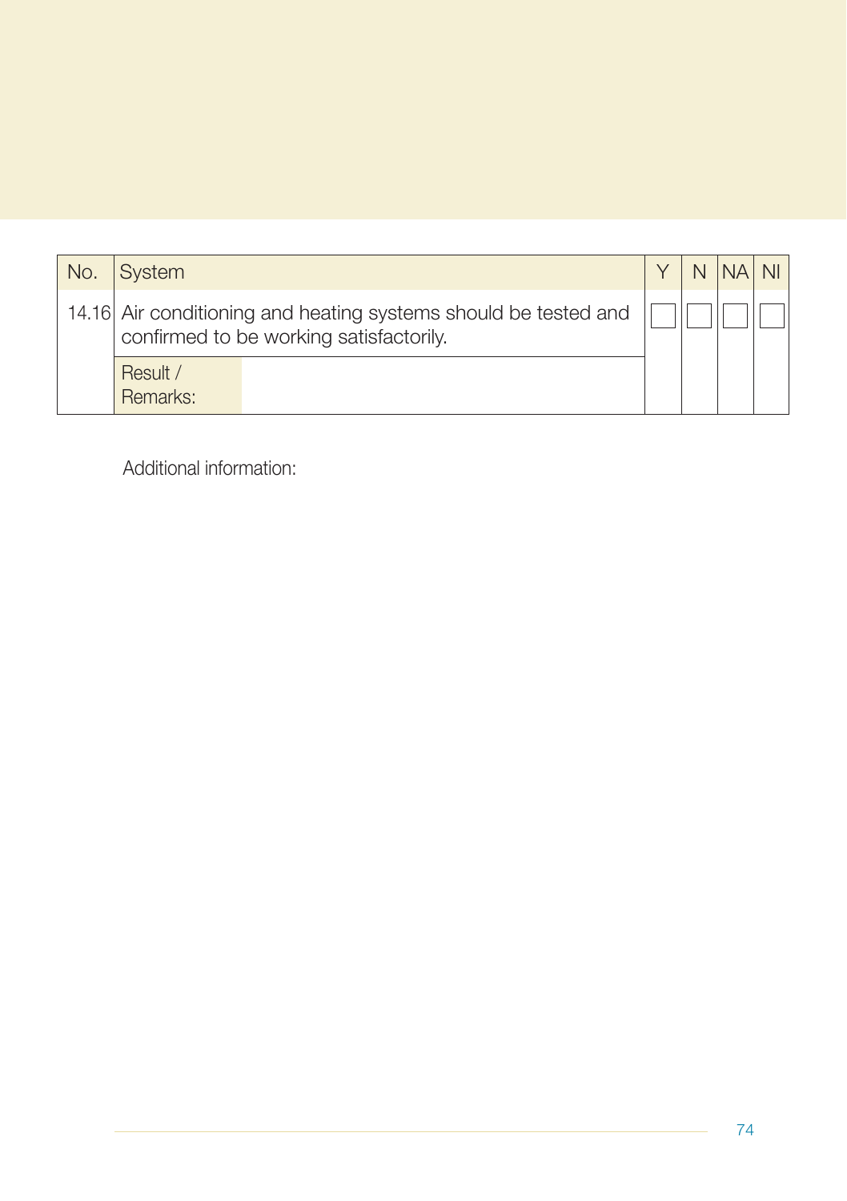| No. | System | Y | N | NA | NI |
|---|---|---|---|---|---|
| 14.16 | Air conditioning and heating systems should be tested and confirmed to be working satisfactorily. | ☐ | ☐ | ☐ | ☐ |
| | Result / Remarks: | | | | |

Additional information: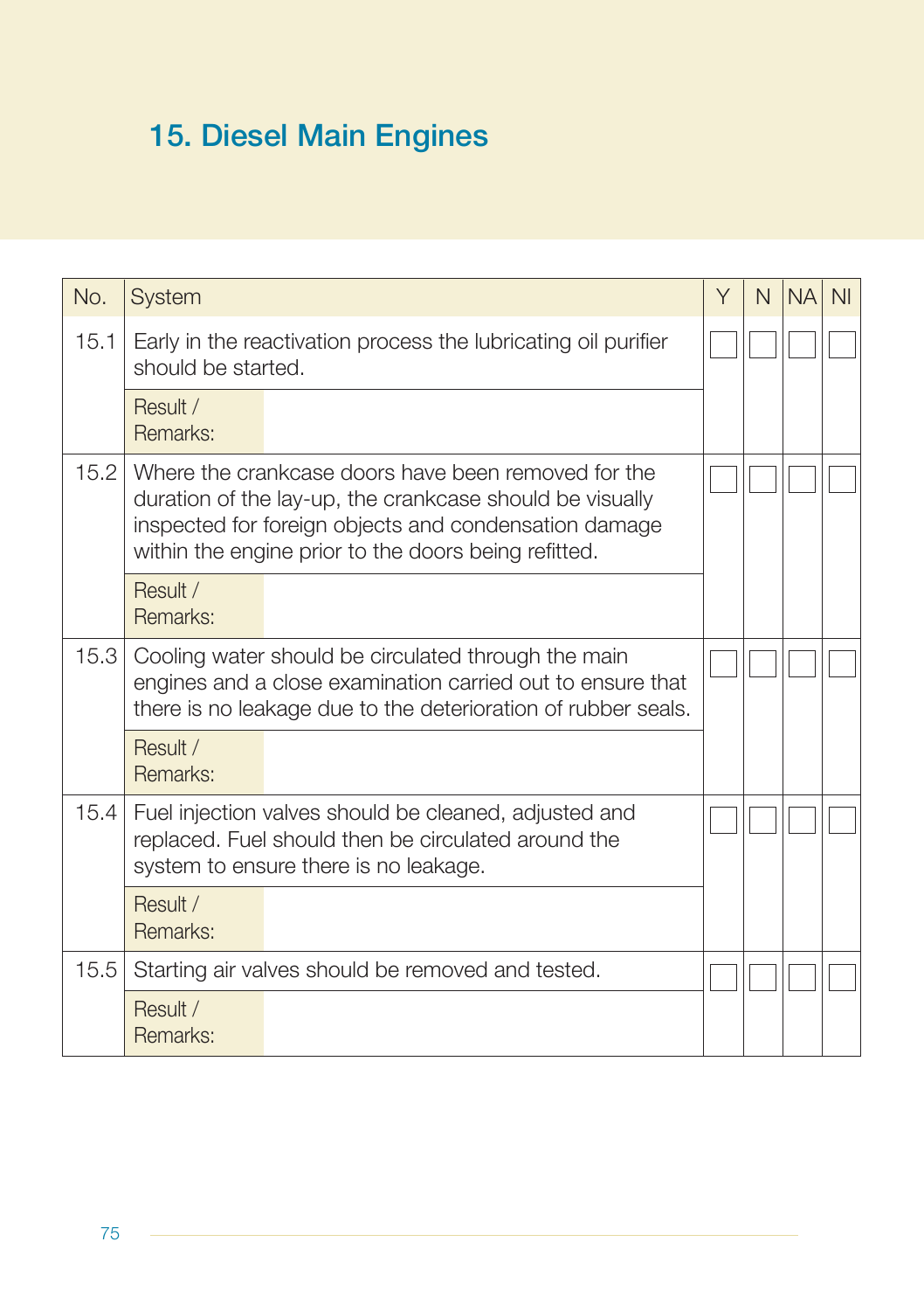# 15. Diesel Main Engines

| No. | System | Y | N | NA | NI |
|---|---|---|---|---|---|
| 15.1 | Early in the reactivation process the lubricating oil purifier should be started. | ☐ | ☐ | ☐ | ☐ |
| | Result / Remarks: | | | | |
| 15.2 | Where the crankcase doors have been removed for the duration of the lay-up, the crankcase should be visually inspected for foreign objects and condensation damage within the engine prior to the doors being refitted. | ☐ | ☐ | ☐ | ☐ |
| | Result / Remarks: | | | | |
| 15.3 | Cooling water should be circulated through the main engines and a close examination carried out to ensure that there is no leakage due to the deterioration of rubber seals. | ☐ | ☐ | ☐ | ☐ |
| | Result / Remarks: | | | | |
| 15.4 | Fuel injection valves should be cleaned, adjusted and replaced. Fuel should then be circulated around the system to ensure there is no leakage. | ☐ | ☐ | ☐ | ☐ |
| | Result / Remarks: | | | | |
| 15.5 | Starting air valves should be removed and tested. | ☐ | ☐ | ☐ | ☐ |
| | Result / Remarks: | | | | |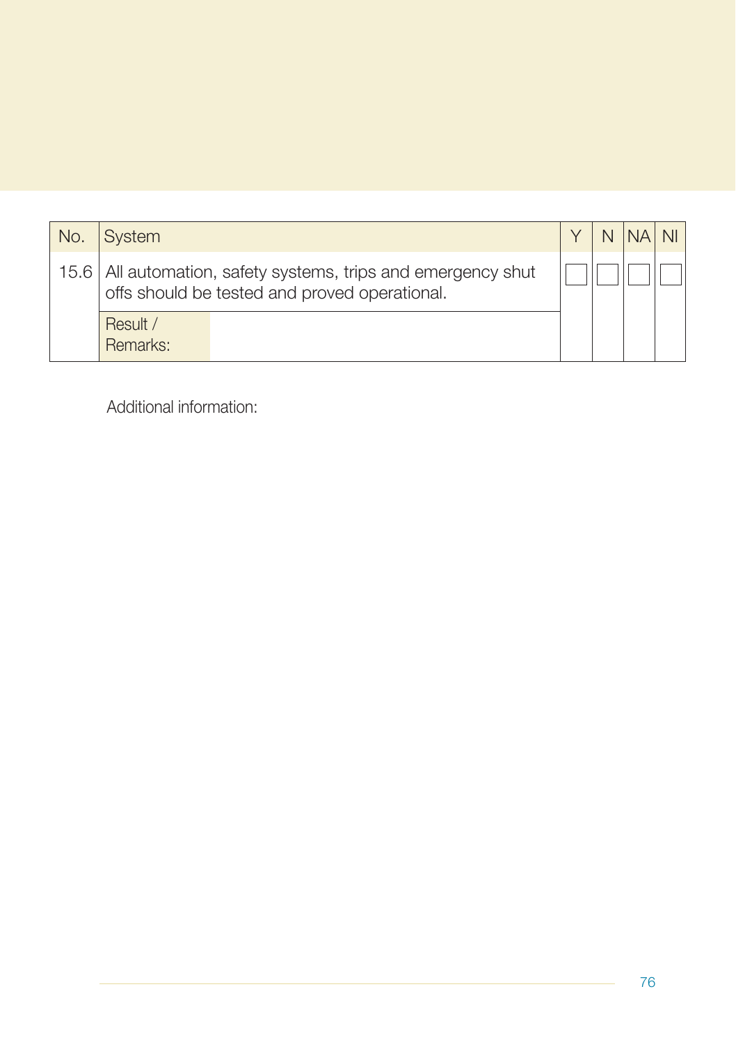| No. | System | Y | N | NA | NI |
|---|---|---|---|---|---|
| 15.6 | All automation, safety systems, trips and emergency shut offs should be tested and proved operational. | ☐ | ☐ | ☐ | ☐ |
| | Result / Remarks: | | | | |

Additional information: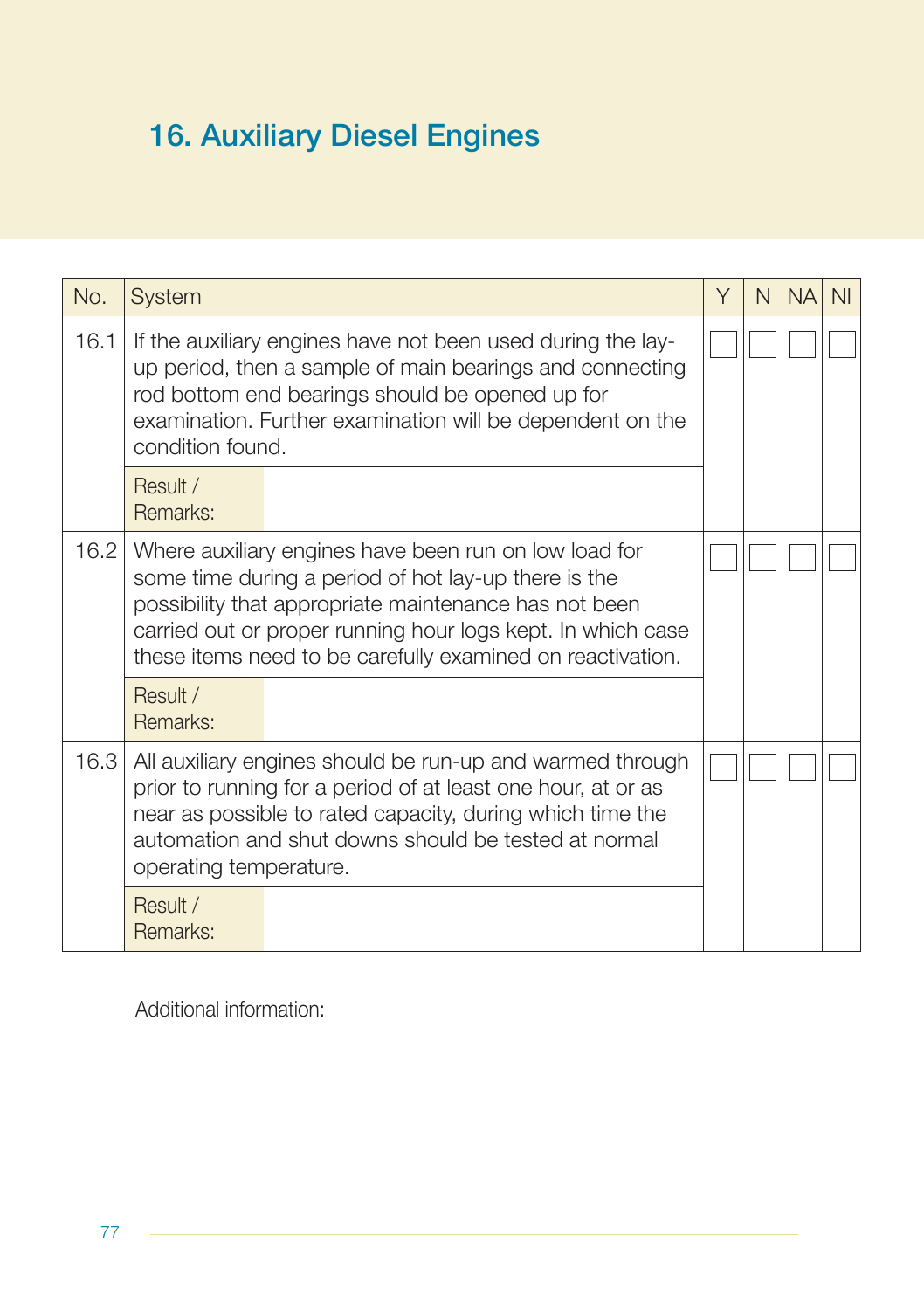# 16. Auxiliary Diesel Engines

| No. | System | Y | N | NA | NI |
|---|---|---|---|---|---|
| 16.1 | If the auxiliary engines have not been used during the lay-up period, then a sample of main bearings and connecting rod bottom end bearings should be opened up for examination. Further examination will be dependent on the condition found. | ☐ | ☐ | ☐ | ☐ |
| | Result / Remarks: | | | | |
| 16.2 | Where auxiliary engines have been run on low load for some time during a period of hot lay-up there is the possibility that appropriate maintenance has not been carried out or proper running hour logs kept. In which case these items need to be carefully examined on reactivation. | ☐ | ☐ | ☐ | ☐ |
| | Result / Remarks: | | | | |
| 16.3 | All auxiliary engines should be run-up and warmed through prior to running for a period of at least one hour, at or as near as possible to rated capacity, during which time the automation and shut downs should be tested at normal operating temperature. | ☐ | ☐ | ☐ | ☐ |
| | Result / Remarks: | | | | |

Additional information: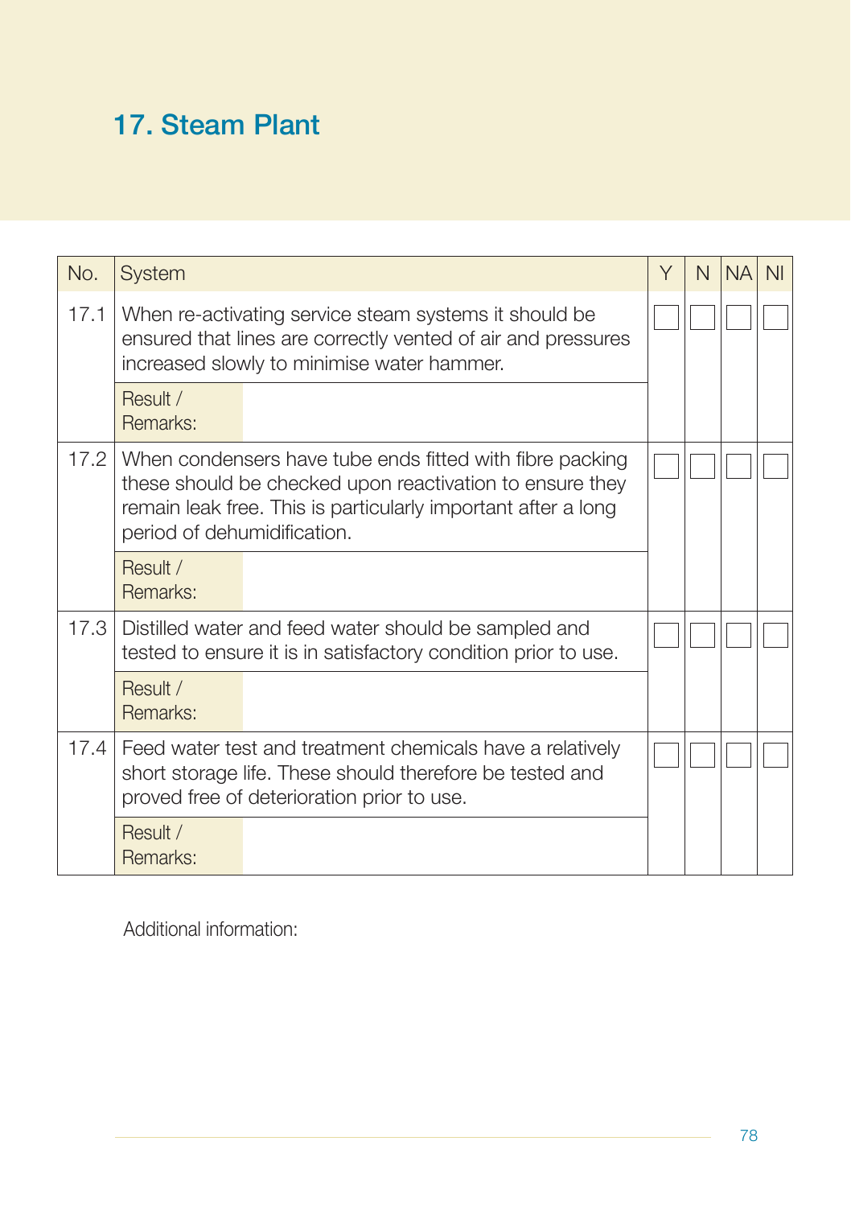# 17. Steam Plant

| No. | System | Y | N | NA | NI |
|---|---|---|---|---|---|
| 17.1 | When re-activating service steam systems it should be ensured that lines are correctly vented of air and pressures increased slowly to minimise water hammer. | ☐ | ☐ | ☐ | ☐ |
| | Result / Remarks: | | | | |
| 17.2 | When condensers have tube ends fitted with fibre packing these should be checked upon reactivation to ensure they remain leak free. This is particularly important after a long period of dehumidification. | ☐ | ☐ | ☐ | ☐ |
| | Result / Remarks: | | | | |
| 17.3 | Distilled water and feed water should be sampled and tested to ensure it is in satisfactory condition prior to use. | ☐ | ☐ | ☐ | ☐ |
| | Result / Remarks: | | | | |
| 17.4 | Feed water test and treatment chemicals have a relatively short storage life. These should therefore be tested and proved free of deterioration prior to use. | ☐ | ☐ | ☐ | ☐ |
| | Result / Remarks: | | | | |

Additional information: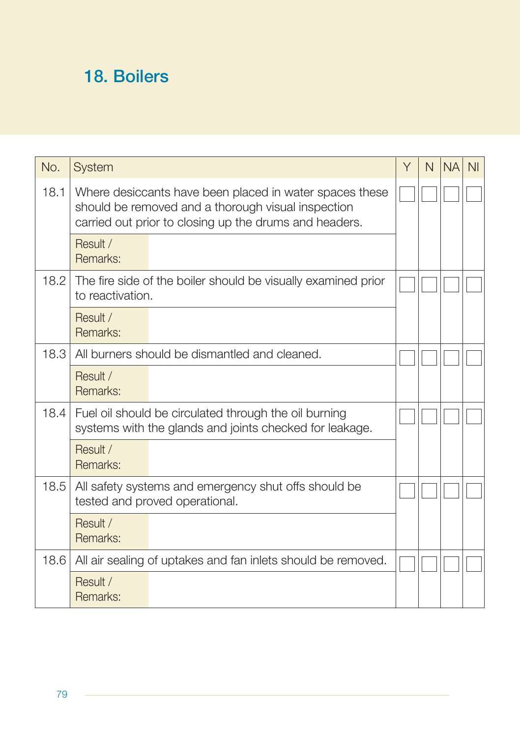## 18. Boilers

| No. | System | Y | N | NA | NI |
|---|---|---|---|---|---|
| 18.1 | Where desiccants have been placed in water spaces these should be removed and a thorough visual inspection carried out prior to closing up the drums and headers. | ☐ | ☐ | ☐ | ☐ |
| | Result / Remarks: | | | | |
| 18.2 | The fire side of the boiler should be visually examined prior to reactivation. | ☐ | ☐ | ☐ | ☐ |
| | Result / Remarks: | | | | |
| 18.3 | All burners should be dismantled and cleaned. | ☐ | ☐ | ☐ | ☐ |
| | Result / Remarks: | | | | |
| 18.4 | Fuel oil should be circulated through the oil burning systems with the glands and joints checked for leakage. | ☐ | ☐ | ☐ | ☐ |
| | Result / Remarks: | | | | |
| 18.5 | All safety systems and emergency shut offs should be tested and proved operational. | ☐ | ☐ | ☐ | ☐ |
| | Result / Remarks: | | | | |
| 18.6 | All air sealing of uptakes and fan inlets should be removed. | ☐ | ☐ | ☐ | ☐ |
| | Result / Remarks: | | | | |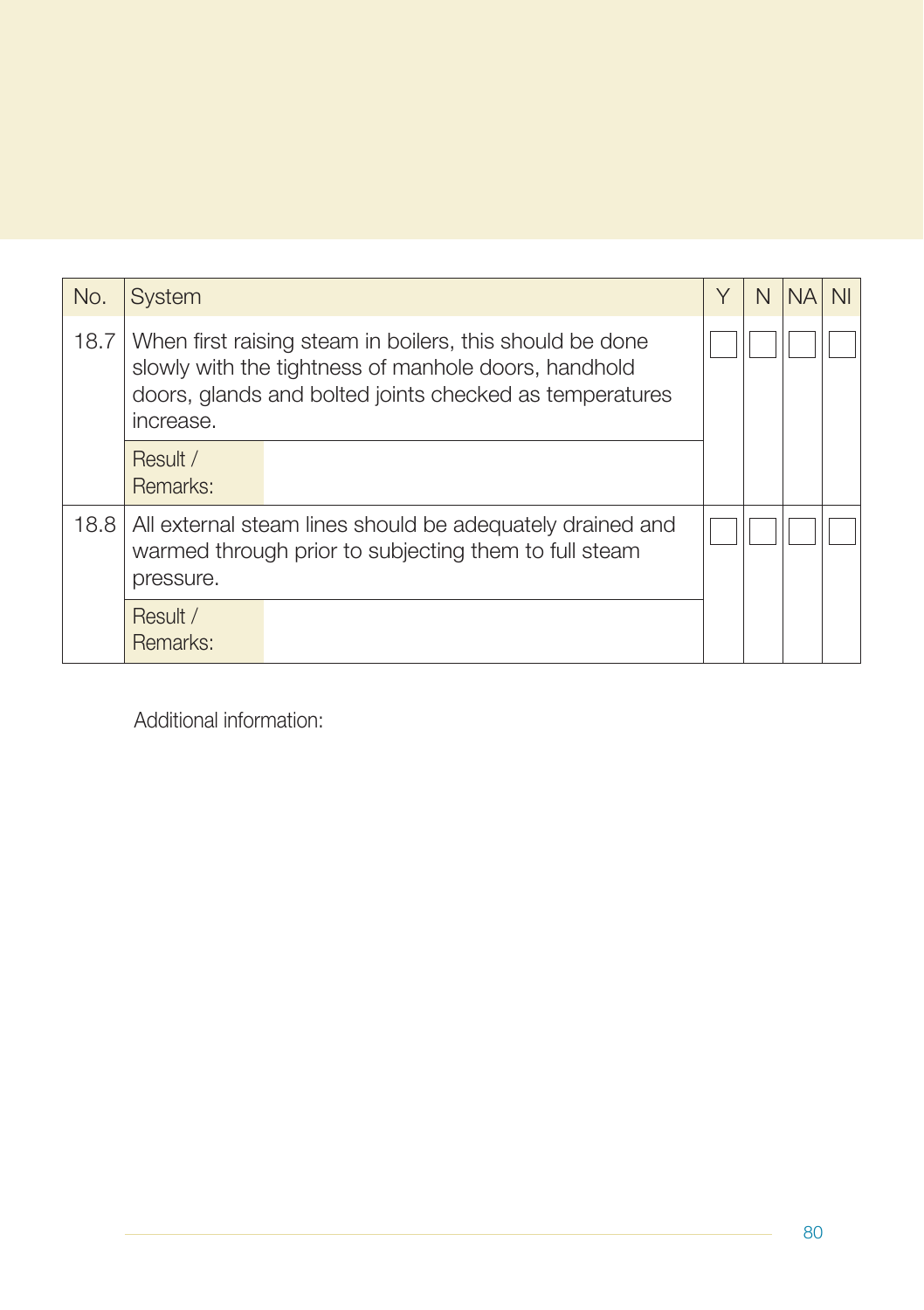| No. | System | Y | N | NA | NI |
|---|---|---|---|---|---|
| 18.7 | When first raising steam in boilers, this should be done slowly with the tightness of manhole doors, handhold doors, glands and bolted joints checked as temperatures increase. | ☐ | ☐ | ☐ | ☐ |
| | Result / Remarks: | | | | |
| 18.8 | All external steam lines should be adequately drained and warmed through prior to subjecting them to full steam pressure. | ☐ | ☐ | ☐ | ☐ |
| | Result / Remarks: | | | | |

Additional information: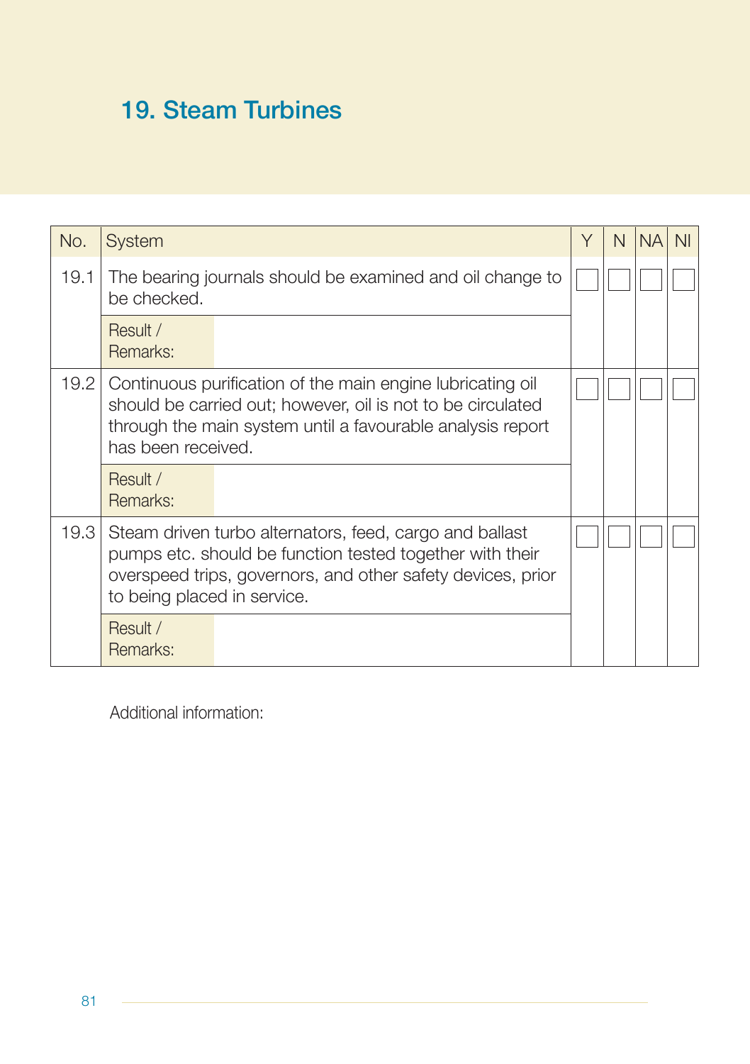# 19. Steam Turbines

| No. | System | Y | N | NA | NI |
|---|---|---|---|---|---|
| 19.1 | The bearing journals should be examined and oil change to be checked. | ☐ | ☐ | ☐ | ☐ |
| | Result / Remarks: | | | | |
| 19.2 | Continuous purification of the main engine lubricating oil should be carried out; however, oil is not to be circulated through the main system until a favourable analysis report has been received. | ☐ | ☐ | ☐ | ☐ |
| | Result / Remarks: | | | | |
| 19.3 | Steam driven turbo alternators, feed, cargo and ballast pumps etc. should be function tested together with their overspeed trips, governors, and other safety devices, prior to being placed in service. | ☐ | ☐ | ☐ | ☐ |
| | Result / Remarks: | | | | |

Additional information: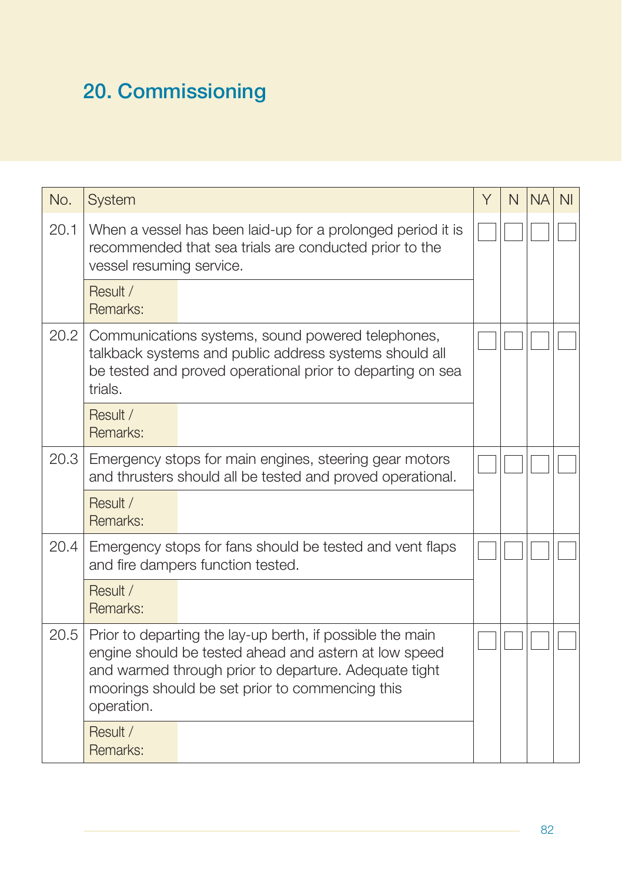# 20. Commissioning

| No. | System | Y | N | NA | NI |
|---|---|---|---|---|---|
| 20.1 | When a vessel has been laid-up for a prolonged period it is recommended that sea trials are conducted prior to the vessel resuming service. | ☐ | ☐ | ☐ | ☐ |
| | Result / Remarks: | | | | |
| 20.2 | Communications systems, sound powered telephones, talkback systems and public address systems should all be tested and proved operational prior to departing on sea trials. | ☐ | ☐ | ☐ | ☐ |
| | Result / Remarks: | | | | |
| 20.3 | Emergency stops for main engines, steering gear motors and thrusters should all be tested and proved operational. | ☐ | ☐ | ☐ | ☐ |
| | Result / Remarks: | | | | |
| 20.4 | Emergency stops for fans should be tested and vent flaps and fire dampers function tested. | ☐ | ☐ | ☐ | ☐ |
| | Result / Remarks: | | | | |
| 20.5 | Prior to departing the lay-up berth, if possible the main engine should be tested ahead and astern at low speed and warmed through prior to departure. Adequate tight moorings should be set prior to commencing this operation. | ☐ | ☐ | ☐ | ☐ |
| | Result / Remarks: | | | | |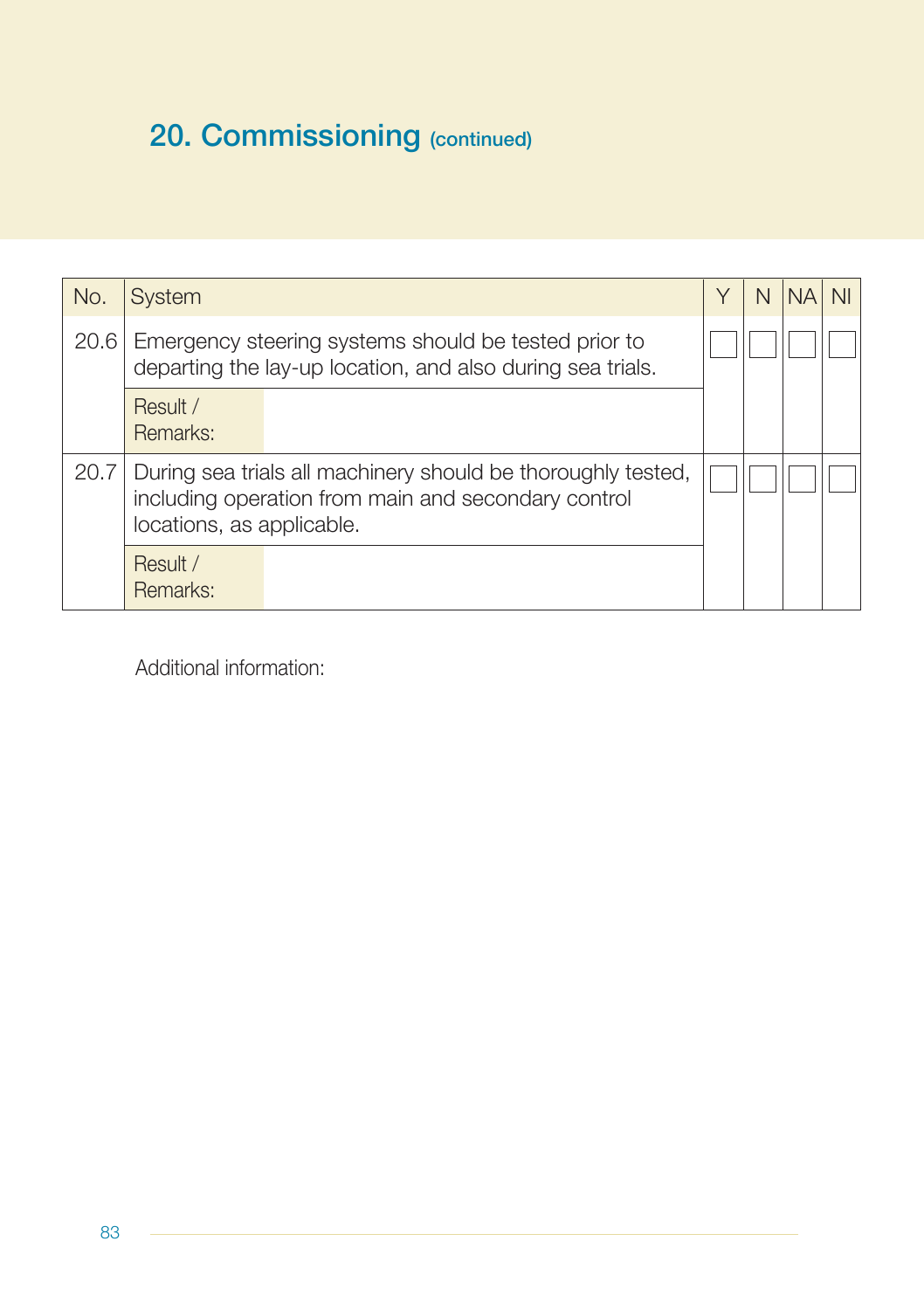## 20. Commissioning (continued)

| No. | System | Y | N | NA | NI |
|---|---|---|---|---|---|
| 20.6 | Emergency steering systems should be tested prior to departing the lay-up location, and also during sea trials. | ☐ | ☐ | ☐ | ☐ |
| | Result / Remarks: | | | | |
| 20.7 | During sea trials all machinery should be thoroughly tested, including operation from main and secondary control locations, as applicable. | ☐ | ☐ | ☐ | ☐ |
| | Result / Remarks: | | | | |

Additional information: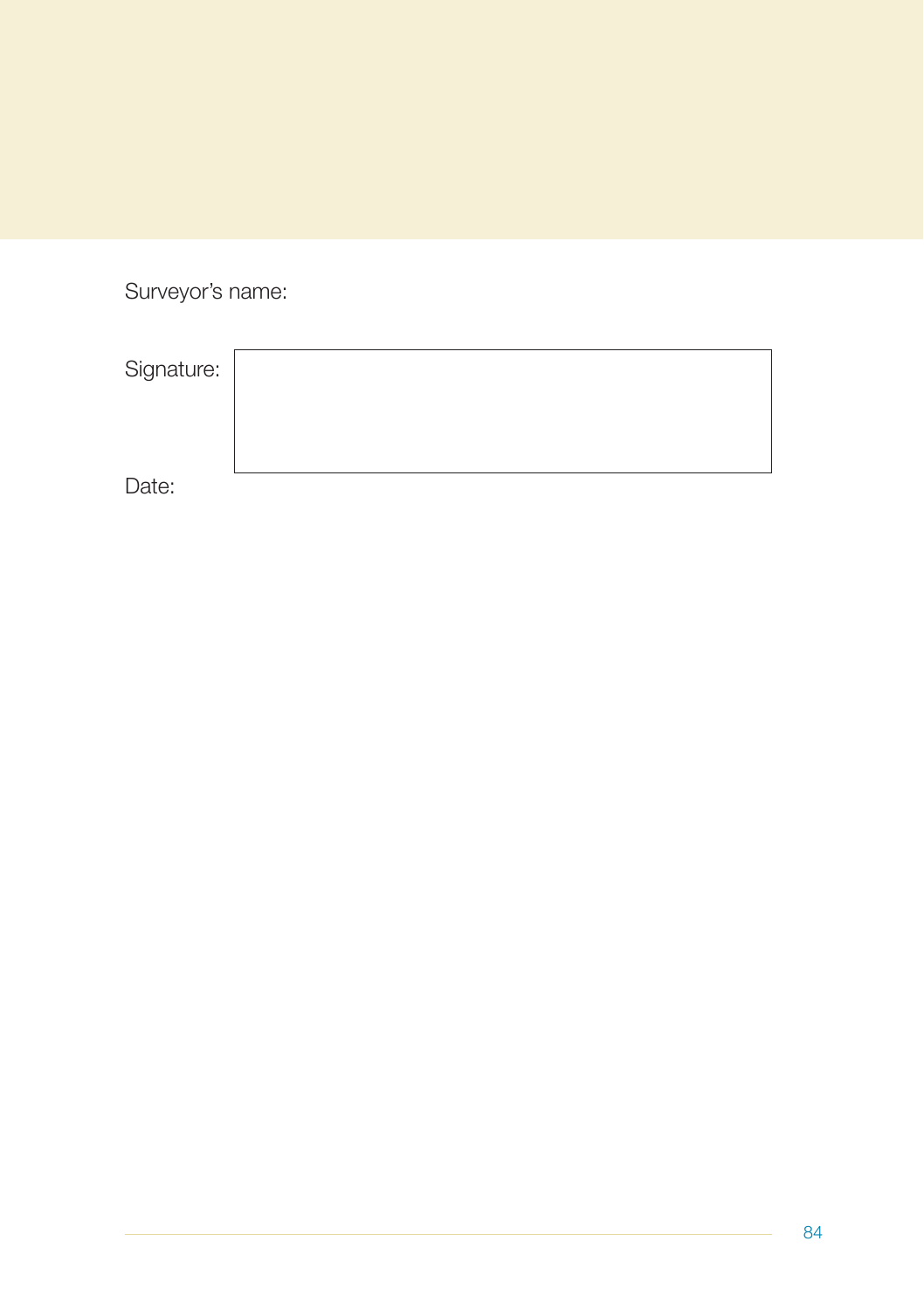Surveyor’s name:

Signature:

Date: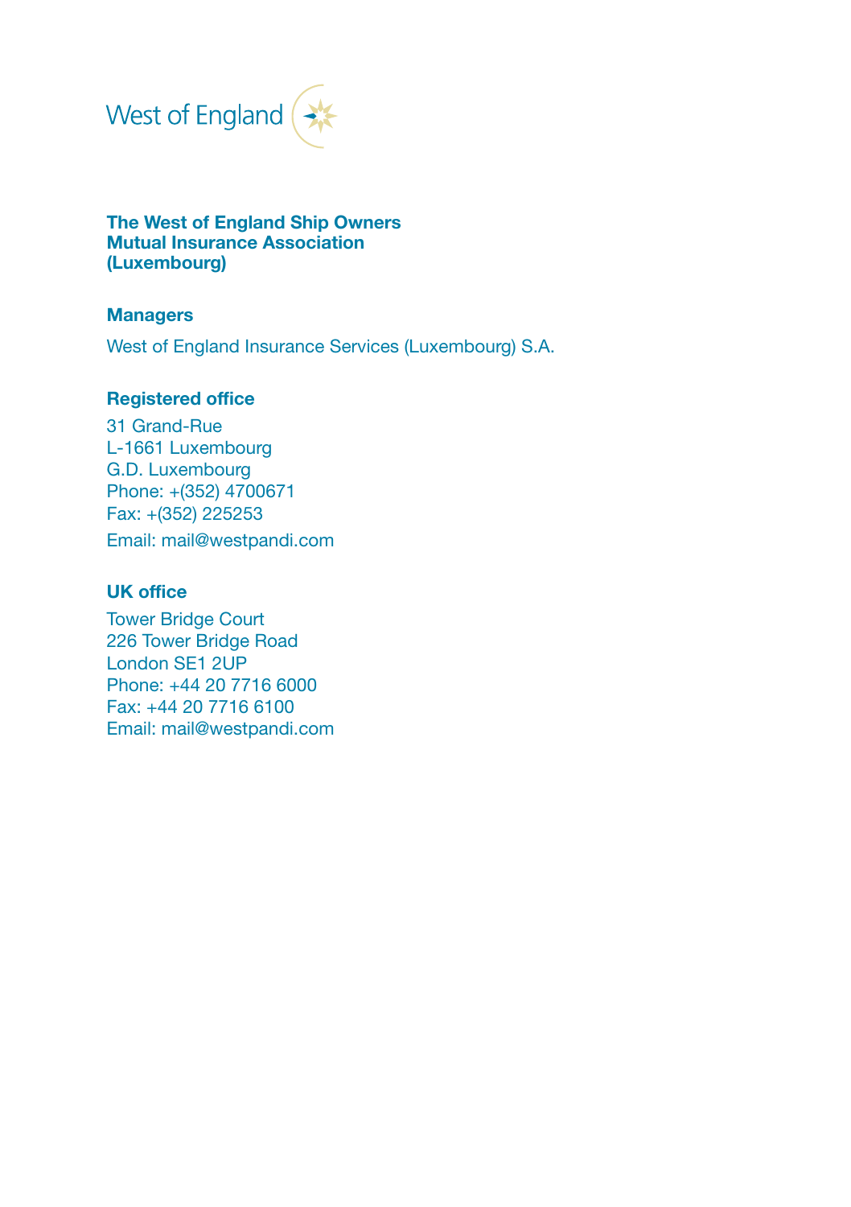West of England

**The West of England Ship Owners Mutual Insurance Association (Luxembourg)**

**Managers**

West of England Insurance Services (Luxembourg) S.A.

**Registered office**

31 Grand-Rue
L-1661 Luxembourg
G.D. Luxembourg
Phone: +(352) 4700671
Fax: +(352) 225253
Email: mail@westpandi.com

**UK office**

Tower Bridge Court
226 Tower Bridge Road
London SE1 2UP
Phone: +44 20 7716 6000
Fax: +44 20 7716 6100
Email: mail@westpandi.com